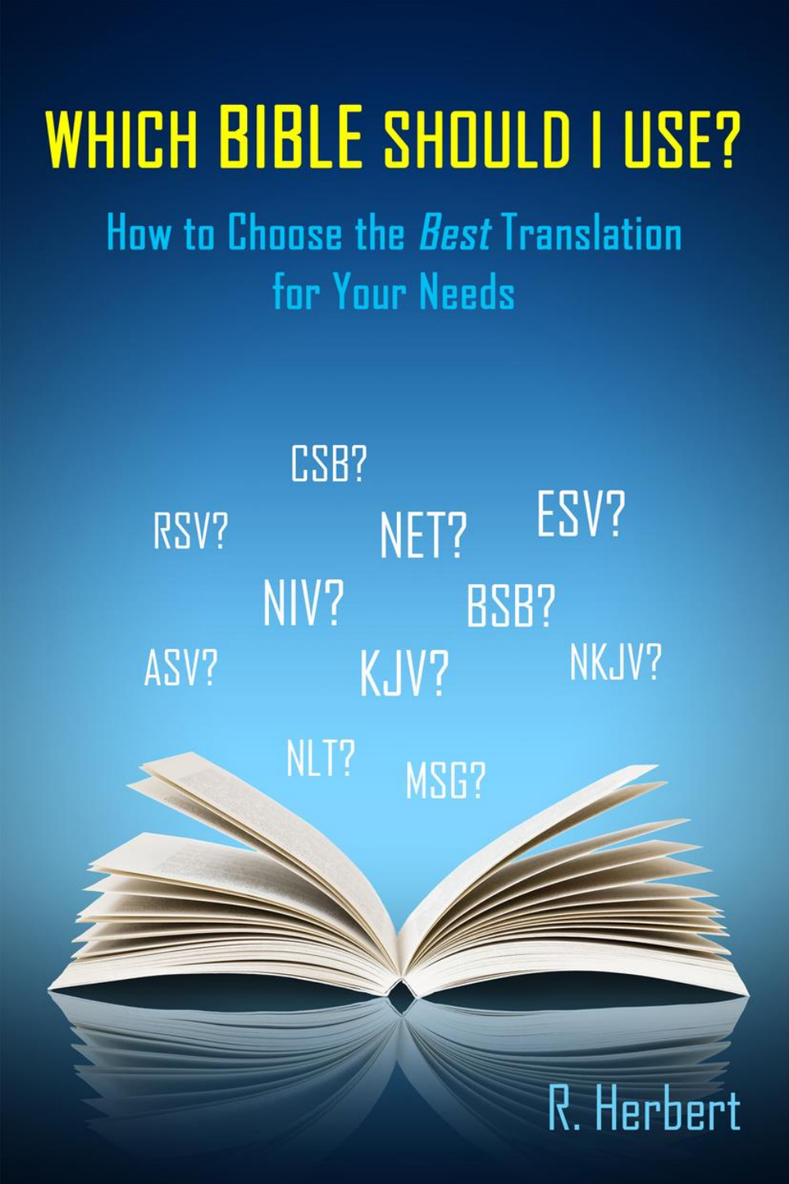# WHICH BIBLE SHOULD I USE?

## How to Choose the *Best* Translation for Your Needs

CSB?

RSV? NET? ESV?

NIV? BSB?

ASV? KJV? NKJV?

NLT? MSG?

R. Herbert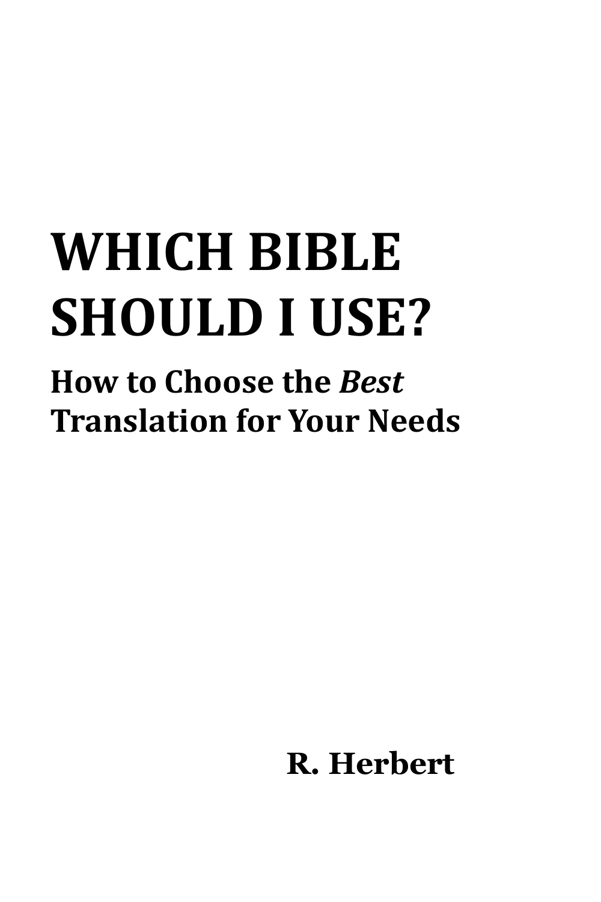# WHICH BIBLE SHOULD I USE?

## How to Choose the *Best* Translation for Your Needs

**R. Herbert**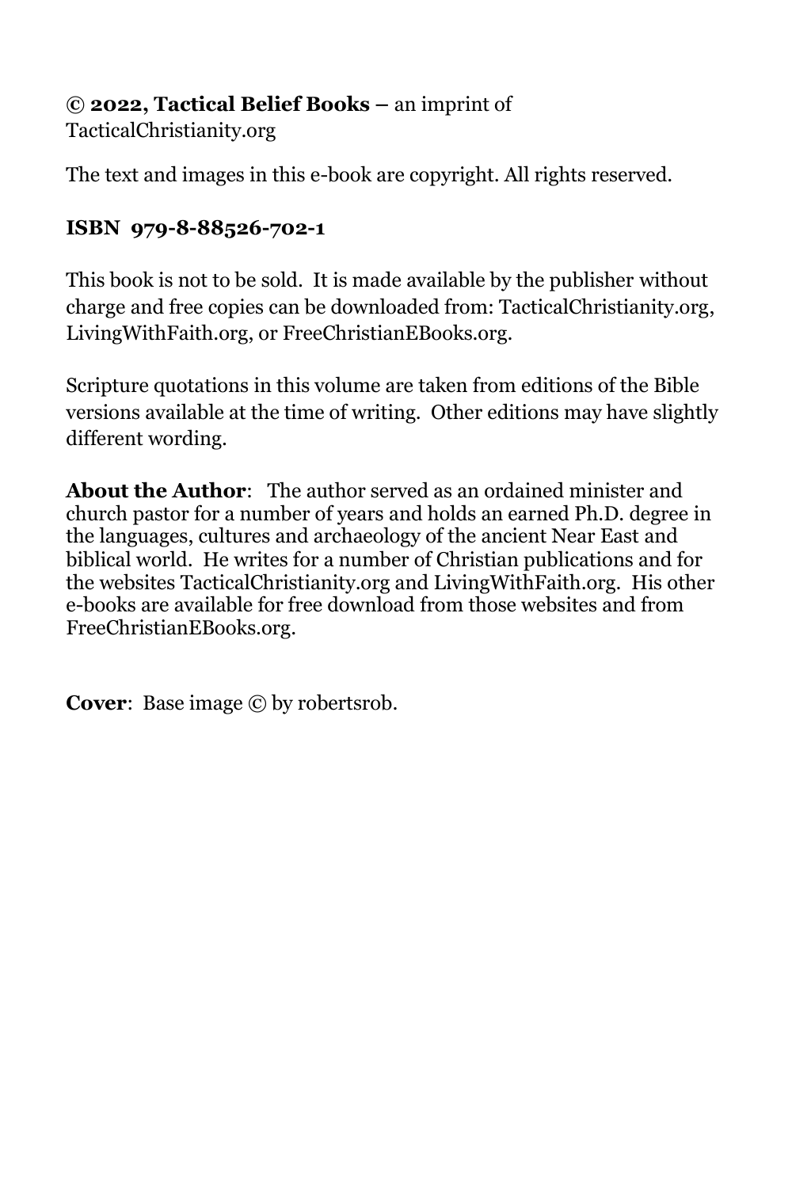**© 2022, Tactical Belief Books –** an imprint of TacticalChristianity.org

The text and images in this e-book are copyright. All rights reserved.

**ISBN 979-8-88526-702-1**

This book is not to be sold. It is made available by the publisher without charge and free copies can be downloaded from: TacticalChristianity.org, LivingWithFaith.org, or FreeChristianEBooks.org.

Scripture quotations in this volume are taken from editions of the Bible versions available at the time of writing. Other editions may have slightly different wording.

**About the Author**: The author served as an ordained minister and church pastor for a number of years and holds an earned Ph.D. degree in the languages, cultures and archaeology of the ancient Near East and biblical world. He writes for a number of Christian publications and for the websites TacticalChristianity.org and LivingWithFaith.org. His other e-books are available for free download from those websites and from FreeChristianEBooks.org.

**Cover**: Base image © by robertsrob.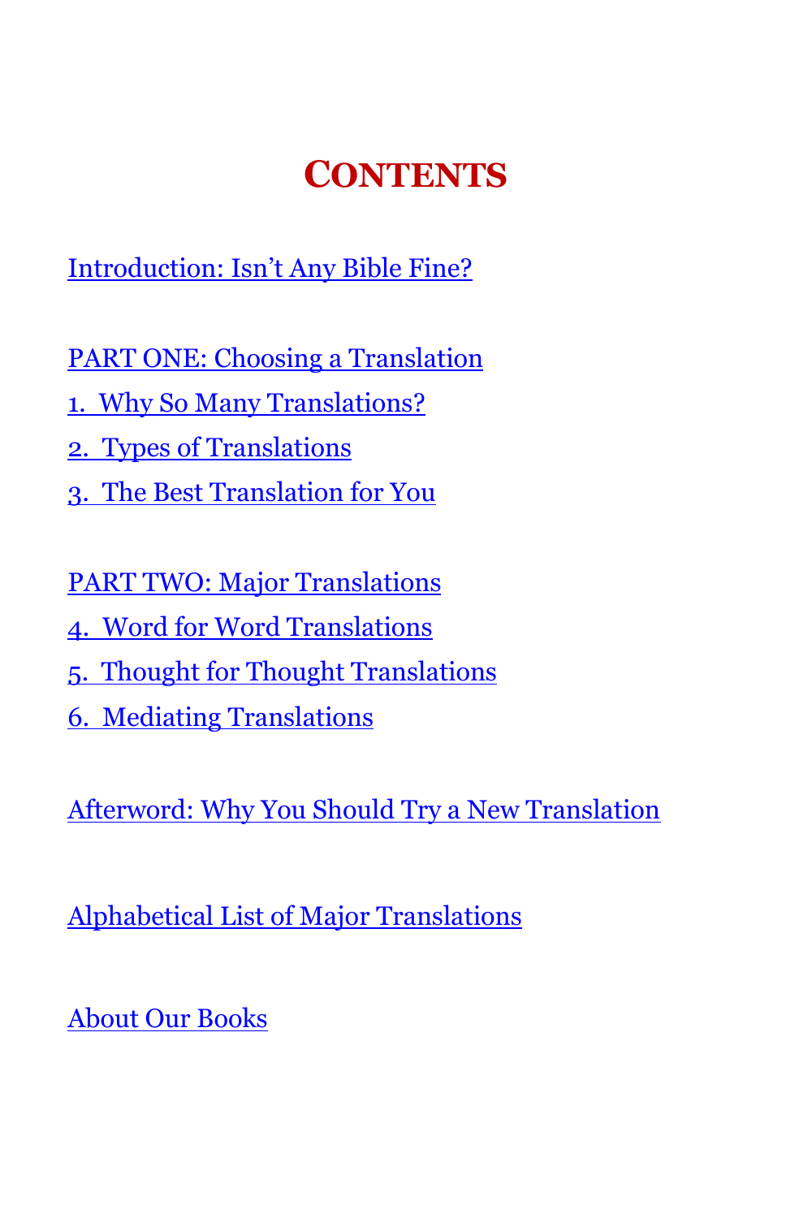# Contents

Introduction: Isn't Any Bible Fine?

PART ONE: Choosing a Translation

1. Why So Many Translations?

2. Types of Translations

3. The Best Translation for You

PART TWO: Major Translations

4. Word for Word Translations

5. Thought for Thought Translations

6. Mediating Translations

Afterword: Why You Should Try a New Translation

Alphabetical List of Major Translations

About Our Books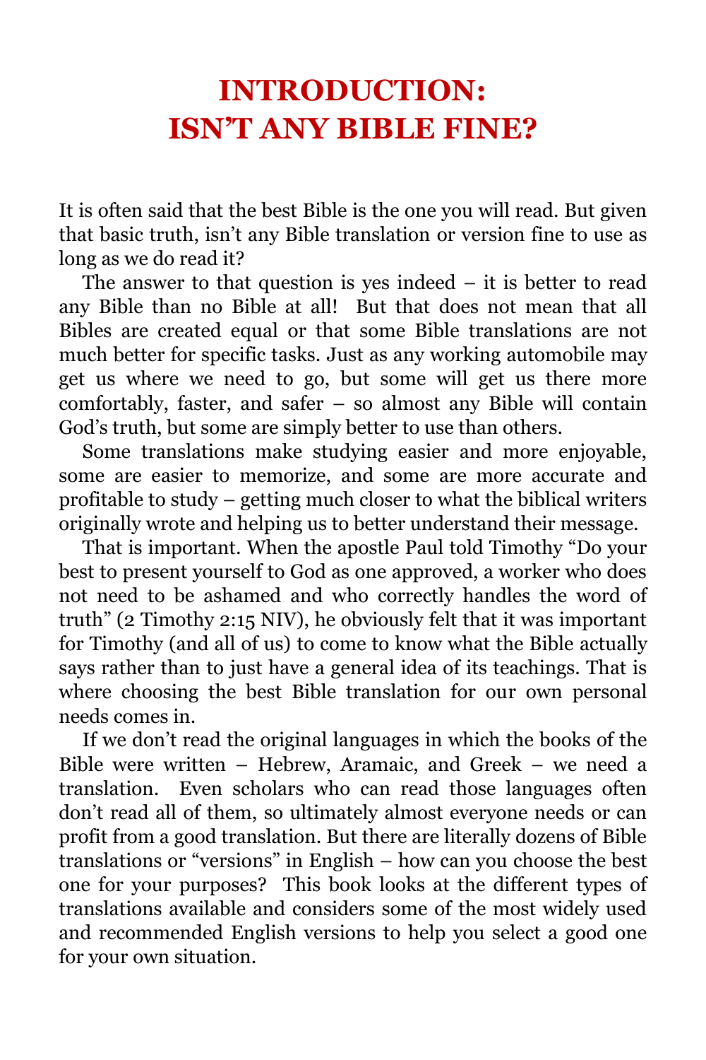# INTRODUCTION: ISN'T ANY BIBLE FINE?

It is often said that the best Bible is the one you will read. But given that basic truth, isn't any Bible translation or version fine to use as long as we do read it?

The answer to that question is yes indeed – it is better to read any Bible than no Bible at all! But that does not mean that all Bibles are created equal or that some Bible translations are not much better for specific tasks. Just as any working automobile may get us where we need to go, but some will get us there more comfortably, faster, and safer – so almost any Bible will contain God's truth, but some are simply better to use than others.

Some translations make studying easier and more enjoyable, some are easier to memorize, and some are more accurate and profitable to study – getting much closer to what the biblical writers originally wrote and helping us to better understand their message.

That is important. When the apostle Paul told Timothy "Do your best to present yourself to God as one approved, a worker who does not need to be ashamed and who correctly handles the word of truth" (2 Timothy 2:15 NIV), he obviously felt that it was important for Timothy (and all of us) to come to know what the Bible actually says rather than to just have a general idea of its teachings. That is where choosing the best Bible translation for our own personal needs comes in.

If we don't read the original languages in which the books of the Bible were written – Hebrew, Aramaic, and Greek – we need a translation. Even scholars who can read those languages often don't read all of them, so ultimately almost everyone needs or can profit from a good translation. But there are literally dozens of Bible translations or "versions" in English – how can you choose the best one for your purposes? This book looks at the different types of translations available and considers some of the most widely used and recommended English versions to help you select a good one for your own situation.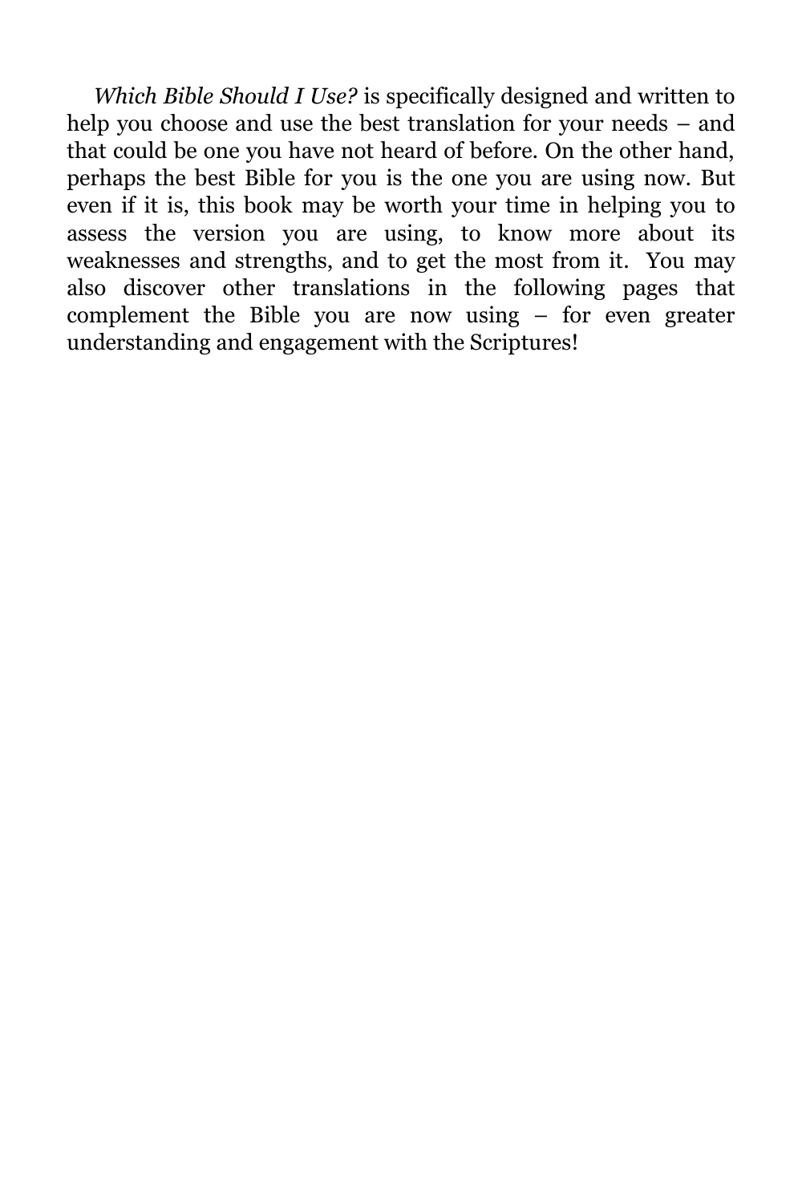*Which Bible Should I Use?* is specifically designed and written to help you choose and use the best translation for your needs – and that could be one you have not heard of before. On the other hand, perhaps the best Bible for you is the one you are using now. But even if it is, this book may be worth your time in helping you to assess the version you are using, to know more about its weaknesses and strengths, and to get the most from it. You may also discover other translations in the following pages that complement the Bible you are now using – for even greater understanding and engagement with the Scriptures!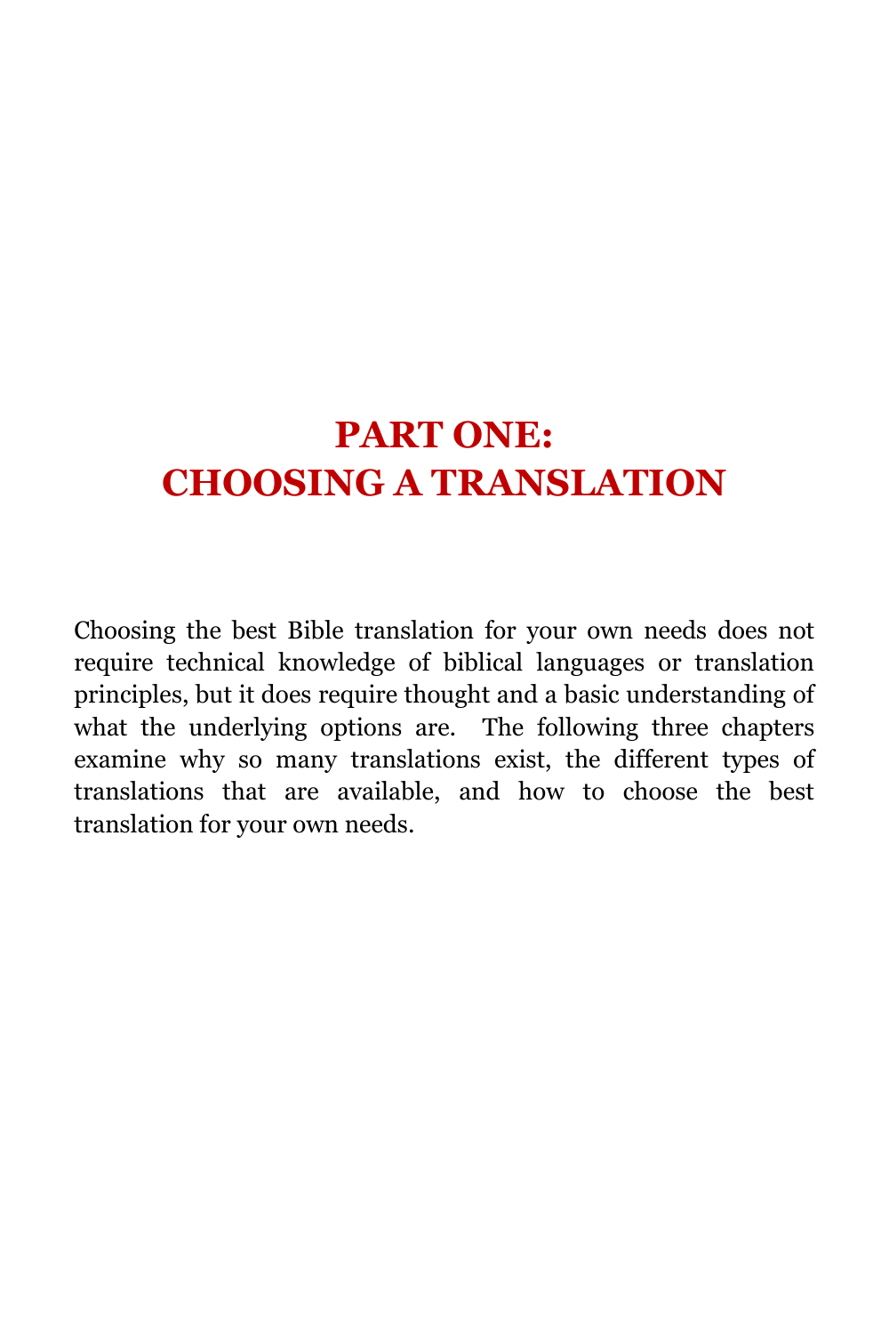# PART ONE: CHOOSING A TRANSLATION

Choosing the best Bible translation for your own needs does not require technical knowledge of biblical languages or translation principles, but it does require thought and a basic understanding of what the underlying options are. The following three chapters examine why so many translations exist, the different types of translations that are available, and how to choose the best translation for your own needs.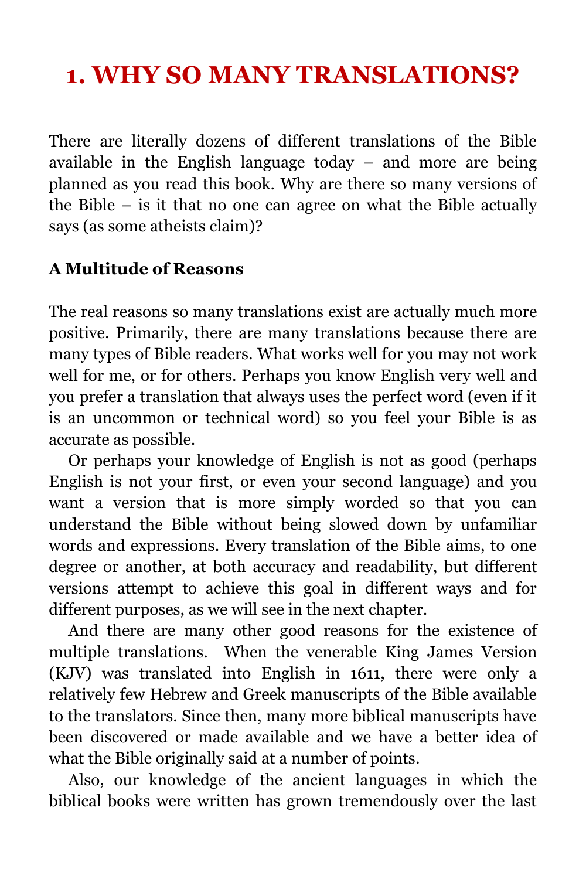# 1. WHY SO MANY TRANSLATIONS?

There are literally dozens of different translations of the Bible available in the English language today – and more are being planned as you read this book. Why are there so many versions of the Bible – is it that no one can agree on what the Bible actually says (as some atheists claim)?

**A Multitude of Reasons**

The real reasons so many translations exist are actually much more positive. Primarily, there are many translations because there are many types of Bible readers. What works well for you may not work well for me, or for others. Perhaps you know English very well and you prefer a translation that always uses the perfect word (even if it is an uncommon or technical word) so you feel your Bible is as accurate as possible.

Or perhaps your knowledge of English is not as good (perhaps English is not your first, or even your second language) and you want a version that is more simply worded so that you can understand the Bible without being slowed down by unfamiliar words and expressions. Every translation of the Bible aims, to one degree or another, at both accuracy and readability, but different versions attempt to achieve this goal in different ways and for different purposes, as we will see in the next chapter.

And there are many other good reasons for the existence of multiple translations. When the venerable King James Version (KJV) was translated into English in 1611, there were only a relatively few Hebrew and Greek manuscripts of the Bible available to the translators. Since then, many more biblical manuscripts have been discovered or made available and we have a better idea of what the Bible originally said at a number of points.

Also, our knowledge of the ancient languages in which the biblical books were written has grown tremendously over the last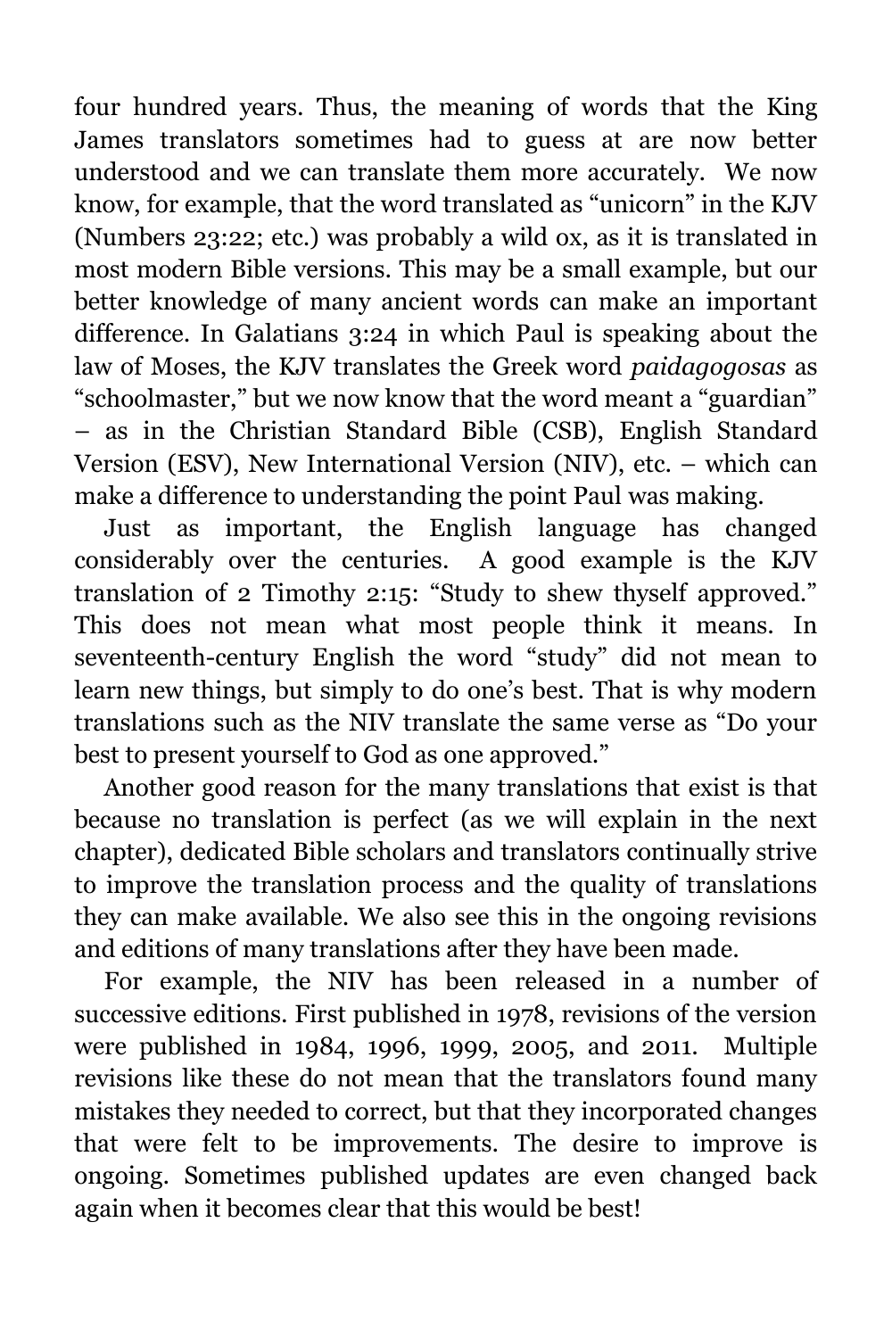four hundred years. Thus, the meaning of words that the King James translators sometimes had to guess at are now better understood and we can translate them more accurately. We now know, for example, that the word translated as "unicorn" in the KJV (Numbers 23:22; etc.) was probably a wild ox, as it is translated in most modern Bible versions. This may be a small example, but our better knowledge of many ancient words can make an important difference. In Galatians 3:24 in which Paul is speaking about the law of Moses, the KJV translates the Greek word *paidagogosas* as "schoolmaster," but we now know that the word meant a "guardian" – as in the Christian Standard Bible (CSB), English Standard Version (ESV), New International Version (NIV), etc. – which can make a difference to understanding the point Paul was making.

Just as important, the English language has changed considerably over the centuries. A good example is the KJV translation of 2 Timothy 2:15: "Study to shew thyself approved." This does not mean what most people think it means. In seventeenth-century English the word "study" did not mean to learn new things, but simply to do one's best. That is why modern translations such as the NIV translate the same verse as "Do your best to present yourself to God as one approved."

Another good reason for the many translations that exist is that because no translation is perfect (as we will explain in the next chapter), dedicated Bible scholars and translators continually strive to improve the translation process and the quality of translations they can make available. We also see this in the ongoing revisions and editions of many translations after they have been made.

For example, the NIV has been released in a number of successive editions. First published in 1978, revisions of the version were published in 1984, 1996, 1999, 2005, and 2011. Multiple revisions like these do not mean that the translators found many mistakes they needed to correct, but that they incorporated changes that were felt to be improvements. The desire to improve is ongoing. Sometimes published updates are even changed back again when it becomes clear that this would be best!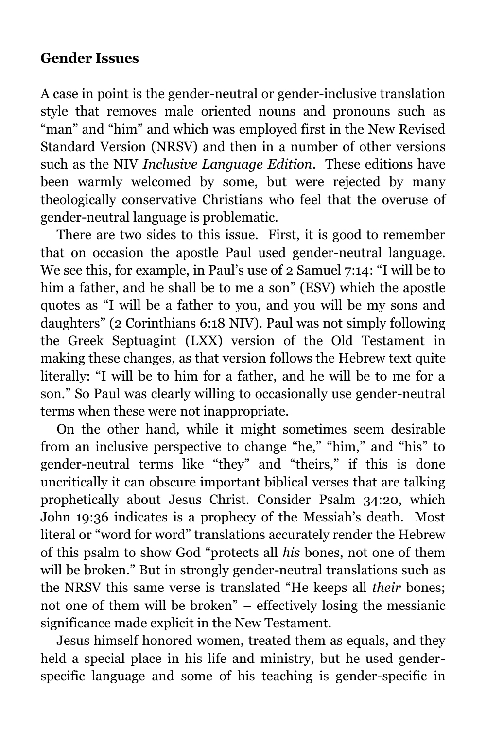**Gender Issues**

A case in point is the gender-neutral or gender-inclusive translation style that removes male oriented nouns and pronouns such as "man" and "him" and which was employed first in the New Revised Standard Version (NRSV) and then in a number of other versions such as the NIV *Inclusive Language Edition*. These editions have been warmly welcomed by some, but were rejected by many theologically conservative Christians who feel that the overuse of gender-neutral language is problematic.

There are two sides to this issue. First, it is good to remember that on occasion the apostle Paul used gender-neutral language. We see this, for example, in Paul's use of 2 Samuel 7:14: "I will be to him a father, and he shall be to me a son" (ESV) which the apostle quotes as "I will be a father to you, and you will be my sons and daughters" (2 Corinthians 6:18 NIV). Paul was not simply following the Greek Septuagint (LXX) version of the Old Testament in making these changes, as that version follows the Hebrew text quite literally: "I will be to him for a father, and he will be to me for a son." So Paul was clearly willing to occasionally use gender-neutral terms when these were not inappropriate.

On the other hand, while it might sometimes seem desirable from an inclusive perspective to change "he," "him," and "his" to gender-neutral terms like "they" and "theirs," if this is done uncritically it can obscure important biblical verses that are talking prophetically about Jesus Christ. Consider Psalm 34:20, which John 19:36 indicates is a prophecy of the Messiah's death. Most literal or "word for word" translations accurately render the Hebrew of this psalm to show God "protects all *his* bones, not one of them will be broken." But in strongly gender-neutral translations such as the NRSV this same verse is translated "He keeps all *their* bones; not one of them will be broken" – effectively losing the messianic significance made explicit in the New Testament.

Jesus himself honored women, treated them as equals, and they held a special place in his life and ministry, but he used gender-specific language and some of his teaching is gender-specific in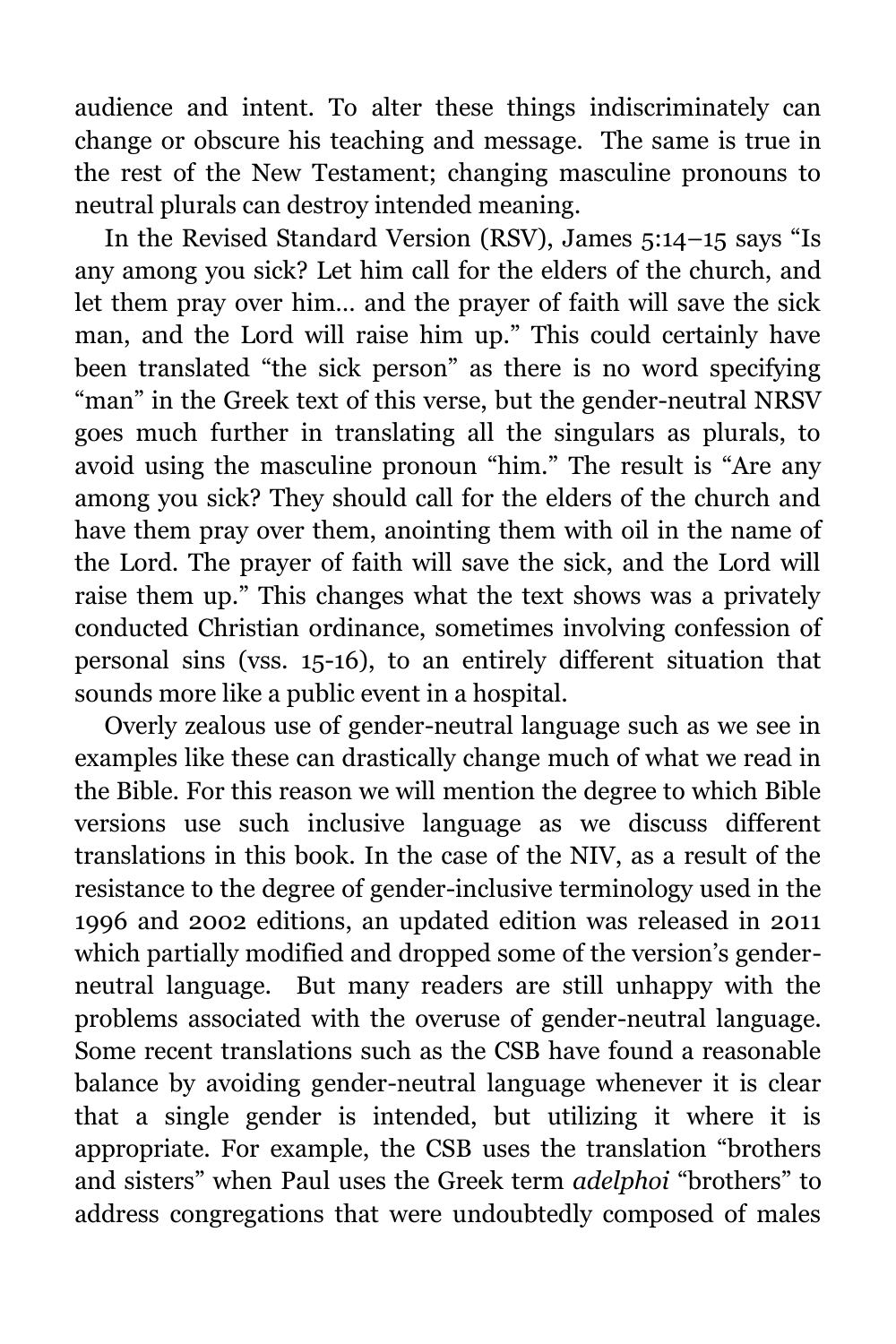audience and intent. To alter these things indiscriminately can change or obscure his teaching and message. The same is true in the rest of the New Testament; changing masculine pronouns to neutral plurals can destroy intended meaning.

In the Revised Standard Version (RSV), James 5:14–15 says "Is any among you sick? Let him call for the elders of the church, and let them pray over him… and the prayer of faith will save the sick man, and the Lord will raise him up." This could certainly have been translated "the sick person" as there is no word specifying "man" in the Greek text of this verse, but the gender-neutral NRSV goes much further in translating all the singulars as plurals, to avoid using the masculine pronoun "him." The result is "Are any among you sick? They should call for the elders of the church and have them pray over them, anointing them with oil in the name of the Lord. The prayer of faith will save the sick, and the Lord will raise them up." This changes what the text shows was a privately conducted Christian ordinance, sometimes involving confession of personal sins (vss. 15-16), to an entirely different situation that sounds more like a public event in a hospital.

Overly zealous use of gender-neutral language such as we see in examples like these can drastically change much of what we read in the Bible. For this reason we will mention the degree to which Bible versions use such inclusive language as we discuss different translations in this book. In the case of the NIV, as a result of the resistance to the degree of gender-inclusive terminology used in the 1996 and 2002 editions, an updated edition was released in 2011 which partially modified and dropped some of the version's gender-neutral language. But many readers are still unhappy with the problems associated with the overuse of gender-neutral language. Some recent translations such as the CSB have found a reasonable balance by avoiding gender-neutral language whenever it is clear that a single gender is intended, but utilizing it where it is appropriate. For example, the CSB uses the translation "brothers and sisters" when Paul uses the Greek term *adelphoi* "brothers" to address congregations that were undoubtedly composed of males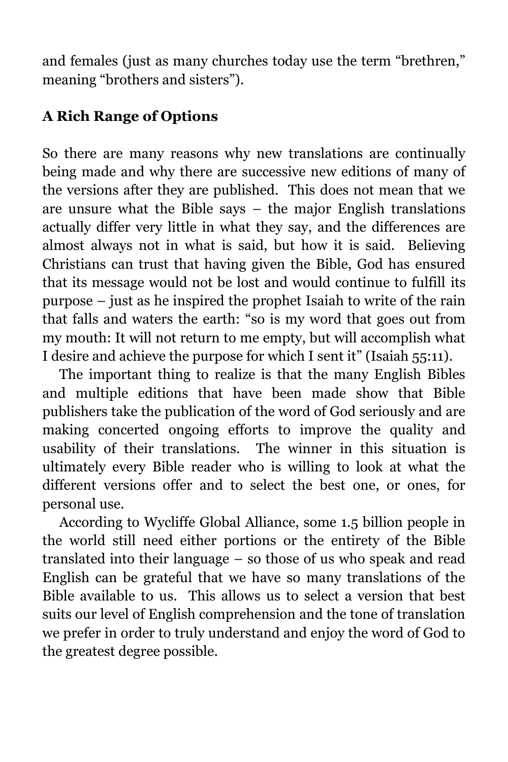and females (just as many churches today use the term "brethren," meaning "brothers and sisters").

### A Rich Range of Options

So there are many reasons why new translations are continually being made and why there are successive new editions of many of the versions after they are published. This does not mean that we are unsure what the Bible says – the major English translations actually differ very little in what they say, and the differences are almost always not in what is said, but how it is said. Believing Christians can trust that having given the Bible, God has ensured that its message would not be lost and would continue to fulfill its purpose – just as he inspired the prophet Isaiah to write of the rain that falls and waters the earth: "so is my word that goes out from my mouth: It will not return to me empty, but will accomplish what I desire and achieve the purpose for which I sent it" (Isaiah 55:11).

The important thing to realize is that the many English Bibles and multiple editions that have been made show that Bible publishers take the publication of the word of God seriously and are making concerted ongoing efforts to improve the quality and usability of their translations. The winner in this situation is ultimately every Bible reader who is willing to look at what the different versions offer and to select the best one, or ones, for personal use.

According to Wycliffe Global Alliance, some 1.5 billion people in the world still need either portions or the entirety of the Bible translated into their language – so those of us who speak and read English can be grateful that we have so many translations of the Bible available to us. This allows us to select a version that best suits our level of English comprehension and the tone of translation we prefer in order to truly understand and enjoy the word of God to the greatest degree possible.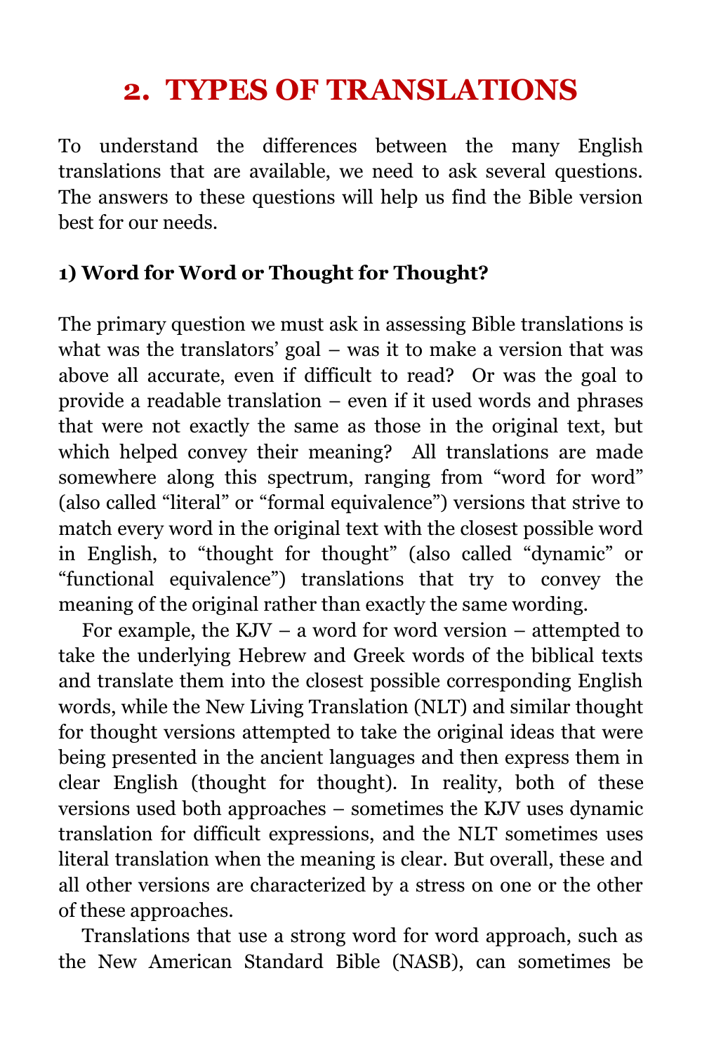# 2. TYPES OF TRANSLATIONS

To understand the differences between the many English translations that are available, we need to ask several questions. The answers to these questions will help us find the Bible version best for our needs.

### 1) Word for Word or Thought for Thought?

The primary question we must ask in assessing Bible translations is what was the translators' goal – was it to make a version that was above all accurate, even if difficult to read? Or was the goal to provide a readable translation – even if it used words and phrases that were not exactly the same as those in the original text, but which helped convey their meaning? All translations are made somewhere along this spectrum, ranging from "word for word" (also called "literal" or "formal equivalence") versions that strive to match every word in the original text with the closest possible word in English, to "thought for thought" (also called "dynamic" or "functional equivalence") translations that try to convey the meaning of the original rather than exactly the same wording.

For example, the KJV – a word for word version – attempted to take the underlying Hebrew and Greek words of the biblical texts and translate them into the closest possible corresponding English words, while the New Living Translation (NLT) and similar thought for thought versions attempted to take the original ideas that were being presented in the ancient languages and then express them in clear English (thought for thought). In reality, both of these versions used both approaches – sometimes the KJV uses dynamic translation for difficult expressions, and the NLT sometimes uses literal translation when the meaning is clear. But overall, these and all other versions are characterized by a stress on one or the other of these approaches.

Translations that use a strong word for word approach, such as the New American Standard Bible (NASB), can sometimes be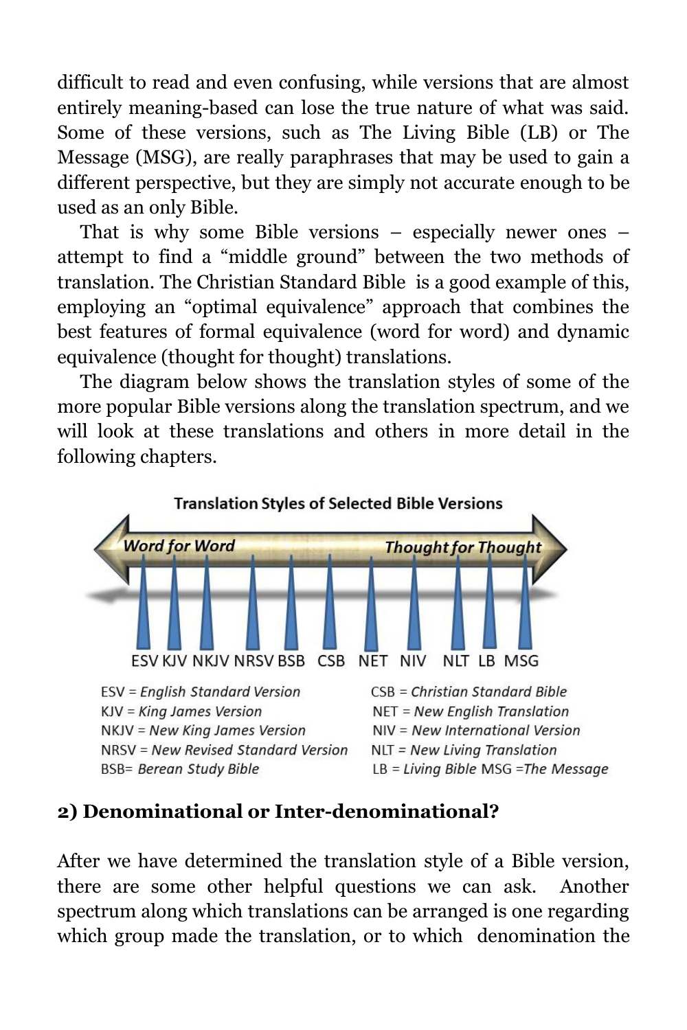difficult to read and even confusing, while versions that are almost entirely meaning-based can lose the true nature of what was said. Some of these versions, such as The Living Bible (LB) or The Message (MSG), are really paraphrases that may be used to gain a different perspective, but they are simply not accurate enough to be used as an only Bible.

That is why some Bible versions – especially newer ones – attempt to find a "middle ground" between the two methods of translation. The Christian Standard Bible is a good example of this, employing an "optimal equivalence" approach that combines the best features of formal equivalence (word for word) and dynamic equivalence (thought for thought) translations.

The diagram below shows the translation styles of some of the more popular Bible versions along the translation spectrum, and we will look at these translations and others in more detail in the following chapters.

**Translation Styles of Selected Bible Versions**

*Word for Word* ← → *Thought for Thought*

ESV KJV NKJV NRSV BSB CSB NET NIV NLT LB MSG

ESV = *English Standard Version*
KJV = *King James Version*
NKJV = *New King James Version*
NRSV = *New Revised Standard Version*
BSB= *Berean Study Bible*
CSB = *Christian Standard Bible*
NET = *New English Translation*
NIV = *New International Version*
NLT = *New Living Translation*
LB = *Living Bible* MSG =*The Message*

### 2) Denominational or Inter-denominational?

After we have determined the translation style of a Bible version, there are some other helpful questions we can ask. Another spectrum along which translations can be arranged is one regarding which group made the translation, or to which denomination the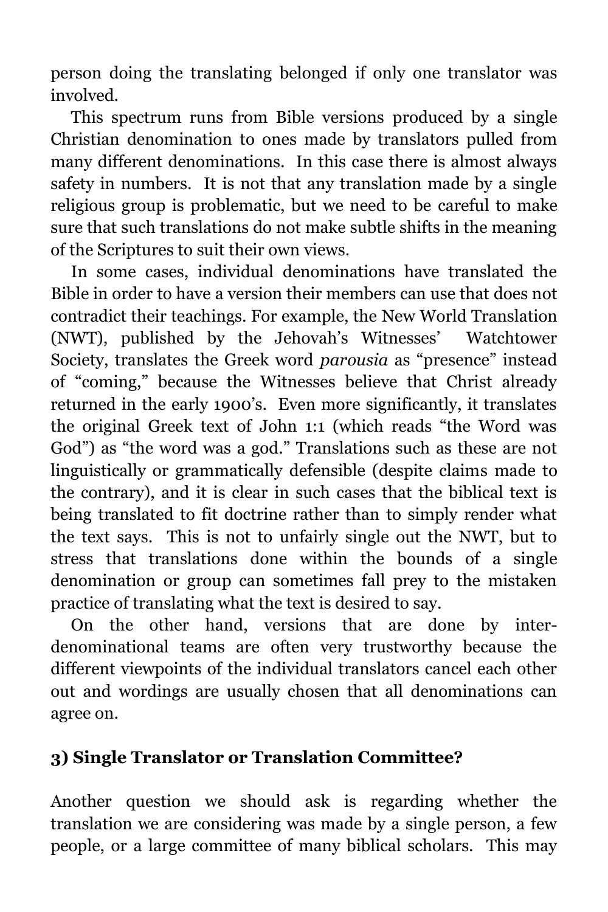person doing the translating belonged if only one translator was involved.

This spectrum runs from Bible versions produced by a single Christian denomination to ones made by translators pulled from many different denominations. In this case there is almost always safety in numbers. It is not that any translation made by a single religious group is problematic, but we need to be careful to make sure that such translations do not make subtle shifts in the meaning of the Scriptures to suit their own views.

In some cases, individual denominations have translated the Bible in order to have a version their members can use that does not contradict their teachings. For example, the New World Translation (NWT), published by the Jehovah's Witnesses' Watchtower Society, translates the Greek word *parousia* as "presence" instead of "coming," because the Witnesses believe that Christ already returned in the early 1900's. Even more significantly, it translates the original Greek text of John 1:1 (which reads "the Word was God") as "the word was a god." Translations such as these are not linguistically or grammatically defensible (despite claims made to the contrary), and it is clear in such cases that the biblical text is being translated to fit doctrine rather than to simply render what the text says. This is not to unfairly single out the NWT, but to stress that translations done within the bounds of a single denomination or group can sometimes fall prey to the mistaken practice of translating what the text is desired to say.

On the other hand, versions that are done by inter-denominational teams are often very trustworthy because the different viewpoints of the individual translators cancel each other out and wordings are usually chosen that all denominations can agree on.

### 3) Single Translator or Translation Committee?

Another question we should ask is regarding whether the translation we are considering was made by a single person, a few people, or a large committee of many biblical scholars. This may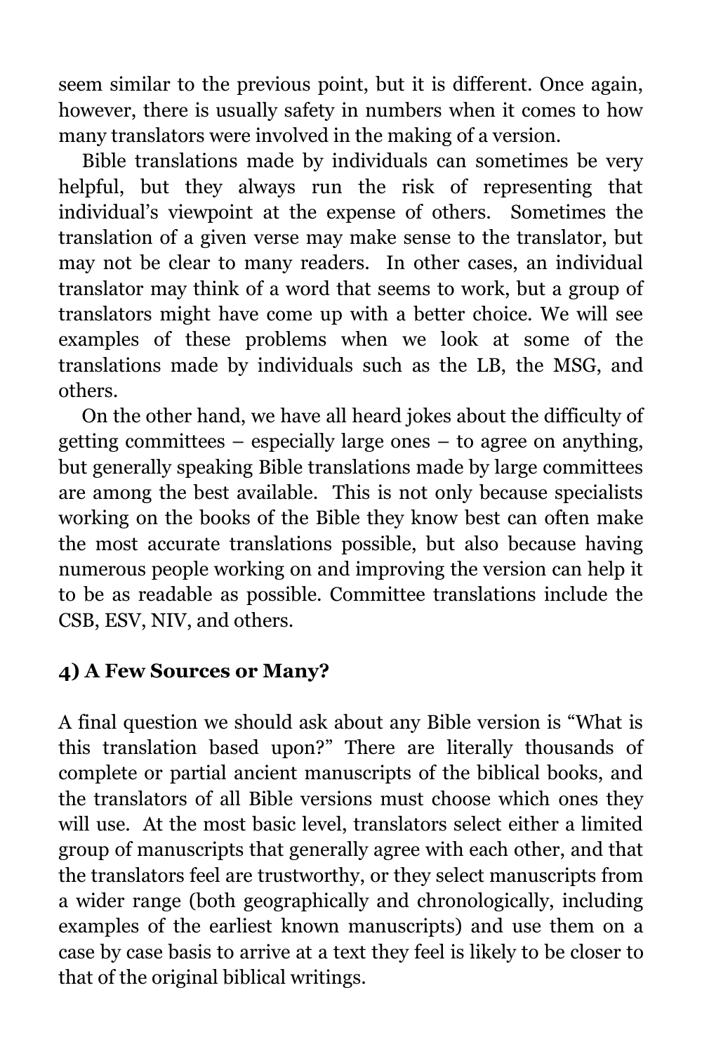seem similar to the previous point, but it is different. Once again, however, there is usually safety in numbers when it comes to how many translators were involved in the making of a version.

Bible translations made by individuals can sometimes be very helpful, but they always run the risk of representing that individual's viewpoint at the expense of others. Sometimes the translation of a given verse may make sense to the translator, but may not be clear to many readers. In other cases, an individual translator may think of a word that seems to work, but a group of translators might have come up with a better choice. We will see examples of these problems when we look at some of the translations made by individuals such as the LB, the MSG, and others.

On the other hand, we have all heard jokes about the difficulty of getting committees – especially large ones – to agree on anything, but generally speaking Bible translations made by large committees are among the best available. This is not only because specialists working on the books of the Bible they know best can often make the most accurate translations possible, but also because having numerous people working on and improving the version can help it to be as readable as possible. Committee translations include the CSB, ESV, NIV, and others.

### 4) A Few Sources or Many?

A final question we should ask about any Bible version is "What is this translation based upon?" There are literally thousands of complete or partial ancient manuscripts of the biblical books, and the translators of all Bible versions must choose which ones they will use. At the most basic level, translators select either a limited group of manuscripts that generally agree with each other, and that the translators feel are trustworthy, or they select manuscripts from a wider range (both geographically and chronologically, including examples of the earliest known manuscripts) and use them on a case by case basis to arrive at a text they feel is likely to be closer to that of the original biblical writings.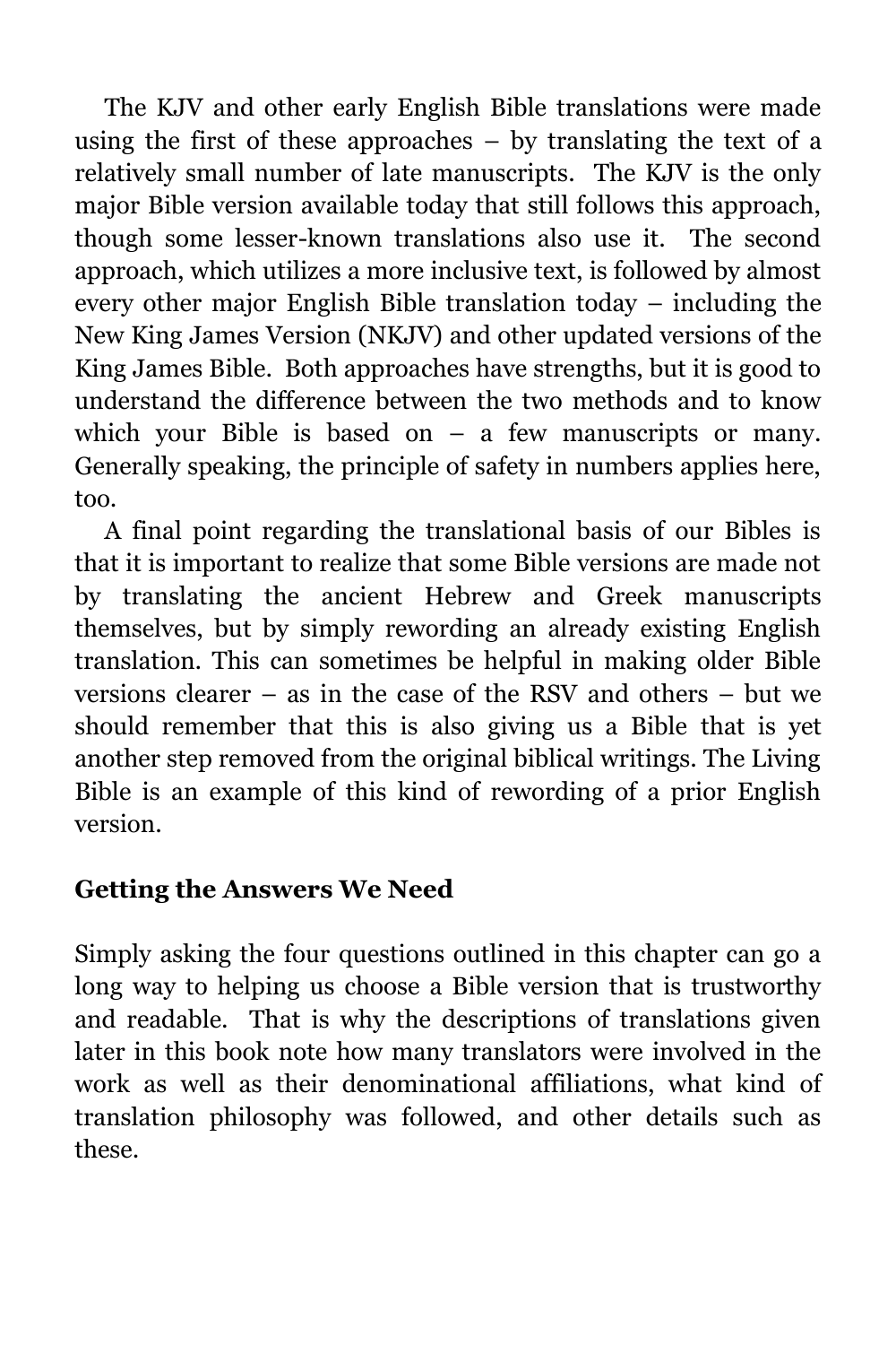The KJV and other early English Bible translations were made using the first of these approaches – by translating the text of a relatively small number of late manuscripts. The KJV is the only major Bible version available today that still follows this approach, though some lesser-known translations also use it. The second approach, which utilizes a more inclusive text, is followed by almost every other major English Bible translation today – including the New King James Version (NKJV) and other updated versions of the King James Bible. Both approaches have strengths, but it is good to understand the difference between the two methods and to know which your Bible is based on – a few manuscripts or many. Generally speaking, the principle of safety in numbers applies here, too.

A final point regarding the translational basis of our Bibles is that it is important to realize that some Bible versions are made not by translating the ancient Hebrew and Greek manuscripts themselves, but by simply rewording an already existing English translation. This can sometimes be helpful in making older Bible versions clearer – as in the case of the RSV and others – but we should remember that this is also giving us a Bible that is yet another step removed from the original biblical writings. The Living Bible is an example of this kind of rewording of a prior English version.

### Getting the Answers We Need

Simply asking the four questions outlined in this chapter can go a long way to helping us choose a Bible version that is trustworthy and readable. That is why the descriptions of translations given later in this book note how many translators were involved in the work as well as their denominational affiliations, what kind of translation philosophy was followed, and other details such as these.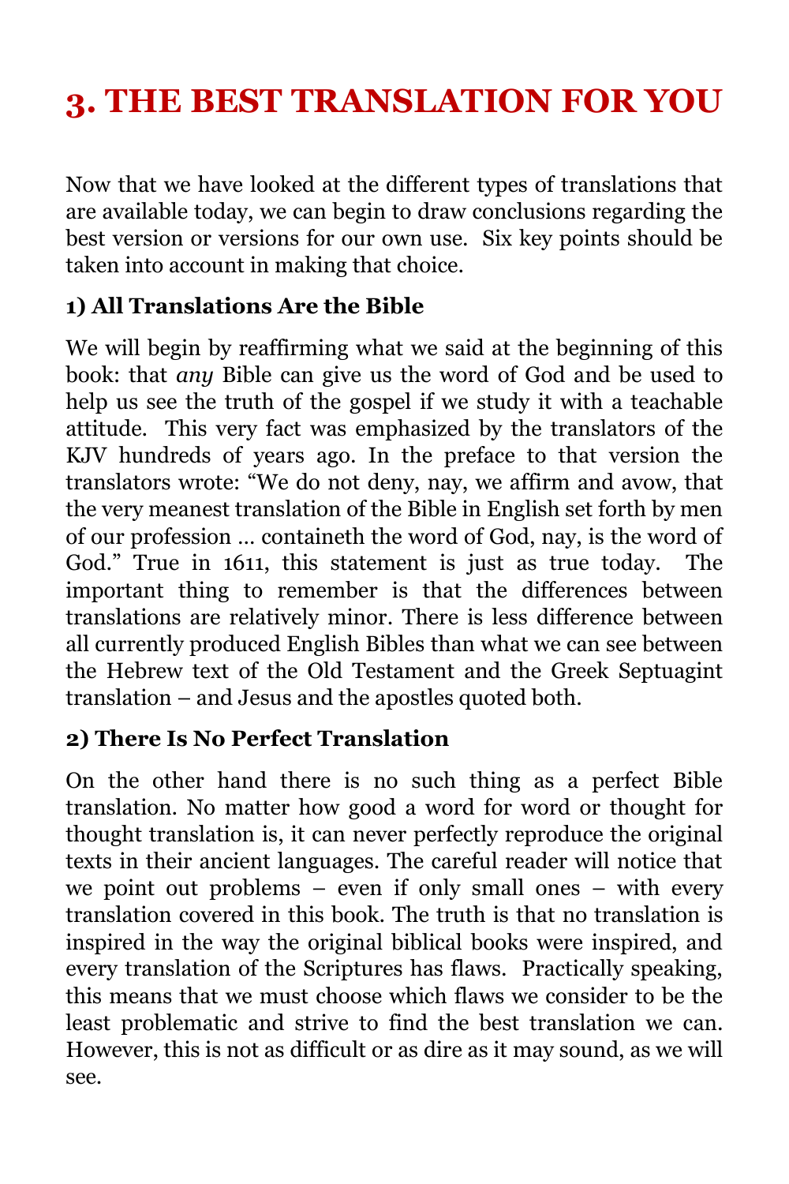# 3. THE BEST TRANSLATION FOR YOU

Now that we have looked at the different types of translations that are available today, we can begin to draw conclusions regarding the best version or versions for our own use. Six key points should be taken into account in making that choice.

### 1) All Translations Are the Bible

We will begin by reaffirming what we said at the beginning of this book: that *any* Bible can give us the word of God and be used to help us see the truth of the gospel if we study it with a teachable attitude. This very fact was emphasized by the translators of the KJV hundreds of years ago. In the preface to that version the translators wrote: "We do not deny, nay, we affirm and avow, that the very meanest translation of the Bible in English set forth by men of our profession … containeth the word of God, nay, is the word of God." True in 1611, this statement is just as true today. The important thing to remember is that the differences between translations are relatively minor. There is less difference between all currently produced English Bibles than what we can see between the Hebrew text of the Old Testament and the Greek Septuagint translation – and Jesus and the apostles quoted both.

### 2) There Is No Perfect Translation

On the other hand there is no such thing as a perfect Bible translation. No matter how good a word for word or thought for thought translation is, it can never perfectly reproduce the original texts in their ancient languages. The careful reader will notice that we point out problems – even if only small ones – with every translation covered in this book. The truth is that no translation is inspired in the way the original biblical books were inspired, and every translation of the Scriptures has flaws. Practically speaking, this means that we must choose which flaws we consider to be the least problematic and strive to find the best translation we can. However, this is not as difficult or as dire as it may sound, as we will see.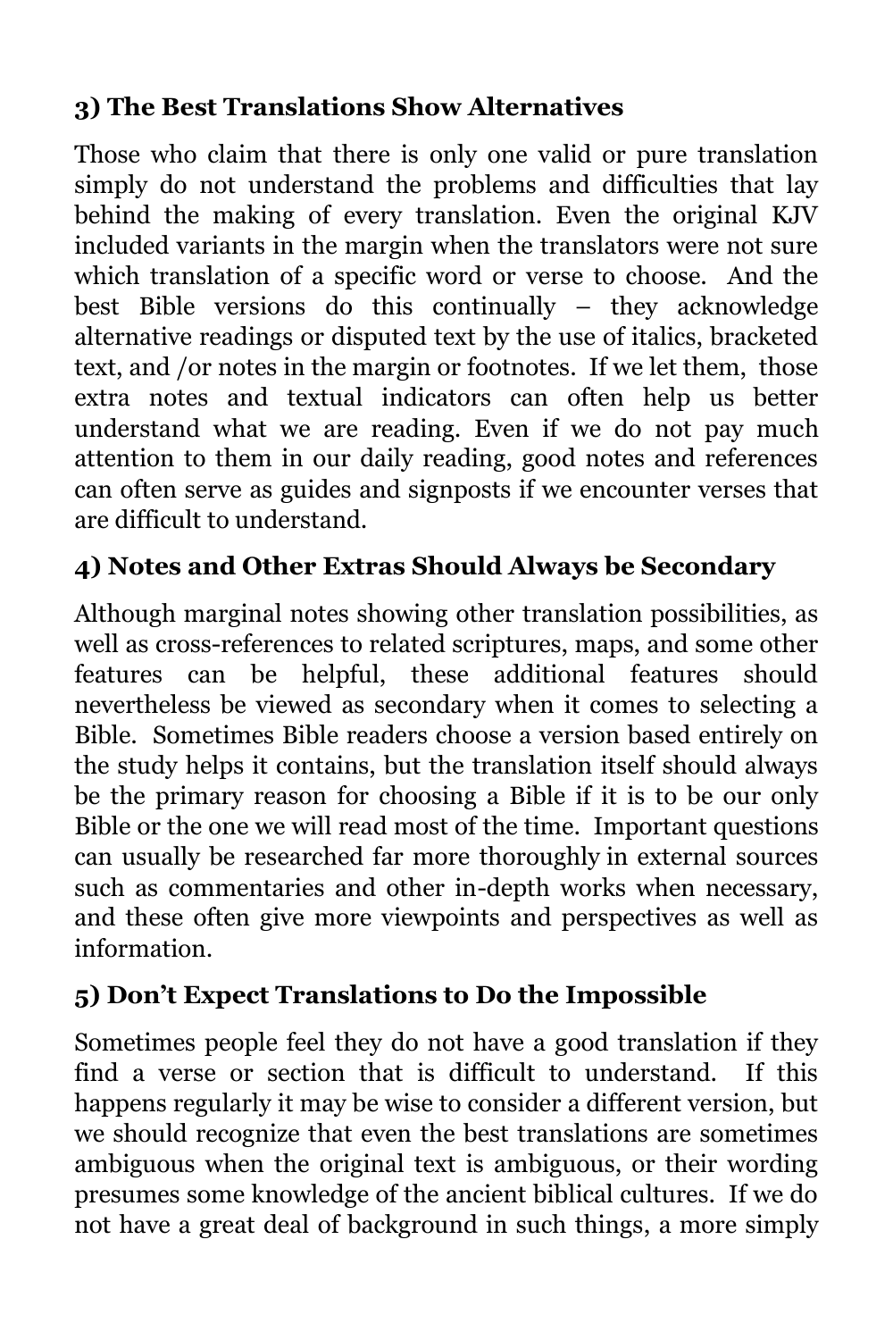### 3) The Best Translations Show Alternatives

Those who claim that there is only one valid or pure translation simply do not understand the problems and difficulties that lay behind the making of every translation. Even the original KJV included variants in the margin when the translators were not sure which translation of a specific word or verse to choose. And the best Bible versions do this continually – they acknowledge alternative readings or disputed text by the use of italics, bracketed text, and /or notes in the margin or footnotes. If we let them, those extra notes and textual indicators can often help us better understand what we are reading. Even if we do not pay much attention to them in our daily reading, good notes and references can often serve as guides and signposts if we encounter verses that are difficult to understand.

### 4) Notes and Other Extras Should Always be Secondary

Although marginal notes showing other translation possibilities, as well as cross-references to related scriptures, maps, and some other features can be helpful, these additional features should nevertheless be viewed as secondary when it comes to selecting a Bible. Sometimes Bible readers choose a version based entirely on the study helps it contains, but the translation itself should always be the primary reason for choosing a Bible if it is to be our only Bible or the one we will read most of the time. Important questions can usually be researched far more thoroughly in external sources such as commentaries and other in-depth works when necessary, and these often give more viewpoints and perspectives as well as information.

### 5) Don't Expect Translations to Do the Impossible

Sometimes people feel they do not have a good translation if they find a verse or section that is difficult to understand. If this happens regularly it may be wise to consider a different version, but we should recognize that even the best translations are sometimes ambiguous when the original text is ambiguous, or their wording presumes some knowledge of the ancient biblical cultures. If we do not have a great deal of background in such things, a more simply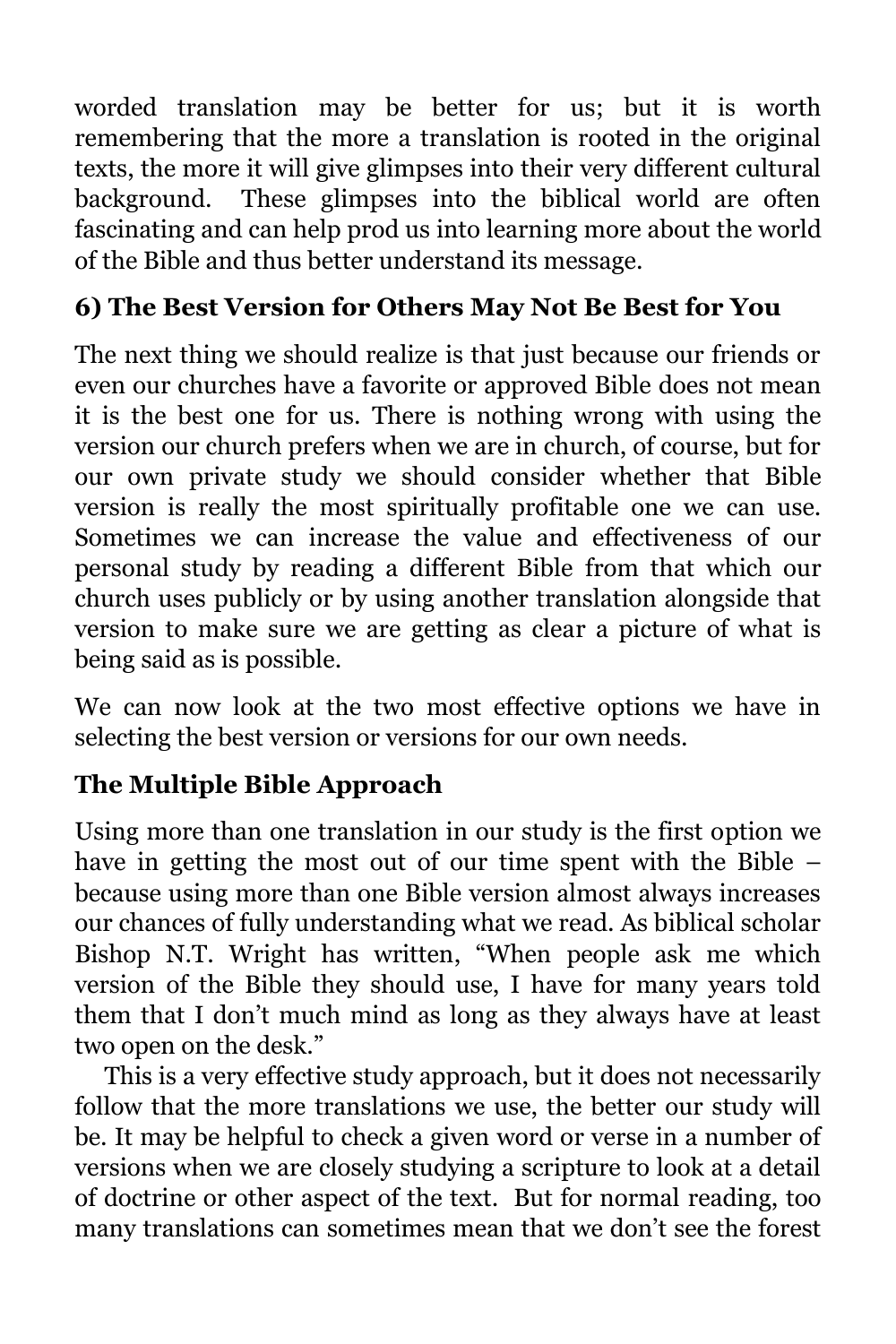worded translation may be better for us; but it is worth remembering that the more a translation is rooted in the original texts, the more it will give glimpses into their very different cultural background. These glimpses into the biblical world are often fascinating and can help prod us into learning more about the world of the Bible and thus better understand its message.

### 6) The Best Version for Others May Not Be Best for You

The next thing we should realize is that just because our friends or even our churches have a favorite or approved Bible does not mean it is the best one for us. There is nothing wrong with using the version our church prefers when we are in church, of course, but for our own private study we should consider whether that Bible version is really the most spiritually profitable one we can use. Sometimes we can increase the value and effectiveness of our personal study by reading a different Bible from that which our church uses publicly or by using another translation alongside that version to make sure we are getting as clear a picture of what is being said as is possible.

We can now look at the two most effective options we have in selecting the best version or versions for our own needs.

### The Multiple Bible Approach

Using more than one translation in our study is the first option we have in getting the most out of our time spent with the Bible – because using more than one Bible version almost always increases our chances of fully understanding what we read. As biblical scholar Bishop N.T. Wright has written, "When people ask me which version of the Bible they should use, I have for many years told them that I don't much mind as long as they always have at least two open on the desk."

This is a very effective study approach, but it does not necessarily follow that the more translations we use, the better our study will be. It may be helpful to check a given word or verse in a number of versions when we are closely studying a scripture to look at a detail of doctrine or other aspect of the text. But for normal reading, too many translations can sometimes mean that we don't see the forest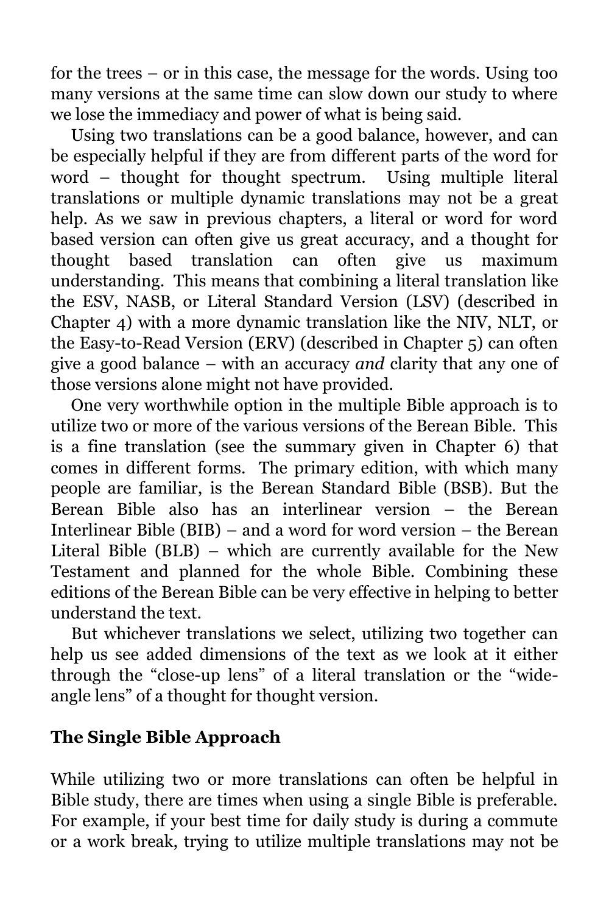for the trees – or in this case, the message for the words. Using too many versions at the same time can slow down our study to where we lose the immediacy and power of what is being said.

Using two translations can be a good balance, however, and can be especially helpful if they are from different parts of the word for word – thought for thought spectrum. Using multiple literal translations or multiple dynamic translations may not be a great help. As we saw in previous chapters, a literal or word for word based version can often give us great accuracy, and a thought for thought based translation can often give us maximum understanding. This means that combining a literal translation like the ESV, NASB, or Literal Standard Version (LSV) (described in Chapter 4) with a more dynamic translation like the NIV, NLT, or the Easy-to-Read Version (ERV) (described in Chapter 5) can often give a good balance – with an accuracy *and* clarity that any one of those versions alone might not have provided.

One very worthwhile option in the multiple Bible approach is to utilize two or more of the various versions of the Berean Bible. This is a fine translation (see the summary given in Chapter 6) that comes in different forms. The primary edition, with which many people are familiar, is the Berean Standard Bible (BSB). But the Berean Bible also has an interlinear version – the Berean Interlinear Bible (BIB) – and a word for word version – the Berean Literal Bible (BLB) – which are currently available for the New Testament and planned for the whole Bible. Combining these editions of the Berean Bible can be very effective in helping to better understand the text.

But whichever translations we select, utilizing two together can help us see added dimensions of the text as we look at it either through the "close-up lens" of a literal translation or the "wide-angle lens" of a thought for thought version.

## The Single Bible Approach

While utilizing two or more translations can often be helpful in Bible study, there are times when using a single Bible is preferable. For example, if your best time for daily study is during a commute or a work break, trying to utilize multiple translations may not be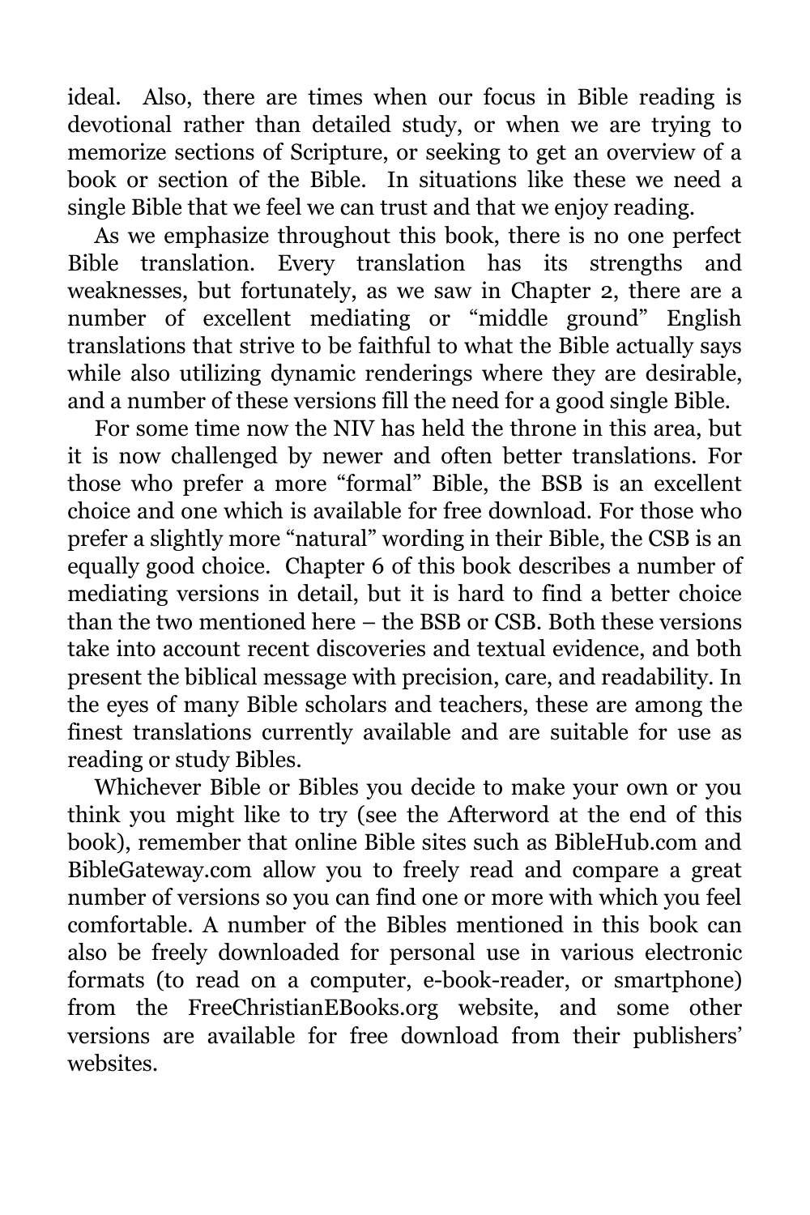ideal. Also, there are times when our focus in Bible reading is devotional rather than detailed study, or when we are trying to memorize sections of Scripture, or seeking to get an overview of a book or section of the Bible. In situations like these we need a single Bible that we feel we can trust and that we enjoy reading.

As we emphasize throughout this book, there is no one perfect Bible translation. Every translation has its strengths and weaknesses, but fortunately, as we saw in Chapter 2, there are a number of excellent mediating or "middle ground" English translations that strive to be faithful to what the Bible actually says while also utilizing dynamic renderings where they are desirable, and a number of these versions fill the need for a good single Bible.

For some time now the NIV has held the throne in this area, but it is now challenged by newer and often better translations. For those who prefer a more "formal" Bible, the BSB is an excellent choice and one which is available for free download. For those who prefer a slightly more "natural" wording in their Bible, the CSB is an equally good choice. Chapter 6 of this book describes a number of mediating versions in detail, but it is hard to find a better choice than the two mentioned here – the BSB or CSB. Both these versions take into account recent discoveries and textual evidence, and both present the biblical message with precision, care, and readability. In the eyes of many Bible scholars and teachers, these are among the finest translations currently available and are suitable for use as reading or study Bibles.

Whichever Bible or Bibles you decide to make your own or you think you might like to try (see the Afterword at the end of this book), remember that online Bible sites such as BibleHub.com and BibleGateway.com allow you to freely read and compare a great number of versions so you can find one or more with which you feel comfortable. A number of the Bibles mentioned in this book can also be freely downloaded for personal use in various electronic formats (to read on a computer, e-book-reader, or smartphone) from the FreeChristianEBooks.org website, and some other versions are available for free download from their publishers' websites.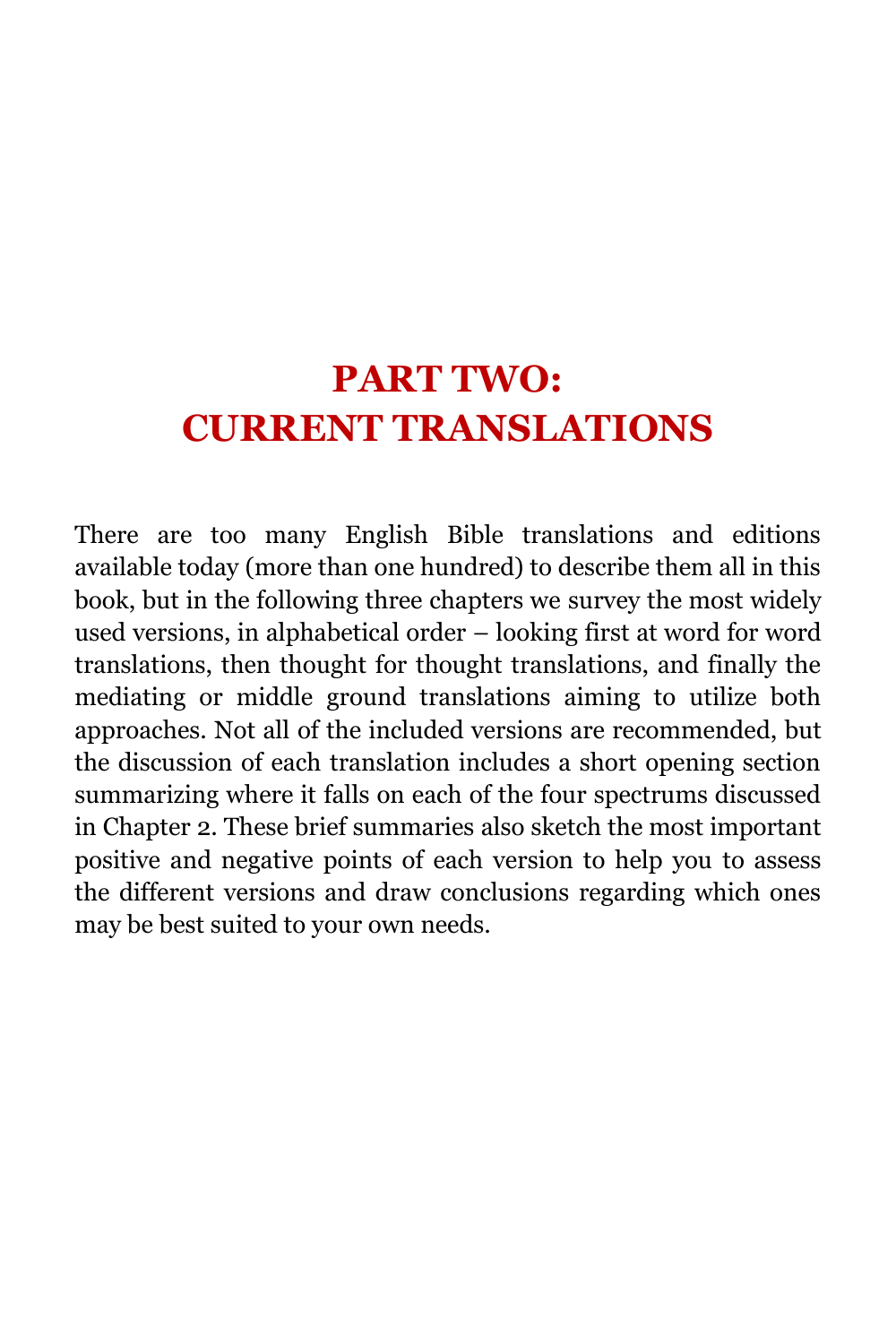# PART TWO: CURRENT TRANSLATIONS

There are too many English Bible translations and editions available today (more than one hundred) to describe them all in this book, but in the following three chapters we survey the most widely used versions, in alphabetical order – looking first at word for word translations, then thought for thought translations, and finally the mediating or middle ground translations aiming to utilize both approaches. Not all of the included versions are recommended, but the discussion of each translation includes a short opening section summarizing where it falls on each of the four spectrums discussed in Chapter 2. These brief summaries also sketch the most important positive and negative points of each version to help you to assess the different versions and draw conclusions regarding which ones may be best suited to your own needs.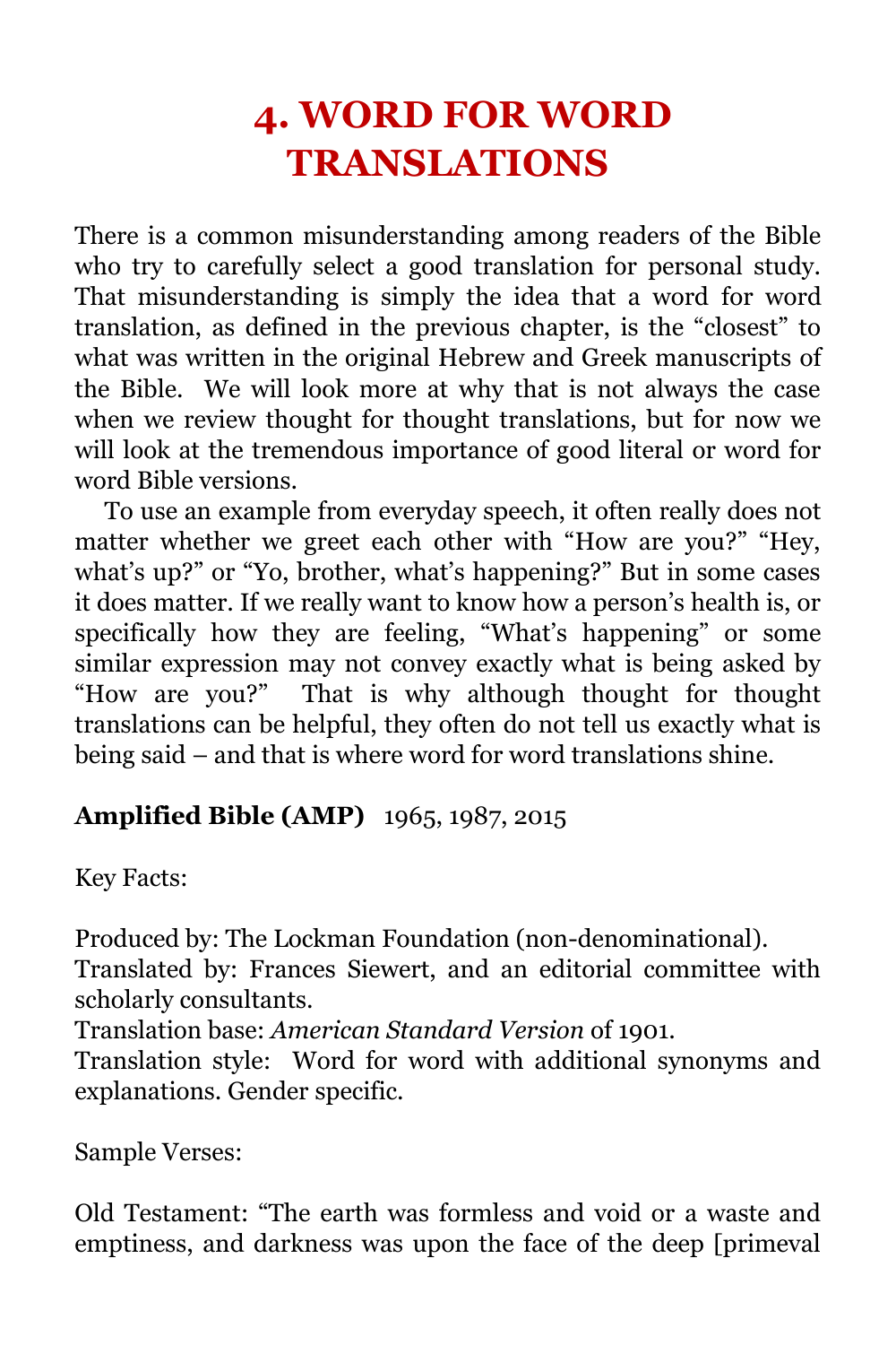# 4. WORD FOR WORD TRANSLATIONS

There is a common misunderstanding among readers of the Bible who try to carefully select a good translation for personal study. That misunderstanding is simply the idea that a word for word translation, as defined in the previous chapter, is the "closest" to what was written in the original Hebrew and Greek manuscripts of the Bible. We will look more at why that is not always the case when we review thought for thought translations, but for now we will look at the tremendous importance of good literal or word for word Bible versions.

To use an example from everyday speech, it often really does not matter whether we greet each other with "How are you?" "Hey, what's up?" or "Yo, brother, what's happening?" But in some cases it does matter. If we really want to know how a person's health is, or specifically how they are feeling, "What's happening" or some similar expression may not convey exactly what is being asked by "How are you?" That is why although thought for thought translations can be helpful, they often do not tell us exactly what is being said – and that is where word for word translations shine.

**Amplified Bible (AMP)** 1965, 1987, 2015

Key Facts:

Produced by: The Lockman Foundation (non-denominational).
Translated by: Frances Siewert, and an editorial committee with scholarly consultants.
Translation base: *American Standard Version* of 1901.
Translation style: Word for word with additional synonyms and explanations. Gender specific.

Sample Verses:

Old Testament: "The earth was formless and void or a waste and emptiness, and darkness was upon the face of the deep [primeval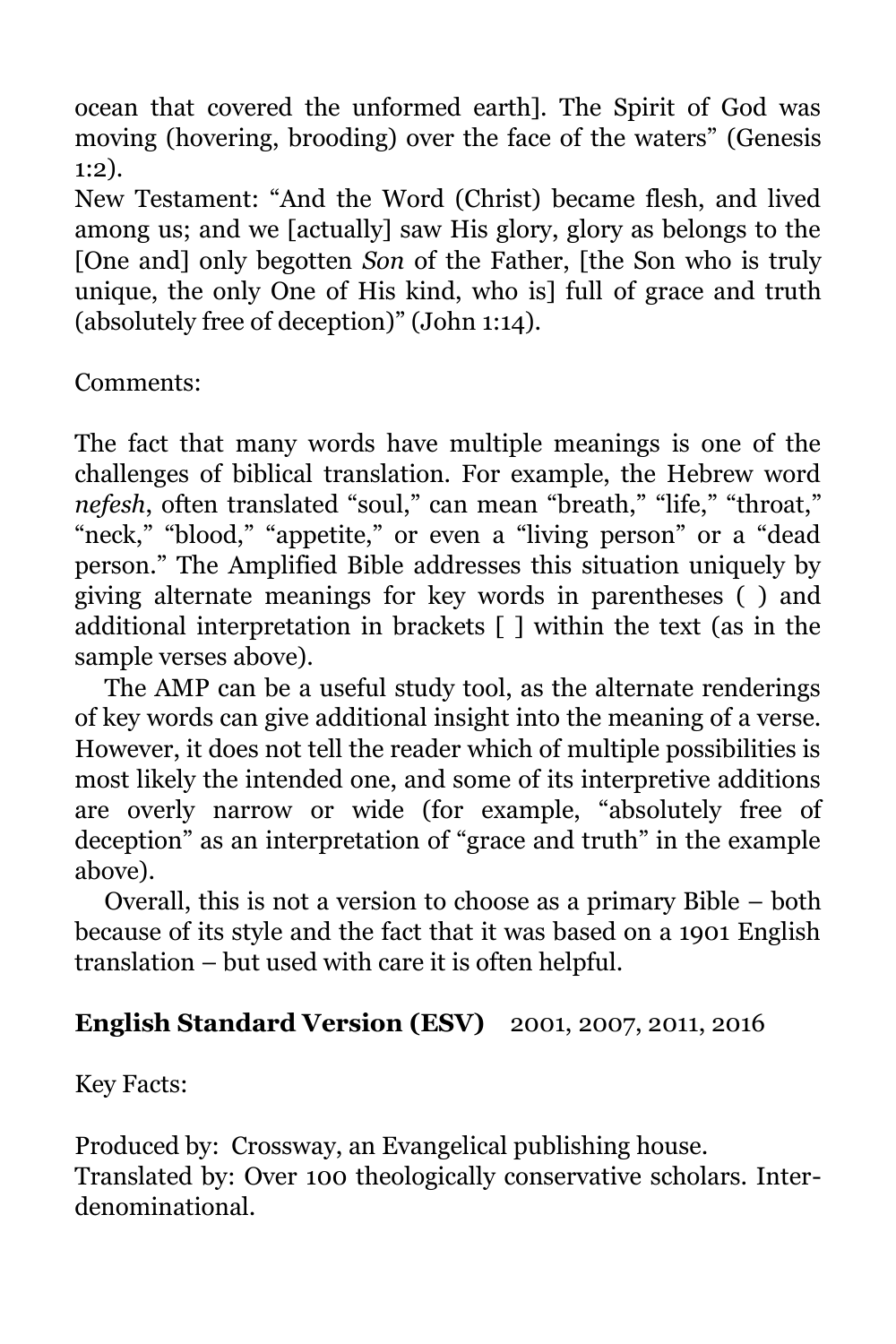ocean that covered the unformed earth]. The Spirit of God was moving (hovering, brooding) over the face of the waters" (Genesis 1:2).
New Testament: "And the Word (Christ) became flesh, and lived among us; and we [actually] saw His glory, glory as belongs to the [One and] only begotten *Son* of the Father, [the Son who is truly unique, the only One of His kind, who is] full of grace and truth (absolutely free of deception)" (John 1:14).

Comments:

The fact that many words have multiple meanings is one of the challenges of biblical translation. For example, the Hebrew word *nefesh*, often translated "soul," can mean "breath," "life," "throat," "neck," "blood," "appetite," or even a "living person" or a "dead person." The Amplified Bible addresses this situation uniquely by giving alternate meanings for key words in parentheses ( ) and additional interpretation in brackets [ ] within the text (as in the sample verses above).

The AMP can be a useful study tool, as the alternate renderings of key words can give additional insight into the meaning of a verse. However, it does not tell the reader which of multiple possibilities is most likely the intended one, and some of its interpretive additions are overly narrow or wide (for example, "absolutely free of deception" as an interpretation of "grace and truth" in the example above).

Overall, this is not a version to choose as a primary Bible – both because of its style and the fact that it was based on a 1901 English translation – but used with care it is often helpful.

**English Standard Version (ESV)** 2001, 2007, 2011, 2016

Key Facts:

Produced by: Crossway, an Evangelical publishing house.
Translated by: Over 100 theologically conservative scholars. Inter-denominational.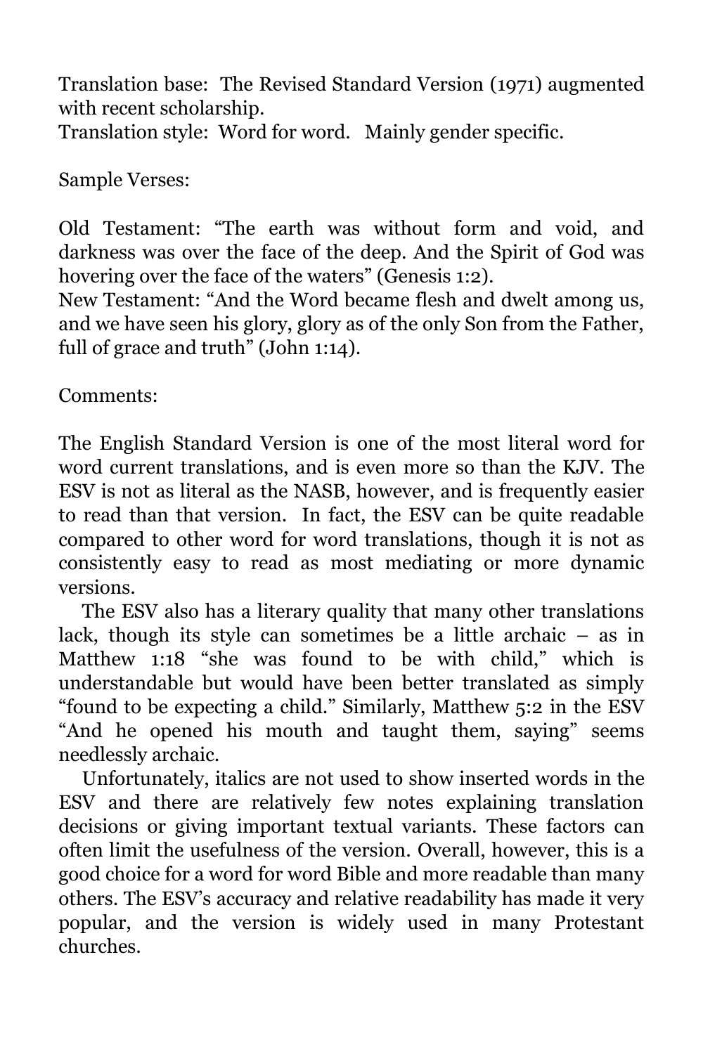Translation base: The Revised Standard Version (1971) augmented with recent scholarship.
Translation style: Word for word. Mainly gender specific.

Sample Verses:

Old Testament: "The earth was without form and void, and darkness was over the face of the deep. And the Spirit of God was hovering over the face of the waters" (Genesis 1:2).
New Testament: "And the Word became flesh and dwelt among us, and we have seen his glory, glory as of the only Son from the Father, full of grace and truth" (John 1:14).

Comments:

The English Standard Version is one of the most literal word for word current translations, and is even more so than the KJV. The ESV is not as literal as the NASB, however, and is frequently easier to read than that version. In fact, the ESV can be quite readable compared to other word for word translations, though it is not as consistently easy to read as most mediating or more dynamic versions.

The ESV also has a literary quality that many other translations lack, though its style can sometimes be a little archaic – as in Matthew 1:18 "she was found to be with child," which is understandable but would have been better translated as simply "found to be expecting a child." Similarly, Matthew 5:2 in the ESV "And he opened his mouth and taught them, saying" seems needlessly archaic.

Unfortunately, italics are not used to show inserted words in the ESV and there are relatively few notes explaining translation decisions or giving important textual variants. These factors can often limit the usefulness of the version. Overall, however, this is a good choice for a word for word Bible and more readable than many others. The ESV's accuracy and relative readability has made it very popular, and the version is widely used in many Protestant churches.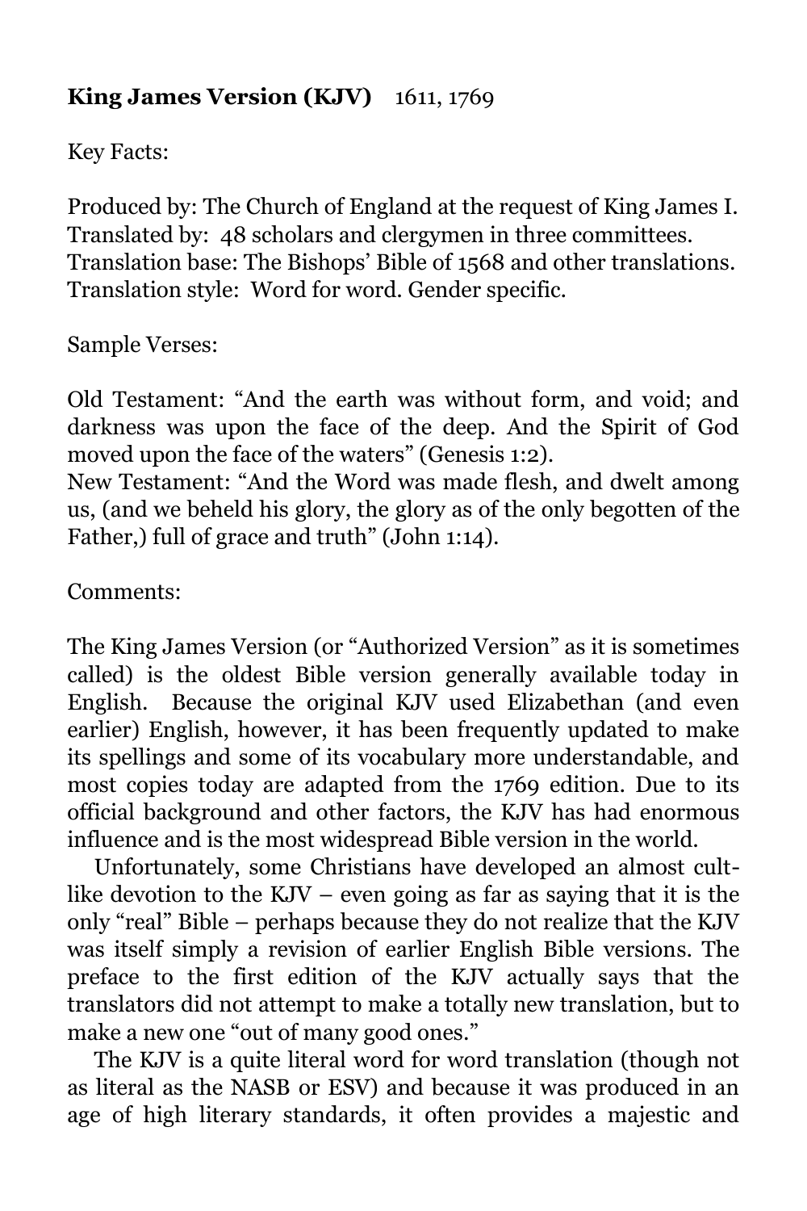**King James Version (KJV)** 1611, 1769

Key Facts:

Produced by: The Church of England at the request of King James I.
Translated by: 48 scholars and clergymen in three committees.
Translation base: The Bishops' Bible of 1568 and other translations.
Translation style: Word for word. Gender specific.

Sample Verses:

Old Testament: "And the earth was without form, and void; and darkness was upon the face of the deep. And the Spirit of God moved upon the face of the waters" (Genesis 1:2).
New Testament: "And the Word was made flesh, and dwelt among us, (and we beheld his glory, the glory as of the only begotten of the Father,) full of grace and truth" (John 1:14).

Comments:

The King James Version (or "Authorized Version" as it is sometimes called) is the oldest Bible version generally available today in English. Because the original KJV used Elizabethan (and even earlier) English, however, it has been frequently updated to make its spellings and some of its vocabulary more understandable, and most copies today are adapted from the 1769 edition. Due to its official background and other factors, the KJV has had enormous influence and is the most widespread Bible version in the world.

Unfortunately, some Christians have developed an almost cult-like devotion to the KJV – even going as far as saying that it is the only "real" Bible – perhaps because they do not realize that the KJV was itself simply a revision of earlier English Bible versions. The preface to the first edition of the KJV actually says that the translators did not attempt to make a totally new translation, but to make a new one "out of many good ones."

The KJV is a quite literal word for word translation (though not as literal as the NASB or ESV) and because it was produced in an age of high literary standards, it often provides a majestic and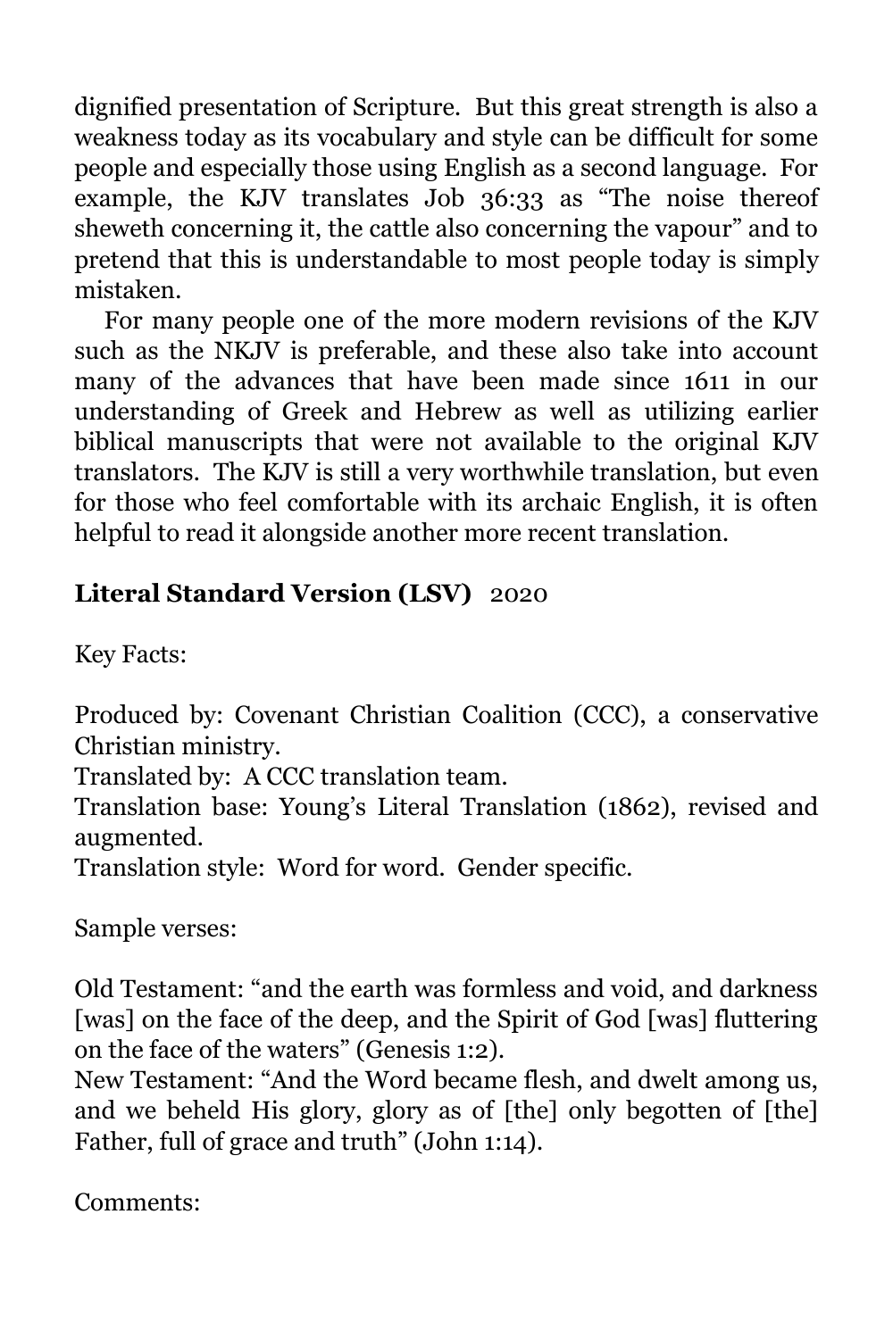dignified presentation of Scripture. But this great strength is also a weakness today as its vocabulary and style can be difficult for some people and especially those using English as a second language. For example, the KJV translates Job 36:33 as "The noise thereof sheweth concerning it, the cattle also concerning the vapour" and to pretend that this is understandable to most people today is simply mistaken.

For many people one of the more modern revisions of the KJV such as the NKJV is preferable, and these also take into account many of the advances that have been made since 1611 in our understanding of Greek and Hebrew as well as utilizing earlier biblical manuscripts that were not available to the original KJV translators. The KJV is still a very worthwhile translation, but even for those who feel comfortable with its archaic English, it is often helpful to read it alongside another more recent translation.

## **Literal Standard Version (LSV)** 2020

Key Facts:

Produced by: Covenant Christian Coalition (CCC), a conservative Christian ministry.
Translated by: A CCC translation team.
Translation base: Young's Literal Translation (1862), revised and augmented.
Translation style: Word for word. Gender specific.

Sample verses:

Old Testament: "and the earth was formless and void, and darkness [was] on the face of the deep, and the Spirit of God [was] fluttering on the face of the waters" (Genesis 1:2).
New Testament: "And the Word became flesh, and dwelt among us, and we beheld His glory, glory as of [the] only begotten of [the] Father, full of grace and truth" (John 1:14).

Comments: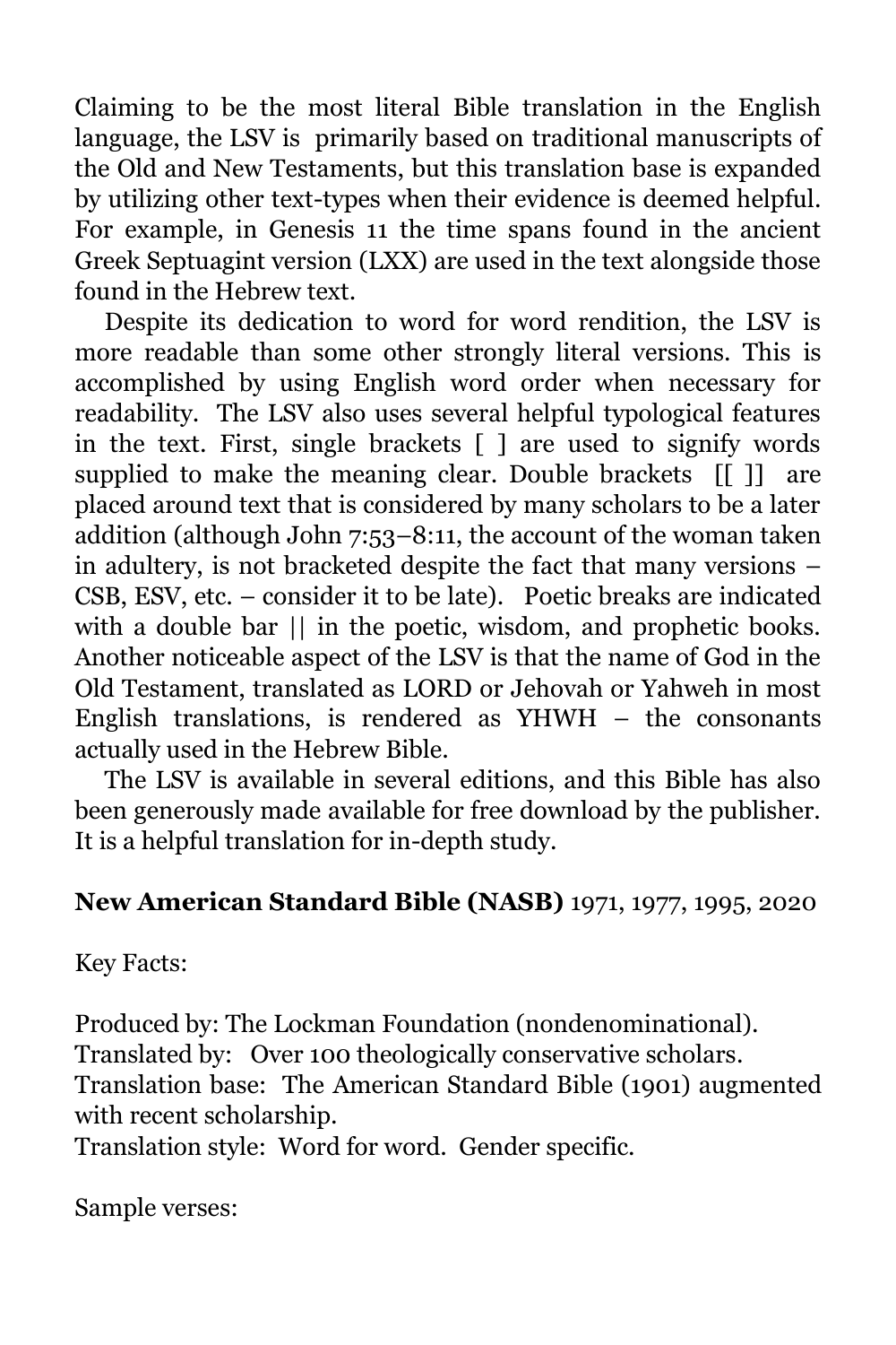Claiming to be the most literal Bible translation in the English language, the LSV is primarily based on traditional manuscripts of the Old and New Testaments, but this translation base is expanded by utilizing other text-types when their evidence is deemed helpful. For example, in Genesis 11 the time spans found in the ancient Greek Septuagint version (LXX) are used in the text alongside those found in the Hebrew text.

Despite its dedication to word for word rendition, the LSV is more readable than some other strongly literal versions. This is accomplished by using English word order when necessary for readability. The LSV also uses several helpful typological features in the text. First, single brackets [ ] are used to signify words supplied to make the meaning clear. Double brackets [[ ]] are placed around text that is considered by many scholars to be a later addition (although John 7:53–8:11, the account of the woman taken in adultery, is not bracketed despite the fact that many versions – CSB, ESV, etc. – consider it to be late). Poetic breaks are indicated with a double bar || in the poetic, wisdom, and prophetic books. Another noticeable aspect of the LSV is that the name of God in the Old Testament, translated as LORD or Jehovah or Yahweh in most English translations, is rendered as YHWH – the consonants actually used in the Hebrew Bible.

The LSV is available in several editions, and this Bible has also been generously made available for free download by the publisher. It is a helpful translation for in-depth study.

## **New American Standard Bible (NASB)** 1971, 1977, 1995, 2020

Key Facts:

Produced by: The Lockman Foundation (nondenominational).
Translated by: Over 100 theologically conservative scholars.
Translation base: The American Standard Bible (1901) augmented with recent scholarship.
Translation style: Word for word. Gender specific.

Sample verses: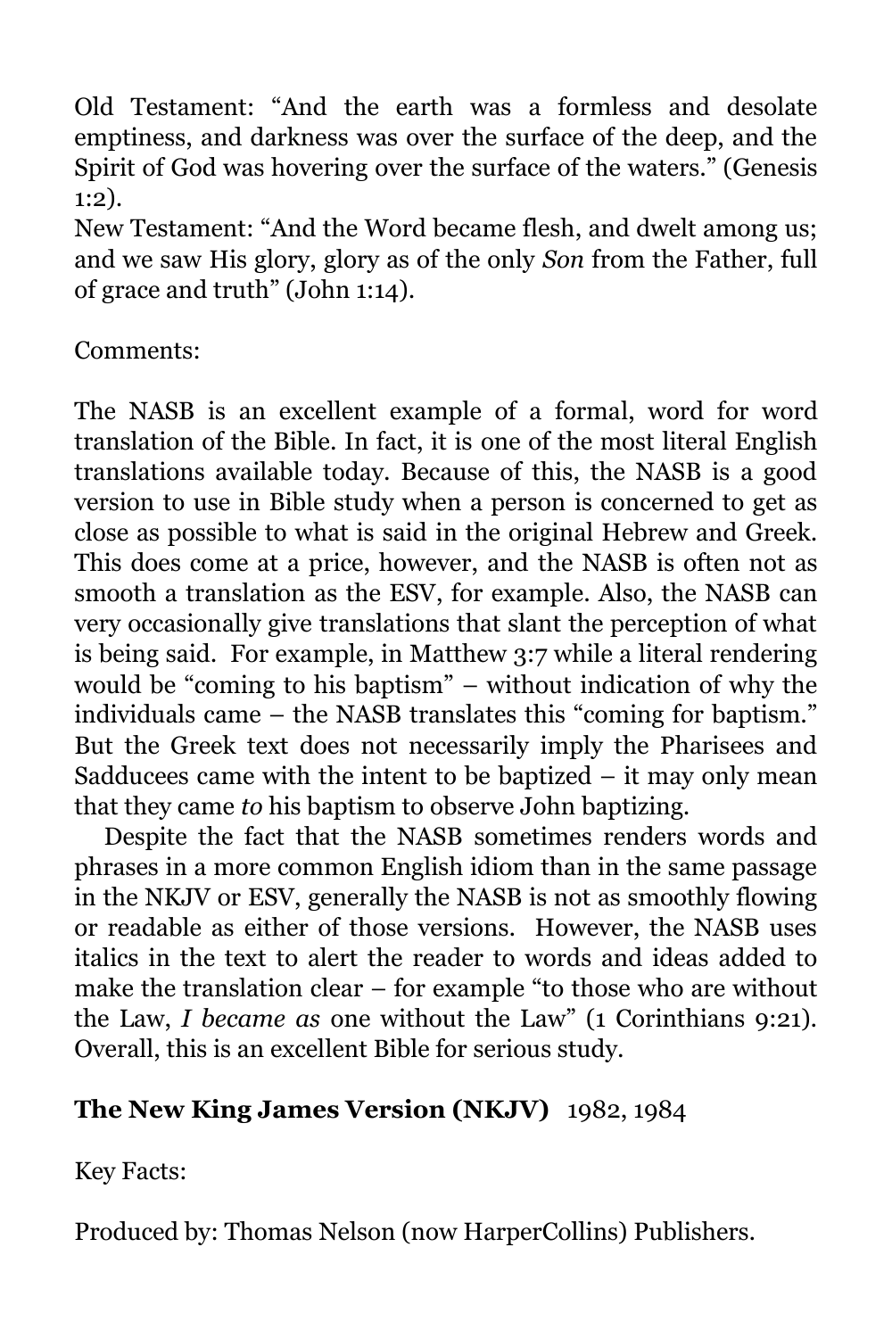Old Testament: "And the earth was a formless and desolate emptiness, and darkness was over the surface of the deep, and the Spirit of God was hovering over the surface of the waters." (Genesis 1:2).
New Testament: "And the Word became flesh, and dwelt among us; and we saw His glory, glory as of the only *Son* from the Father, full of grace and truth" (John 1:14).

Comments:

The NASB is an excellent example of a formal, word for word translation of the Bible. In fact, it is one of the most literal English translations available today. Because of this, the NASB is a good version to use in Bible study when a person is concerned to get as close as possible to what is said in the original Hebrew and Greek. This does come at a price, however, and the NASB is often not as smooth a translation as the ESV, for example. Also, the NASB can very occasionally give translations that slant the perception of what is being said. For example, in Matthew 3:7 while a literal rendering would be "coming to his baptism" – without indication of why the individuals came – the NASB translates this "coming for baptism." But the Greek text does not necessarily imply the Pharisees and Sadducees came with the intent to be baptized – it may only mean that they came *to* his baptism to observe John baptizing.

Despite the fact that the NASB sometimes renders words and phrases in a more common English idiom than in the same passage in the NKJV or ESV, generally the NASB is not as smoothly flowing or readable as either of those versions. However, the NASB uses italics in the text to alert the reader to words and ideas added to make the translation clear – for example "to those who are without the Law, *I became as* one without the Law" (1 Corinthians 9:21). Overall, this is an excellent Bible for serious study.

**The New King James Version (NKJV)** 1982, 1984

Key Facts:

Produced by: Thomas Nelson (now HarperCollins) Publishers.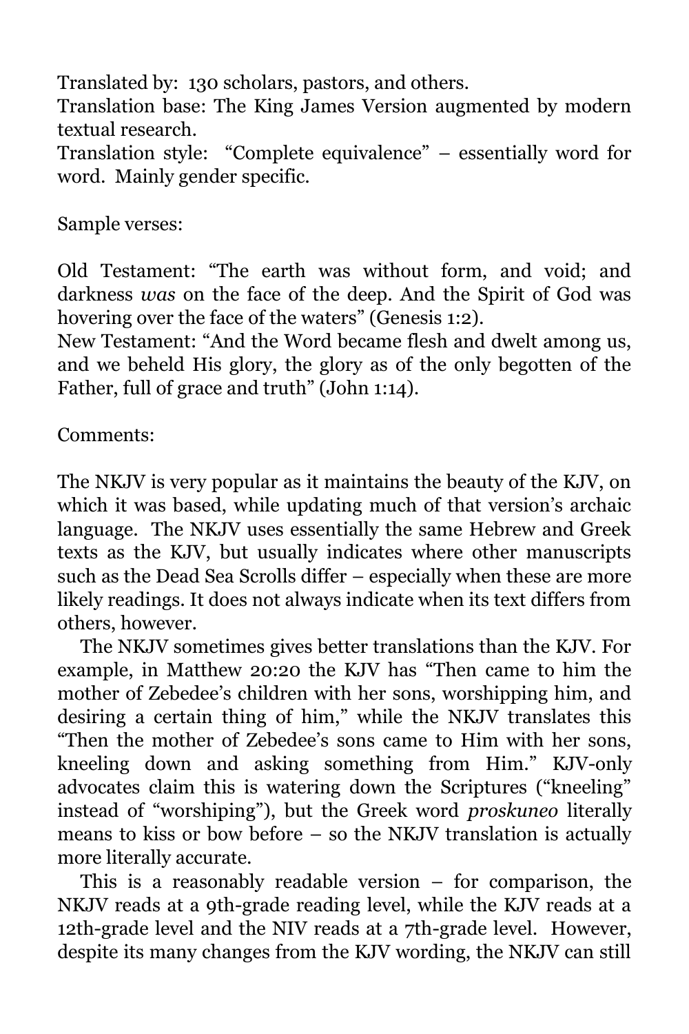Translated by: 130 scholars, pastors, and others.
Translation base: The King James Version augmented by modern textual research.
Translation style: "Complete equivalence" – essentially word for word. Mainly gender specific.

Sample verses:

Old Testament: "The earth was without form, and void; and darkness *was* on the face of the deep. And the Spirit of God was hovering over the face of the waters" (Genesis 1:2).
New Testament: "And the Word became flesh and dwelt among us, and we beheld His glory, the glory as of the only begotten of the Father, full of grace and truth" (John 1:14).

Comments:

The NKJV is very popular as it maintains the beauty of the KJV, on which it was based, while updating much of that version's archaic language. The NKJV uses essentially the same Hebrew and Greek texts as the KJV, but usually indicates where other manuscripts such as the Dead Sea Scrolls differ – especially when these are more likely readings. It does not always indicate when its text differs from others, however.

The NKJV sometimes gives better translations than the KJV. For example, in Matthew 20:20 the KJV has "Then came to him the mother of Zebedee's children with her sons, worshipping him, and desiring a certain thing of him," while the NKJV translates this "Then the mother of Zebedee's sons came to Him with her sons, kneeling down and asking something from Him." KJV-only advocates claim this is watering down the Scriptures ("kneeling" instead of "worshiping"), but the Greek word *proskuneo* literally means to kiss or bow before – so the NKJV translation is actually more literally accurate.

This is a reasonably readable version – for comparison, the NKJV reads at a 9th-grade reading level, while the KJV reads at a 12th-grade level and the NIV reads at a 7th-grade level. However, despite its many changes from the KJV wording, the NKJV can still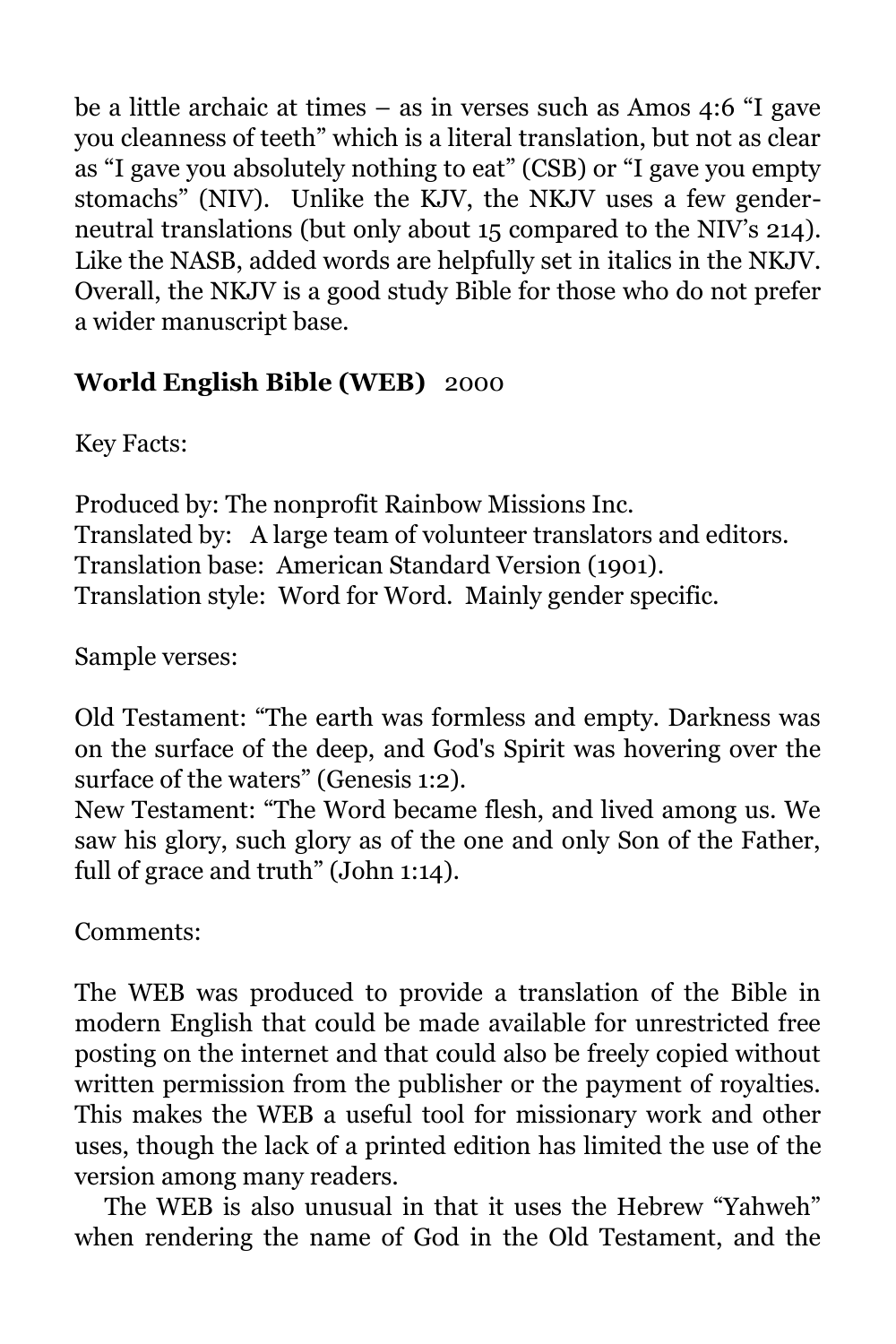be a little archaic at times – as in verses such as Amos 4:6 "I gave you cleanness of teeth" which is a literal translation, but not as clear as "I gave you absolutely nothing to eat" (CSB) or "I gave you empty stomachs" (NIV). Unlike the KJV, the NKJV uses a few gender-neutral translations (but only about 15 compared to the NIV's 214). Like the NASB, added words are helpfully set in italics in the NKJV. Overall, the NKJV is a good study Bible for those who do not prefer a wider manuscript base.

### **World English Bible (WEB)** 2000

Key Facts:

Produced by: The nonprofit Rainbow Missions Inc.
Translated by: A large team of volunteer translators and editors.
Translation base: American Standard Version (1901).
Translation style: Word for Word. Mainly gender specific.

Sample verses:

Old Testament: "The earth was formless and empty. Darkness was on the surface of the deep, and God's Spirit was hovering over the surface of the waters" (Genesis 1:2).
New Testament: "The Word became flesh, and lived among us. We saw his glory, such glory as of the one and only Son of the Father, full of grace and truth" (John 1:14).

Comments:

The WEB was produced to provide a translation of the Bible in modern English that could be made available for unrestricted free posting on the internet and that could also be freely copied without written permission from the publisher or the payment of royalties. This makes the WEB a useful tool for missionary work and other uses, though the lack of a printed edition has limited the use of the version among many readers.

The WEB is also unusual in that it uses the Hebrew "Yahweh" when rendering the name of God in the Old Testament, and the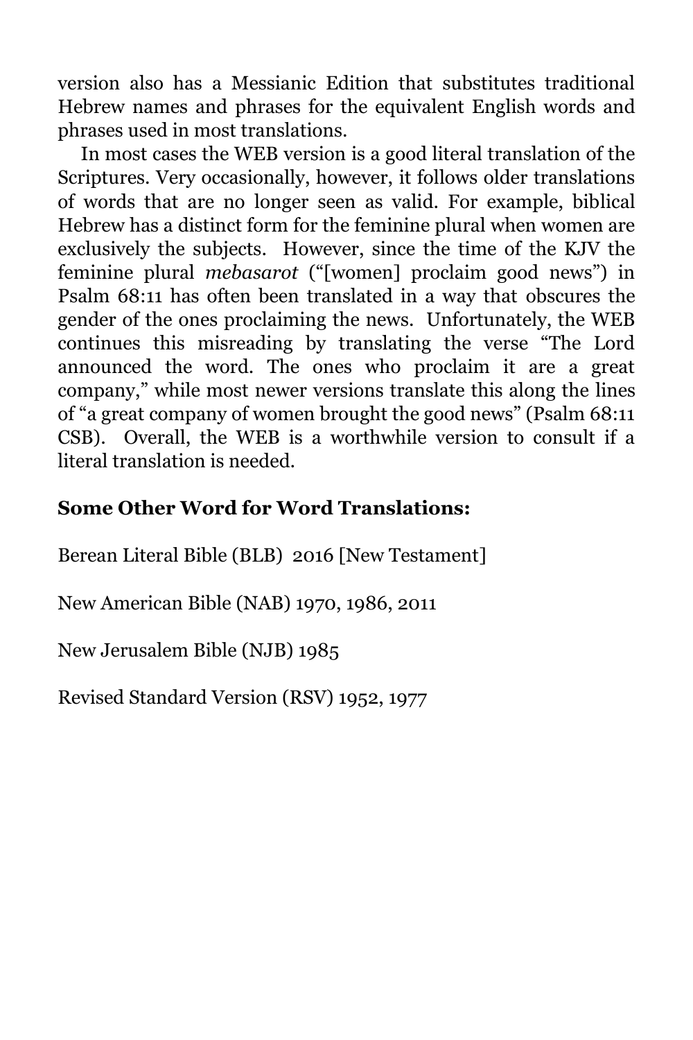version also has a Messianic Edition that substitutes traditional Hebrew names and phrases for the equivalent English words and phrases used in most translations.

In most cases the WEB version is a good literal translation of the Scriptures. Very occasionally, however, it follows older translations of words that are no longer seen as valid. For example, biblical Hebrew has a distinct form for the feminine plural when women are exclusively the subjects. However, since the time of the KJV the feminine plural *mebasarot* ("[women] proclaim good news") in Psalm 68:11 has often been translated in a way that obscures the gender of the ones proclaiming the news. Unfortunately, the WEB continues this misreading by translating the verse "The Lord announced the word. The ones who proclaim it are a great company," while most newer versions translate this along the lines of "a great company of women brought the good news" (Psalm 68:11 CSB). Overall, the WEB is a worthwhile version to consult if a literal translation is needed.

### Some Other Word for Word Translations:

Berean Literal Bible (BLB) 2016 [New Testament]

New American Bible (NAB) 1970, 1986, 2011

New Jerusalem Bible (NJB) 1985

Revised Standard Version (RSV) 1952, 1977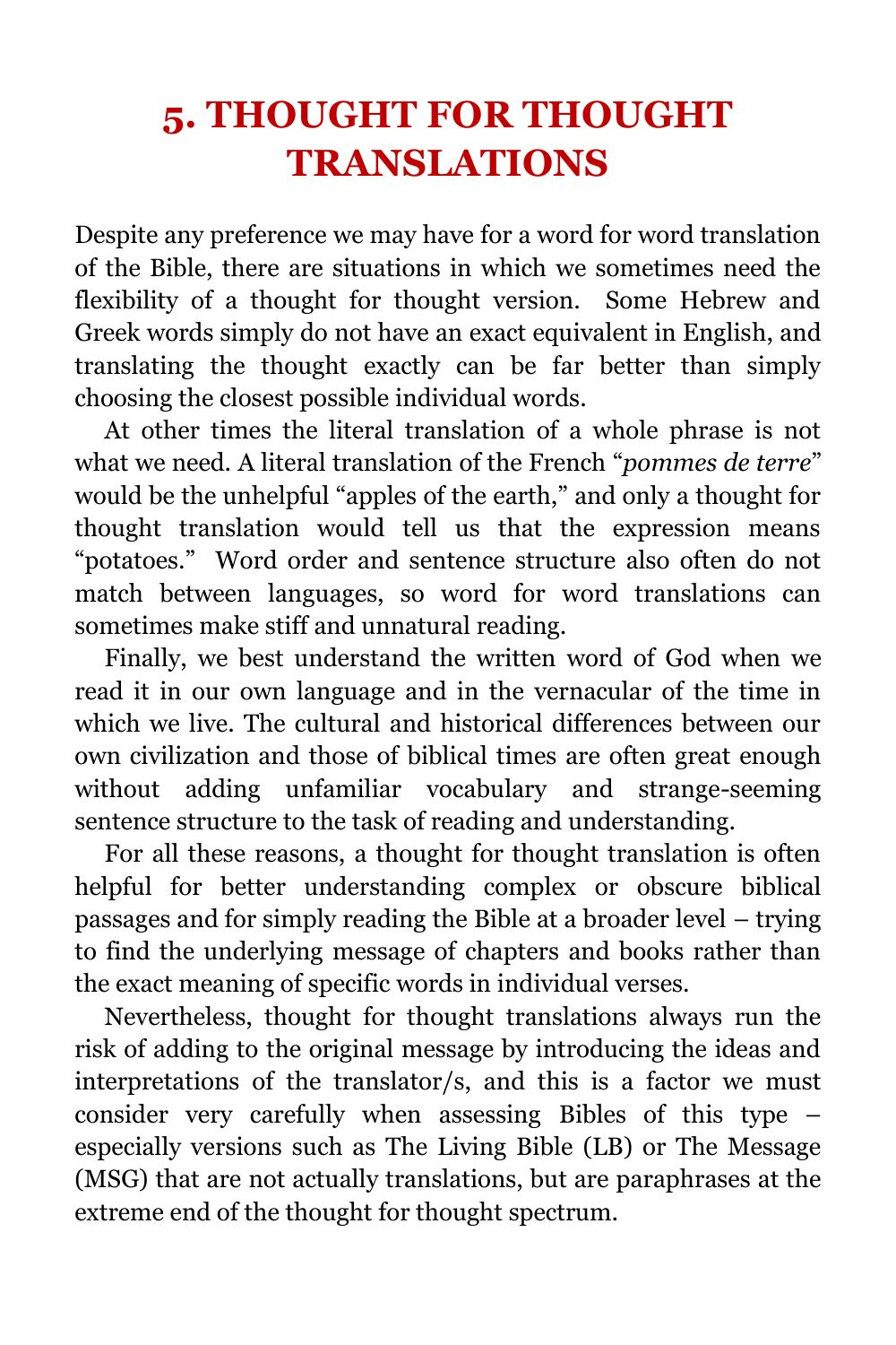# 5. THOUGHT FOR THOUGHT TRANSLATIONS

Despite any preference we may have for a word for word translation of the Bible, there are situations in which we sometimes need the flexibility of a thought for thought version. Some Hebrew and Greek words simply do not have an exact equivalent in English, and translating the thought exactly can be far better than simply choosing the closest possible individual words.

At other times the literal translation of a whole phrase is not what we need. A literal translation of the French "*pommes de terre*" would be the unhelpful "apples of the earth," and only a thought for thought translation would tell us that the expression means "potatoes." Word order and sentence structure also often do not match between languages, so word for word translations can sometimes make stiff and unnatural reading.

Finally, we best understand the written word of God when we read it in our own language and in the vernacular of the time in which we live. The cultural and historical differences between our own civilization and those of biblical times are often great enough without adding unfamiliar vocabulary and strange-seeming sentence structure to the task of reading and understanding.

For all these reasons, a thought for thought translation is often helpful for better understanding complex or obscure biblical passages and for simply reading the Bible at a broader level – trying to find the underlying message of chapters and books rather than the exact meaning of specific words in individual verses.

Nevertheless, thought for thought translations always run the risk of adding to the original message by introducing the ideas and interpretations of the translator/s, and this is a factor we must consider very carefully when assessing Bibles of this type – especially versions such as The Living Bible (LB) or The Message (MSG) that are not actually translations, but are paraphrases at the extreme end of the thought for thought spectrum.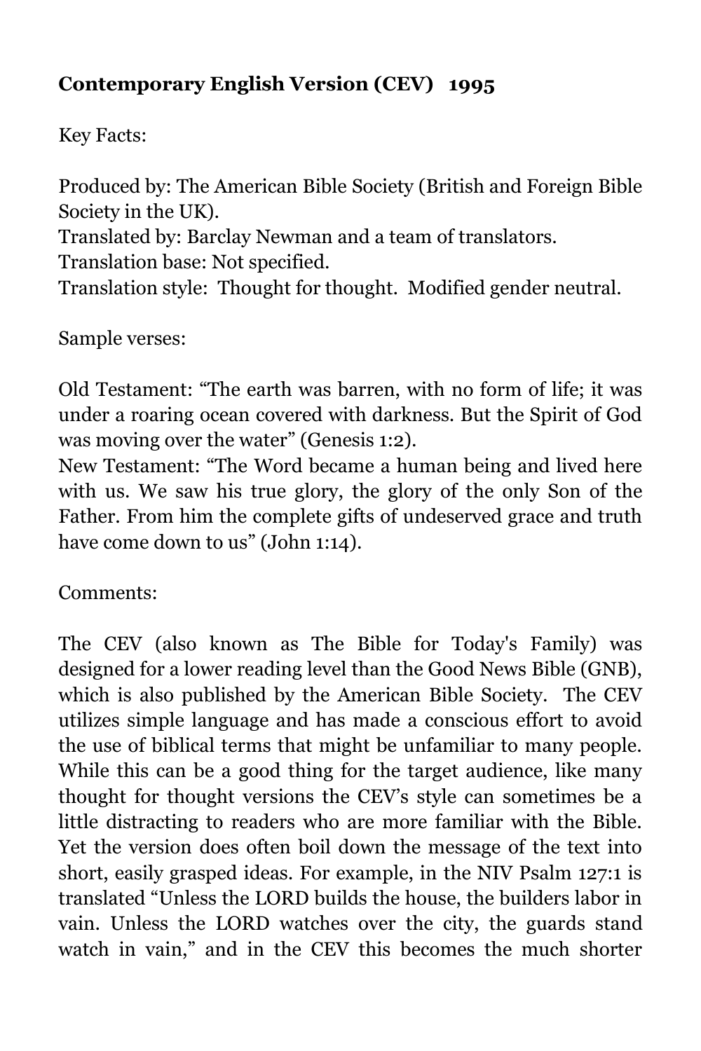**Contemporary English Version (CEV) 1995**

Key Facts:

Produced by: The American Bible Society (British and Foreign Bible Society in the UK).
Translated by: Barclay Newman and a team of translators.
Translation base: Not specified.
Translation style: Thought for thought. Modified gender neutral.

Sample verses:

Old Testament: "The earth was barren, with no form of life; it was under a roaring ocean covered with darkness. But the Spirit of God was moving over the water" (Genesis 1:2).
New Testament: "The Word became a human being and lived here with us. We saw his true glory, the glory of the only Son of the Father. From him the complete gifts of undeserved grace and truth have come down to us" (John 1:14).

Comments:

The CEV (also known as The Bible for Today's Family) was designed for a lower reading level than the Good News Bible (GNB), which is also published by the American Bible Society. The CEV utilizes simple language and has made a conscious effort to avoid the use of biblical terms that might be unfamiliar to many people. While this can be a good thing for the target audience, like many thought for thought versions the CEV's style can sometimes be a little distracting to readers who are more familiar with the Bible. Yet the version does often boil down the message of the text into short, easily grasped ideas. For example, in the NIV Psalm 127:1 is translated "Unless the LORD builds the house, the builders labor in vain. Unless the LORD watches over the city, the guards stand watch in vain," and in the CEV this becomes the much shorter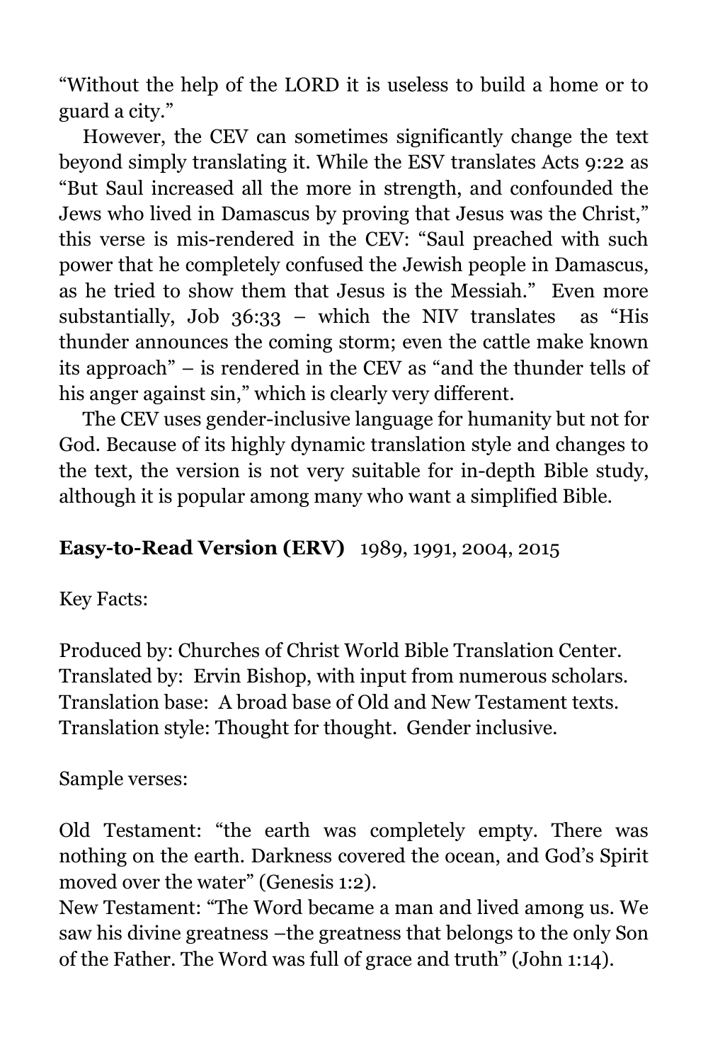"Without the help of the LORD it is useless to build a home or to guard a city."

However, the CEV can sometimes significantly change the text beyond simply translating it. While the ESV translates Acts 9:22 as "But Saul increased all the more in strength, and confounded the Jews who lived in Damascus by proving that Jesus was the Christ," this verse is mis-rendered in the CEV: "Saul preached with such power that he completely confused the Jewish people in Damascus, as he tried to show them that Jesus is the Messiah." Even more substantially, Job 36:33 – which the NIV translates as "His thunder announces the coming storm; even the cattle make known its approach" – is rendered in the CEV as "and the thunder tells of his anger against sin," which is clearly very different.

The CEV uses gender-inclusive language for humanity but not for God. Because of its highly dynamic translation style and changes to the text, the version is not very suitable for in-depth Bible study, although it is popular among many who want a simplified Bible.

**Easy-to-Read Version (ERV)** 1989, 1991, 2004, 2015

Key Facts:

Produced by: Churches of Christ World Bible Translation Center.
Translated by: Ervin Bishop, with input from numerous scholars.
Translation base: A broad base of Old and New Testament texts.
Translation style: Thought for thought. Gender inclusive.

Sample verses:

Old Testament: "the earth was completely empty. There was nothing on the earth. Darkness covered the ocean, and God's Spirit moved over the water" (Genesis 1:2).
New Testament: "The Word became a man and lived among us. We saw his divine greatness –the greatness that belongs to the only Son of the Father. The Word was full of grace and truth" (John 1:14).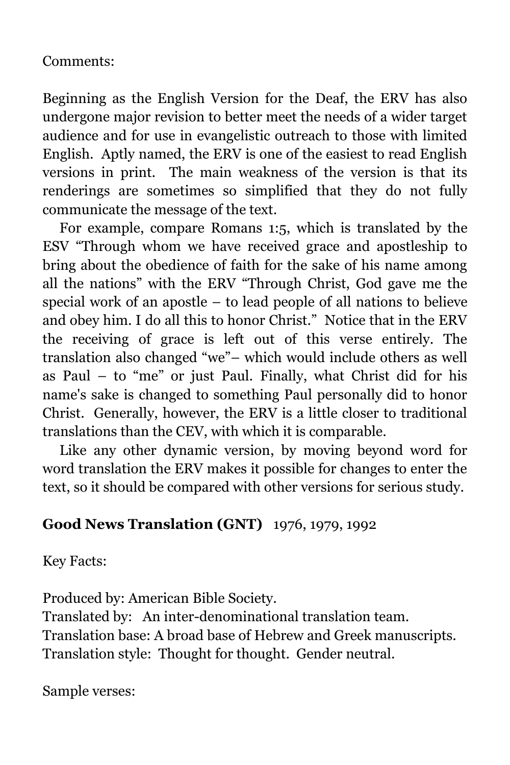Comments:

Beginning as the English Version for the Deaf, the ERV has also undergone major revision to better meet the needs of a wider target audience and for use in evangelistic outreach to those with limited English. Aptly named, the ERV is one of the easiest to read English versions in print. The main weakness of the version is that its renderings are sometimes so simplified that they do not fully communicate the message of the text.

For example, compare Romans 1:5, which is translated by the ESV "Through whom we have received grace and apostleship to bring about the obedience of faith for the sake of his name among all the nations" with the ERV "Through Christ, God gave me the special work of an apostle – to lead people of all nations to believe and obey him. I do all this to honor Christ." Notice that in the ERV the receiving of grace is left out of this verse entirely. The translation also changed "we"– which would include others as well as Paul – to "me" or just Paul. Finally, what Christ did for his name's sake is changed to something Paul personally did to honor Christ. Generally, however, the ERV is a little closer to traditional translations than the CEV, with which it is comparable.

Like any other dynamic version, by moving beyond word for word translation the ERV makes it possible for changes to enter the text, so it should be compared with other versions for serious study.

## **Good News Translation (GNT)** 1976, 1979, 1992

Key Facts:

Produced by: American Bible Society.
Translated by: An inter-denominational translation team.
Translation base: A broad base of Hebrew and Greek manuscripts.
Translation style: Thought for thought. Gender neutral.

Sample verses: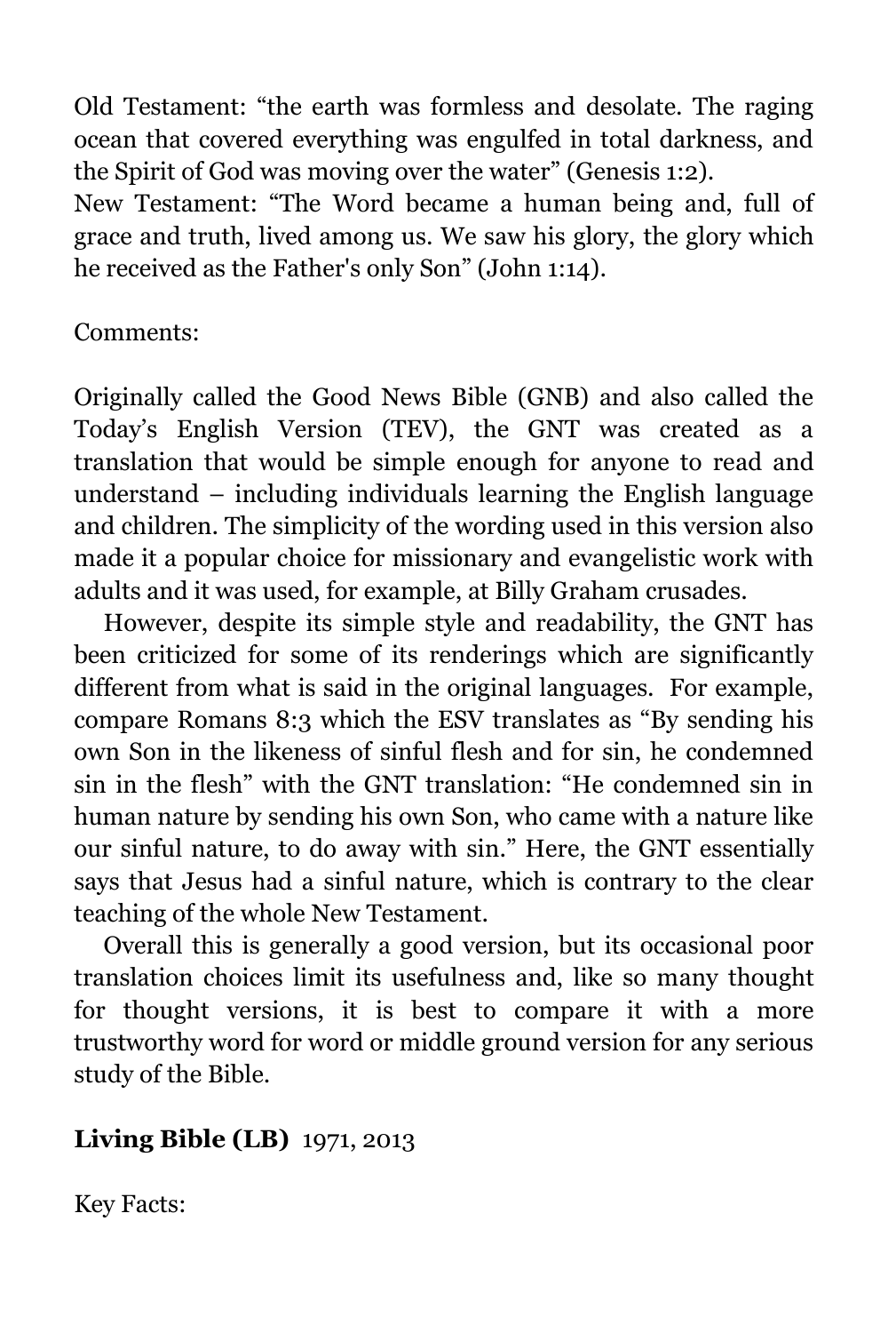Old Testament: “the earth was formless and desolate. The raging ocean that covered everything was engulfed in total darkness, and the Spirit of God was moving over the water” (Genesis 1:2).
New Testament: “The Word became a human being and, full of grace and truth, lived among us. We saw his glory, the glory which he received as the Father's only Son” (John 1:14).

Comments:

Originally called the Good News Bible (GNB) and also called the Today’s English Version (TEV), the GNT was created as a translation that would be simple enough for anyone to read and understand – including individuals learning the English language and children. The simplicity of the wording used in this version also made it a popular choice for missionary and evangelistic work with adults and it was used, for example, at Billy Graham crusades.

However, despite its simple style and readability, the GNT has been criticized for some of its renderings which are significantly different from what is said in the original languages. For example, compare Romans 8:3 which the ESV translates as “By sending his own Son in the likeness of sinful flesh and for sin, he condemned sin in the flesh” with the GNT translation: “He condemned sin in human nature by sending his own Son, who came with a nature like our sinful nature, to do away with sin.” Here, the GNT essentially says that Jesus had a sinful nature, which is contrary to the clear teaching of the whole New Testament.

Overall this is generally a good version, but its occasional poor translation choices limit its usefulness and, like so many thought for thought versions, it is best to compare it with a more trustworthy word for word or middle ground version for any serious study of the Bible.

**Living Bible (LB)** 1971, 2013

Key Facts: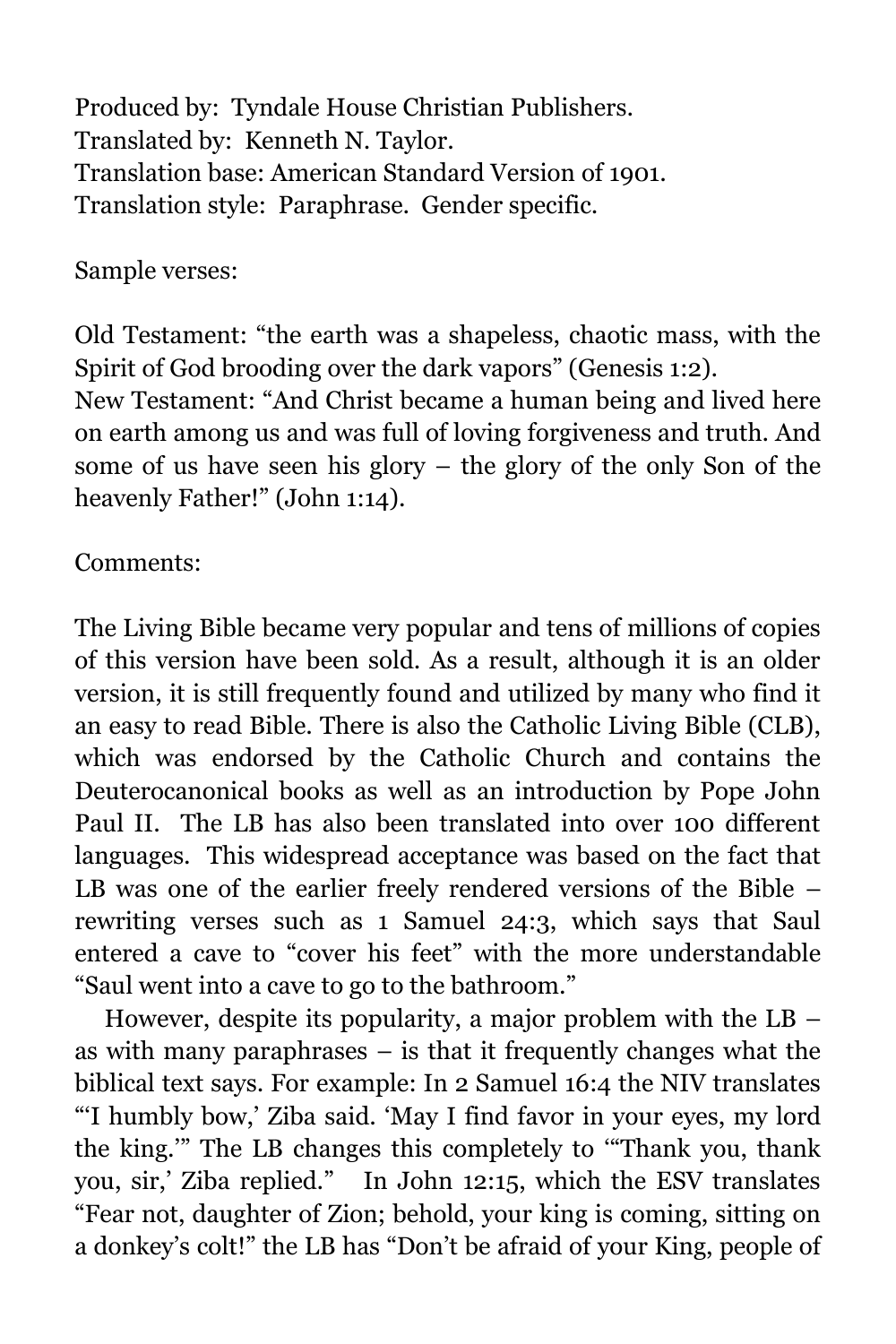Produced by: Tyndale House Christian Publishers.
Translated by: Kenneth N. Taylor.
Translation base: American Standard Version of 1901.
Translation style: Paraphrase. Gender specific.

Sample verses:

Old Testament: "the earth was a shapeless, chaotic mass, with the Spirit of God brooding over the dark vapors" (Genesis 1:2).
New Testament: "And Christ became a human being and lived here on earth among us and was full of loving forgiveness and truth. And some of us have seen his glory – the glory of the only Son of the heavenly Father!" (John 1:14).

Comments:

The Living Bible became very popular and tens of millions of copies of this version have been sold. As a result, although it is an older version, it is still frequently found and utilized by many who find it an easy to read Bible. There is also the Catholic Living Bible (CLB), which was endorsed by the Catholic Church and contains the Deuterocanonical books as well as an introduction by Pope John Paul II. The LB has also been translated into over 100 different languages. This widespread acceptance was based on the fact that LB was one of the earlier freely rendered versions of the Bible – rewriting verses such as 1 Samuel 24:3, which says that Saul entered a cave to "cover his feet" with the more understandable "Saul went into a cave to go to the bathroom."

However, despite its popularity, a major problem with the LB – as with many paraphrases – is that it frequently changes what the biblical text says. For example: In 2 Samuel 16:4 the NIV translates "'I humbly bow,' Ziba said. 'May I find favor in your eyes, my lord the king.'" The LB changes this completely to "'Thank you, thank you, sir,' Ziba replied." In John 12:15, which the ESV translates "Fear not, daughter of Zion; behold, your king is coming, sitting on a donkey's colt!" the LB has "Don't be afraid of your King, people of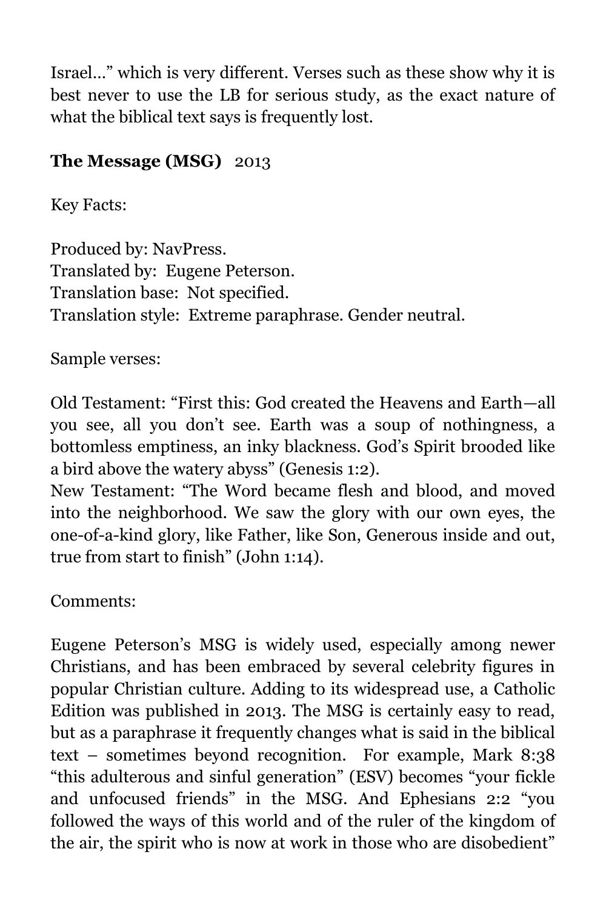Israel…" which is very different. Verses such as these show why it is best never to use the LB for serious study, as the exact nature of what the biblical text says is frequently lost.

**The Message (MSG)** 2013

Key Facts:

Produced by: NavPress.
Translated by: Eugene Peterson.
Translation base: Not specified.
Translation style: Extreme paraphrase. Gender neutral.

Sample verses:

Old Testament: "First this: God created the Heavens and Earth—all you see, all you don't see. Earth was a soup of nothingness, a bottomless emptiness, an inky blackness. God's Spirit brooded like a bird above the watery abyss" (Genesis 1:2).
New Testament: "The Word became flesh and blood, and moved into the neighborhood. We saw the glory with our own eyes, the one-of-a-kind glory, like Father, like Son, Generous inside and out, true from start to finish" (John 1:14).

Comments:

Eugene Peterson's MSG is widely used, especially among newer Christians, and has been embraced by several celebrity figures in popular Christian culture. Adding to its widespread use, a Catholic Edition was published in 2013. The MSG is certainly easy to read, but as a paraphrase it frequently changes what is said in the biblical text – sometimes beyond recognition. For example, Mark 8:38 "this adulterous and sinful generation" (ESV) becomes "your fickle and unfocused friends" in the MSG. And Ephesians 2:2 "you followed the ways of this world and of the ruler of the kingdom of the air, the spirit who is now at work in those who are disobedient"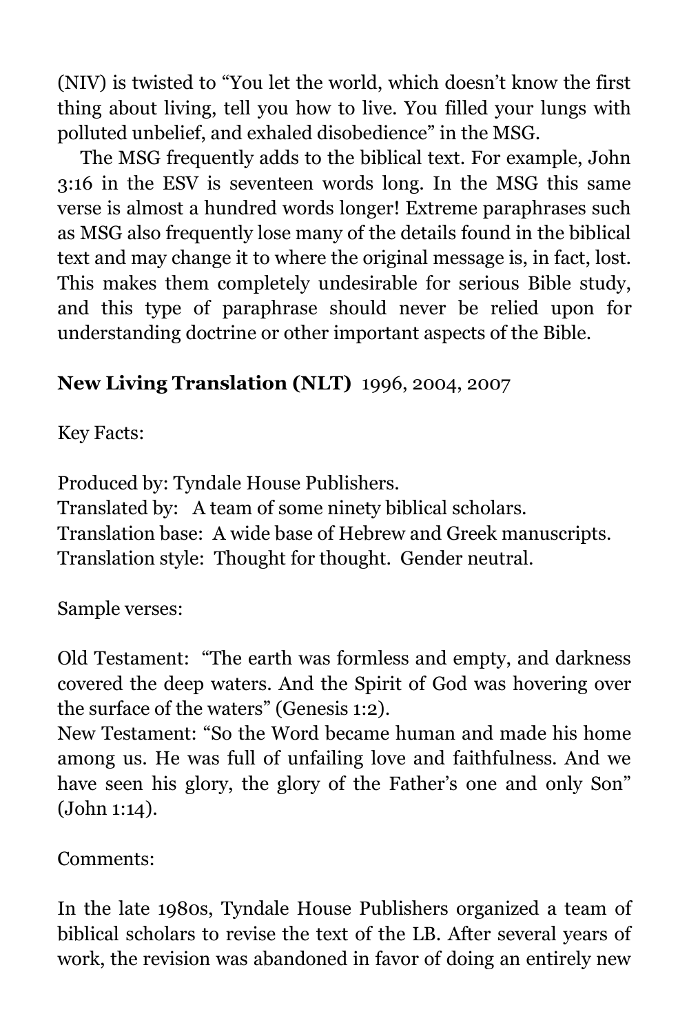(NIV) is twisted to "You let the world, which doesn't know the first thing about living, tell you how to live. You filled your lungs with polluted unbelief, and exhaled disobedience" in the MSG.

The MSG frequently adds to the biblical text. For example, John 3:16 in the ESV is seventeen words long. In the MSG this same verse is almost a hundred words longer! Extreme paraphrases such as MSG also frequently lose many of the details found in the biblical text and may change it to where the original message is, in fact, lost. This makes them completely undesirable for serious Bible study, and this type of paraphrase should never be relied upon for understanding doctrine or other important aspects of the Bible.

### **New Living Translation (NLT)** 1996, 2004, 2007

Key Facts:

Produced by: Tyndale House Publishers.
Translated by: A team of some ninety biblical scholars.
Translation base: A wide base of Hebrew and Greek manuscripts.
Translation style: Thought for thought. Gender neutral.

Sample verses:

Old Testament: "The earth was formless and empty, and darkness covered the deep waters. And the Spirit of God was hovering over the surface of the waters" (Genesis 1:2).
New Testament: "So the Word became human and made his home among us. He was full of unfailing love and faithfulness. And we have seen his glory, the glory of the Father's one and only Son" (John 1:14).

Comments:

In the late 1980s, Tyndale House Publishers organized a team of biblical scholars to revise the text of the LB. After several years of work, the revision was abandoned in favor of doing an entirely new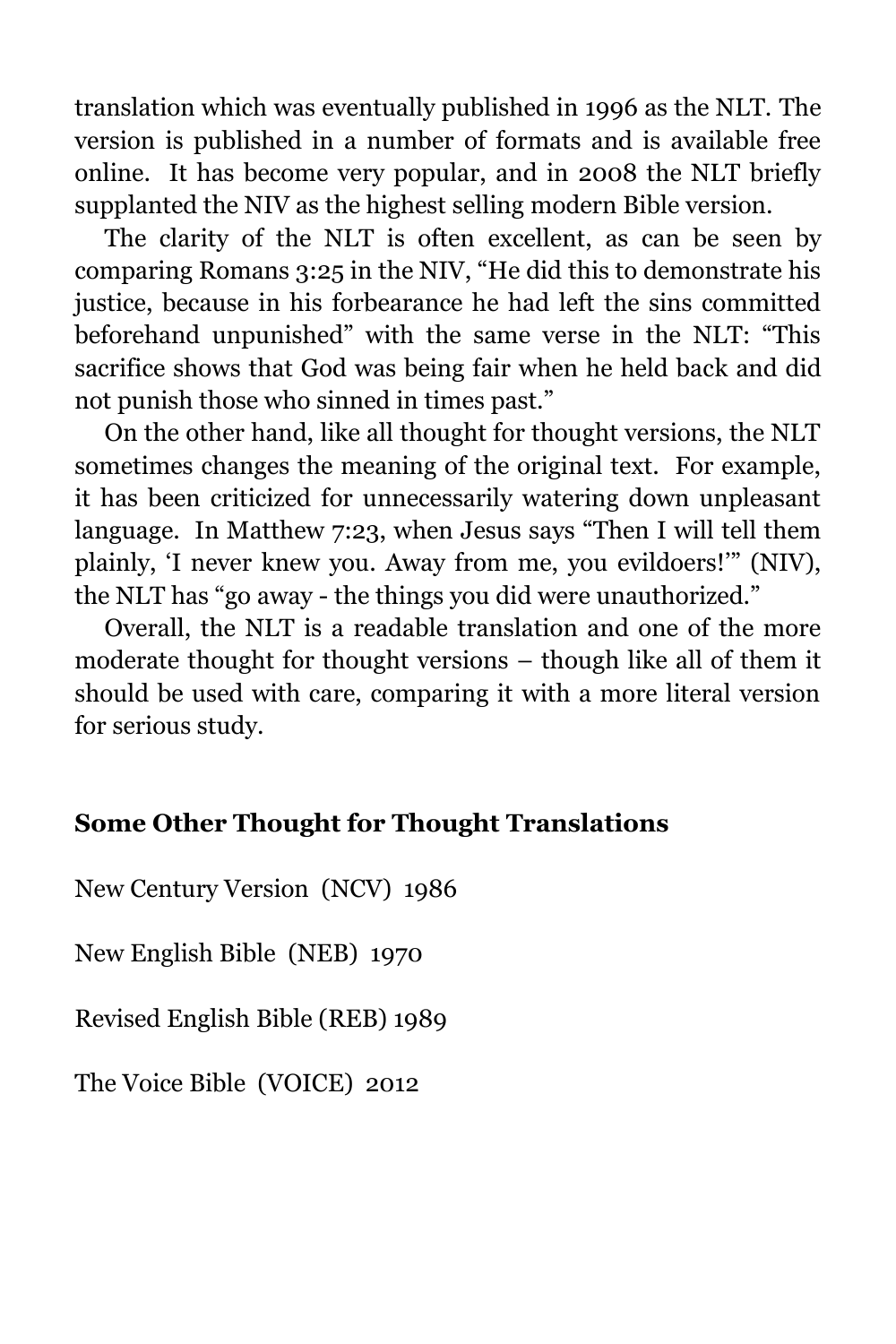translation which was eventually published in 1996 as the NLT. The version is published in a number of formats and is available free online. It has become very popular, and in 2008 the NLT briefly supplanted the NIV as the highest selling modern Bible version.

The clarity of the NLT is often excellent, as can be seen by comparing Romans 3:25 in the NIV, "He did this to demonstrate his justice, because in his forbearance he had left the sins committed beforehand unpunished" with the same verse in the NLT: "This sacrifice shows that God was being fair when he held back and did not punish those who sinned in times past."

On the other hand, like all thought for thought versions, the NLT sometimes changes the meaning of the original text. For example, it has been criticized for unnecessarily watering down unpleasant language. In Matthew 7:23, when Jesus says "Then I will tell them plainly, 'I never knew you. Away from me, you evildoers!'" (NIV), the NLT has "go away - the things you did were unauthorized."

Overall, the NLT is a readable translation and one of the more moderate thought for thought versions – though like all of them it should be used with care, comparing it with a more literal version for serious study.

### Some Other Thought for Thought Translations

New Century Version (NCV) 1986

New English Bible (NEB) 1970

Revised English Bible (REB) 1989

The Voice Bible (VOICE) 2012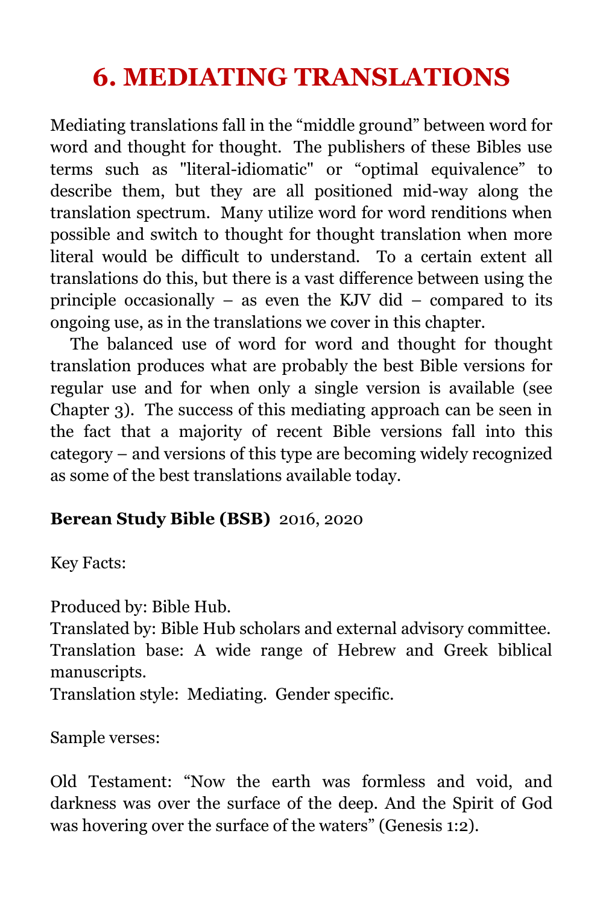# 6. MEDIATING TRANSLATIONS

Mediating translations fall in the "middle ground" between word for word and thought for thought. The publishers of these Bibles use terms such as "literal-idiomatic" or "optimal equivalence" to describe them, but they are all positioned mid-way along the translation spectrum. Many utilize word for word renditions when possible and switch to thought for thought translation when more literal would be difficult to understand. To a certain extent all translations do this, but there is a vast difference between using the principle occasionally – as even the KJV did – compared to its ongoing use, as in the translations we cover in this chapter.

The balanced use of word for word and thought for thought translation produces what are probably the best Bible versions for regular use and for when only a single version is available (see Chapter 3). The success of this mediating approach can be seen in the fact that a majority of recent Bible versions fall into this category – and versions of this type are becoming widely recognized as some of the best translations available today.

**Berean Study Bible (BSB)** 2016, 2020

Key Facts:

Produced by: Bible Hub.
Translated by: Bible Hub scholars and external advisory committee.
Translation base: A wide range of Hebrew and Greek biblical manuscripts.
Translation style: Mediating. Gender specific.

Sample verses:

Old Testament: "Now the earth was formless and void, and darkness was over the surface of the deep. And the Spirit of God was hovering over the surface of the waters" (Genesis 1:2).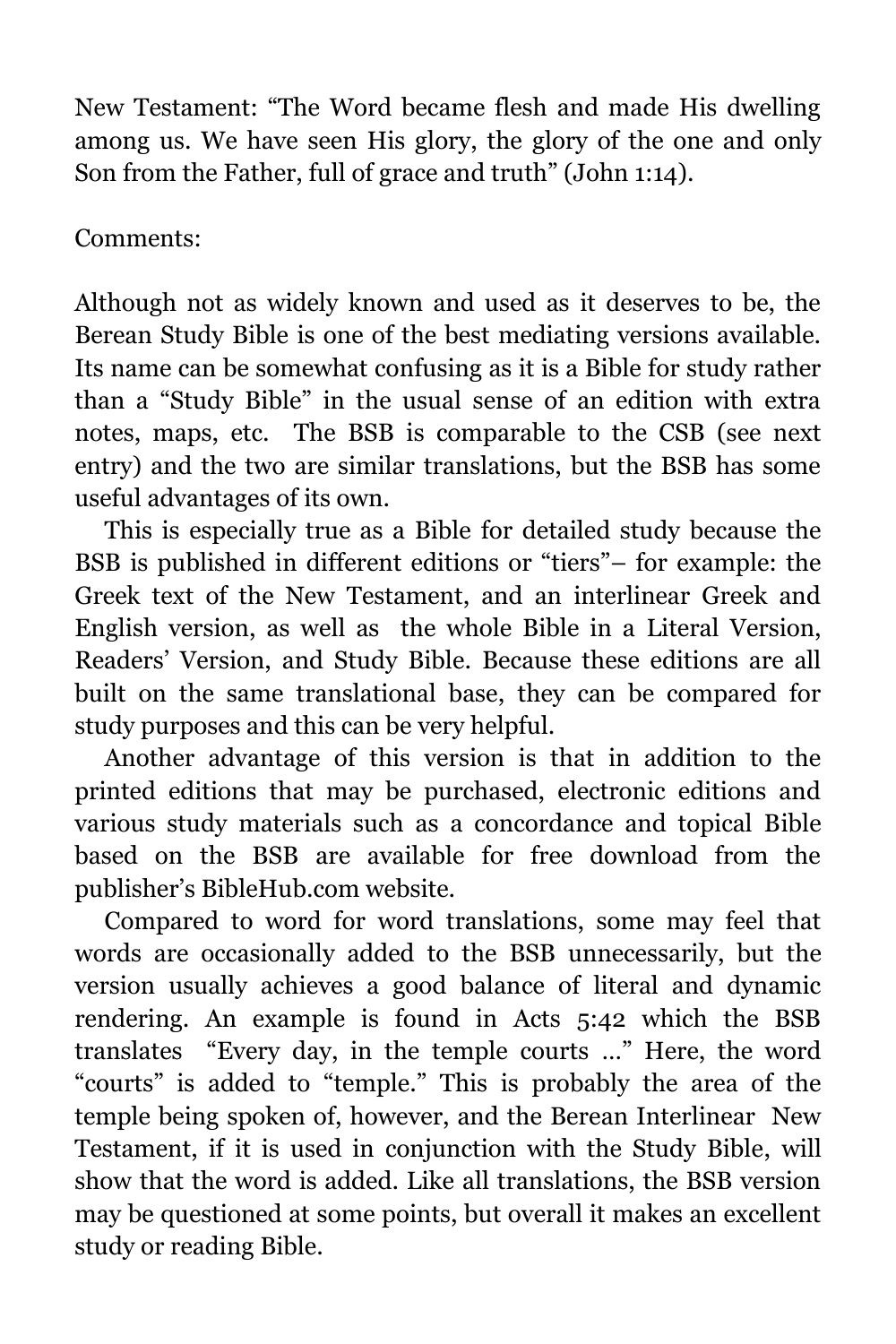New Testament: "The Word became flesh and made His dwelling among us. We have seen His glory, the glory of the one and only Son from the Father, full of grace and truth" (John 1:14).

Comments:

Although not as widely known and used as it deserves to be, the Berean Study Bible is one of the best mediating versions available. Its name can be somewhat confusing as it is a Bible for study rather than a "Study Bible" in the usual sense of an edition with extra notes, maps, etc. The BSB is comparable to the CSB (see next entry) and the two are similar translations, but the BSB has some useful advantages of its own.

This is especially true as a Bible for detailed study because the BSB is published in different editions or "tiers"– for example: the Greek text of the New Testament, and an interlinear Greek and English version, as well as the whole Bible in a Literal Version, Readers' Version, and Study Bible. Because these editions are all built on the same translational base, they can be compared for study purposes and this can be very helpful.

Another advantage of this version is that in addition to the printed editions that may be purchased, electronic editions and various study materials such as a concordance and topical Bible based on the BSB are available for free download from the publisher's BibleHub.com website.

Compared to word for word translations, some may feel that words are occasionally added to the BSB unnecessarily, but the version usually achieves a good balance of literal and dynamic rendering. An example is found in Acts 5:42 which the BSB translates "Every day, in the temple courts …" Here, the word "courts" is added to "temple." This is probably the area of the temple being spoken of, however, and the Berean Interlinear New Testament, if it is used in conjunction with the Study Bible, will show that the word is added. Like all translations, the BSB version may be questioned at some points, but overall it makes an excellent study or reading Bible.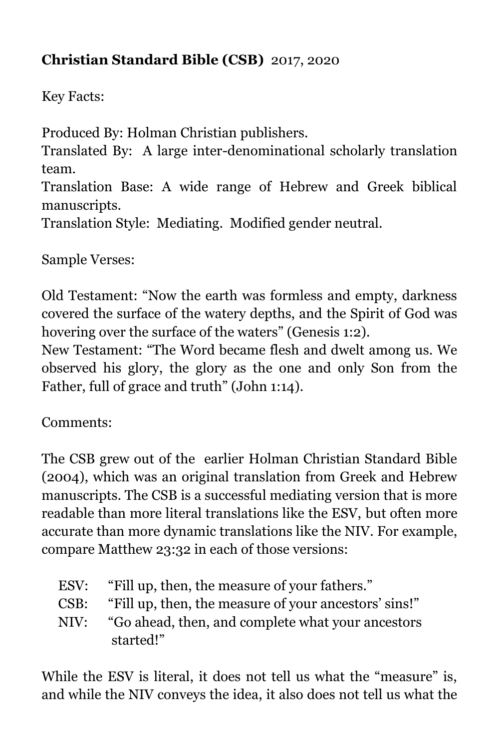**Christian Standard Bible (CSB)** 2017, 2020

Key Facts:

Produced By: Holman Christian publishers.
Translated By: A large inter-denominational scholarly translation team.
Translation Base: A wide range of Hebrew and Greek biblical manuscripts.
Translation Style: Mediating. Modified gender neutral.

Sample Verses:

Old Testament: "Now the earth was formless and empty, darkness covered the surface of the watery depths, and the Spirit of God was hovering over the surface of the waters" (Genesis 1:2).
New Testament: "The Word became flesh and dwelt among us. We observed his glory, the glory as the one and only Son from the Father, full of grace and truth" (John 1:14).

Comments:

The CSB grew out of the earlier Holman Christian Standard Bible (2004), which was an original translation from Greek and Hebrew manuscripts. The CSB is a successful mediating version that is more readable than more literal translations like the ESV, but often more accurate than more dynamic translations like the NIV. For example, compare Matthew 23:32 in each of those versions:

ESV: "Fill up, then, the measure of your fathers."
CSB: "Fill up, then, the measure of your ancestors' sins!"
NIV: "Go ahead, then, and complete what your ancestors started!"

While the ESV is literal, it does not tell us what the "measure" is, and while the NIV conveys the idea, it also does not tell us what the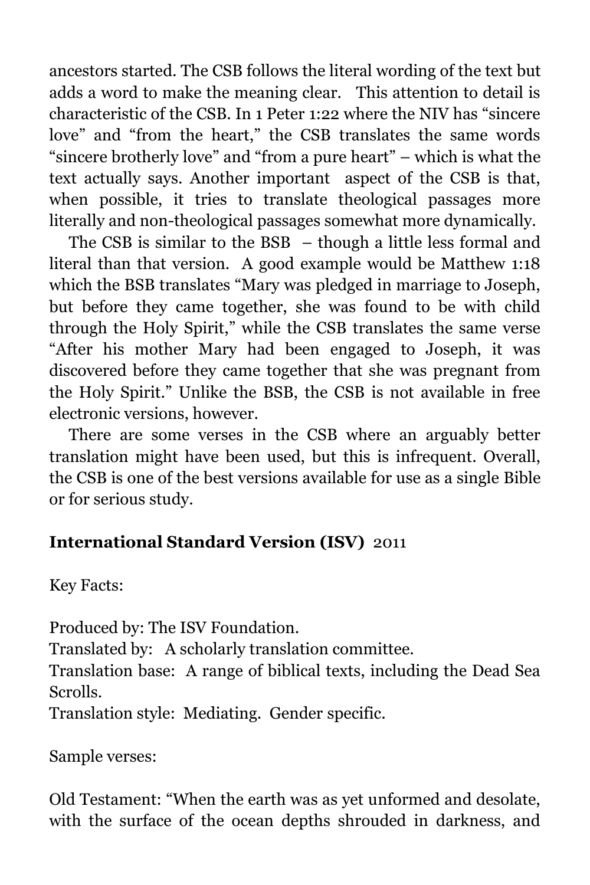ancestors started. The CSB follows the literal wording of the text but adds a word to make the meaning clear. This attention to detail is characteristic of the CSB. In 1 Peter 1:22 where the NIV has "sincere love" and "from the heart," the CSB translates the same words "sincere brotherly love" and "from a pure heart" – which is what the text actually says. Another important aspect of the CSB is that, when possible, it tries to translate theological passages more literally and non-theological passages somewhat more dynamically.

The CSB is similar to the BSB – though a little less formal and literal than that version. A good example would be Matthew 1:18 which the BSB translates "Mary was pledged in marriage to Joseph, but before they came together, she was found to be with child through the Holy Spirit," while the CSB translates the same verse "After his mother Mary had been engaged to Joseph, it was discovered before they came together that she was pregnant from the Holy Spirit." Unlike the BSB, the CSB is not available in free electronic versions, however.

There are some verses in the CSB where an arguably better translation might have been used, but this is infrequent. Overall, the CSB is one of the best versions available for use as a single Bible or for serious study.

### **International Standard Version (ISV)** 2011

Key Facts:

Produced by: The ISV Foundation.
Translated by: A scholarly translation committee.
Translation base: A range of biblical texts, including the Dead Sea Scrolls.
Translation style: Mediating. Gender specific.

Sample verses:

Old Testament: "When the earth was as yet unformed and desolate, with the surface of the ocean depths shrouded in darkness, and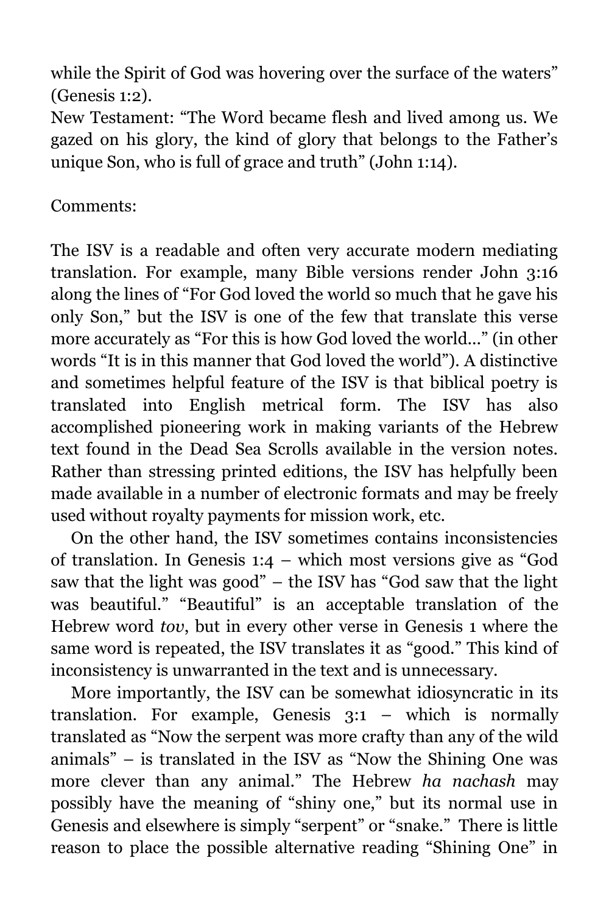while the Spirit of God was hovering over the surface of the waters" (Genesis 1:2).

New Testament: "The Word became flesh and lived among us. We gazed on his glory, the kind of glory that belongs to the Father's unique Son, who is full of grace and truth" (John 1:14).

Comments:

The ISV is a readable and often very accurate modern mediating translation. For example, many Bible versions render John 3:16 along the lines of "For God loved the world so much that he gave his only Son," but the ISV is one of the few that translate this verse more accurately as "For this is how God loved the world..." (in other words "It is in this manner that God loved the world"). A distinctive and sometimes helpful feature of the ISV is that biblical poetry is translated into English metrical form. The ISV has also accomplished pioneering work in making variants of the Hebrew text found in the Dead Sea Scrolls available in the version notes. Rather than stressing printed editions, the ISV has helpfully been made available in a number of electronic formats and may be freely used without royalty payments for mission work, etc.

On the other hand, the ISV sometimes contains inconsistencies of translation. In Genesis 1:4 – which most versions give as "God saw that the light was good" – the ISV has "God saw that the light was beautiful." "Beautiful" is an acceptable translation of the Hebrew word *tov*, but in every other verse in Genesis 1 where the same word is repeated, the ISV translates it as "good." This kind of inconsistency is unwarranted in the text and is unnecessary.

More importantly, the ISV can be somewhat idiosyncratic in its translation. For example, Genesis 3:1 – which is normally translated as "Now the serpent was more crafty than any of the wild animals" – is translated in the ISV as "Now the Shining One was more clever than any animal." The Hebrew *ha nachash* may possibly have the meaning of "shiny one," but its normal use in Genesis and elsewhere is simply "serpent" or "snake." There is little reason to place the possible alternative reading "Shining One" in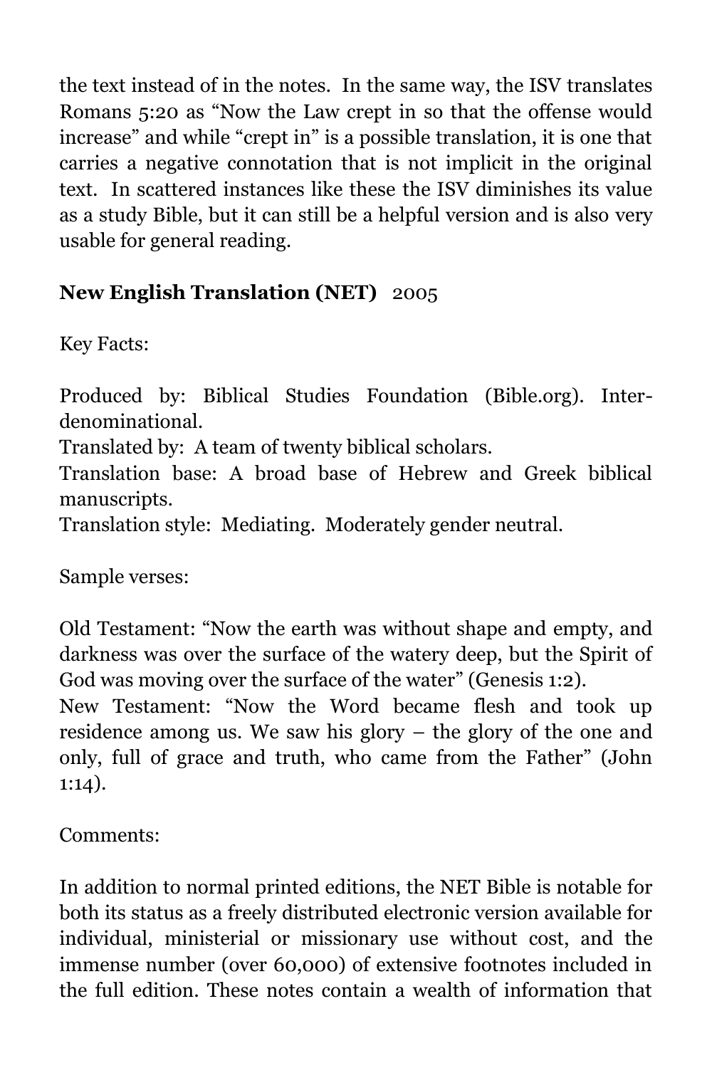the text instead of in the notes. In the same way, the ISV translates Romans 5:20 as "Now the Law crept in so that the offense would increase" and while "crept in" is a possible translation, it is one that carries a negative connotation that is not implicit in the original text. In scattered instances like these the ISV diminishes its value as a study Bible, but it can still be a helpful version and is also very usable for general reading.

**New English Translation (NET)** 2005

Key Facts:

Produced by: Biblical Studies Foundation (Bible.org). Inter-denominational.
Translated by: A team of twenty biblical scholars.
Translation base: A broad base of Hebrew and Greek biblical manuscripts.
Translation style: Mediating. Moderately gender neutral.

Sample verses:

Old Testament: "Now the earth was without shape and empty, and darkness was over the surface of the watery deep, but the Spirit of God was moving over the surface of the water" (Genesis 1:2).
New Testament: "Now the Word became flesh and took up residence among us. We saw his glory – the glory of the one and only, full of grace and truth, who came from the Father" (John 1:14).

Comments:

In addition to normal printed editions, the NET Bible is notable for both its status as a freely distributed electronic version available for individual, ministerial or missionary use without cost, and the immense number (over 60,000) of extensive footnotes included in the full edition. These notes contain a wealth of information that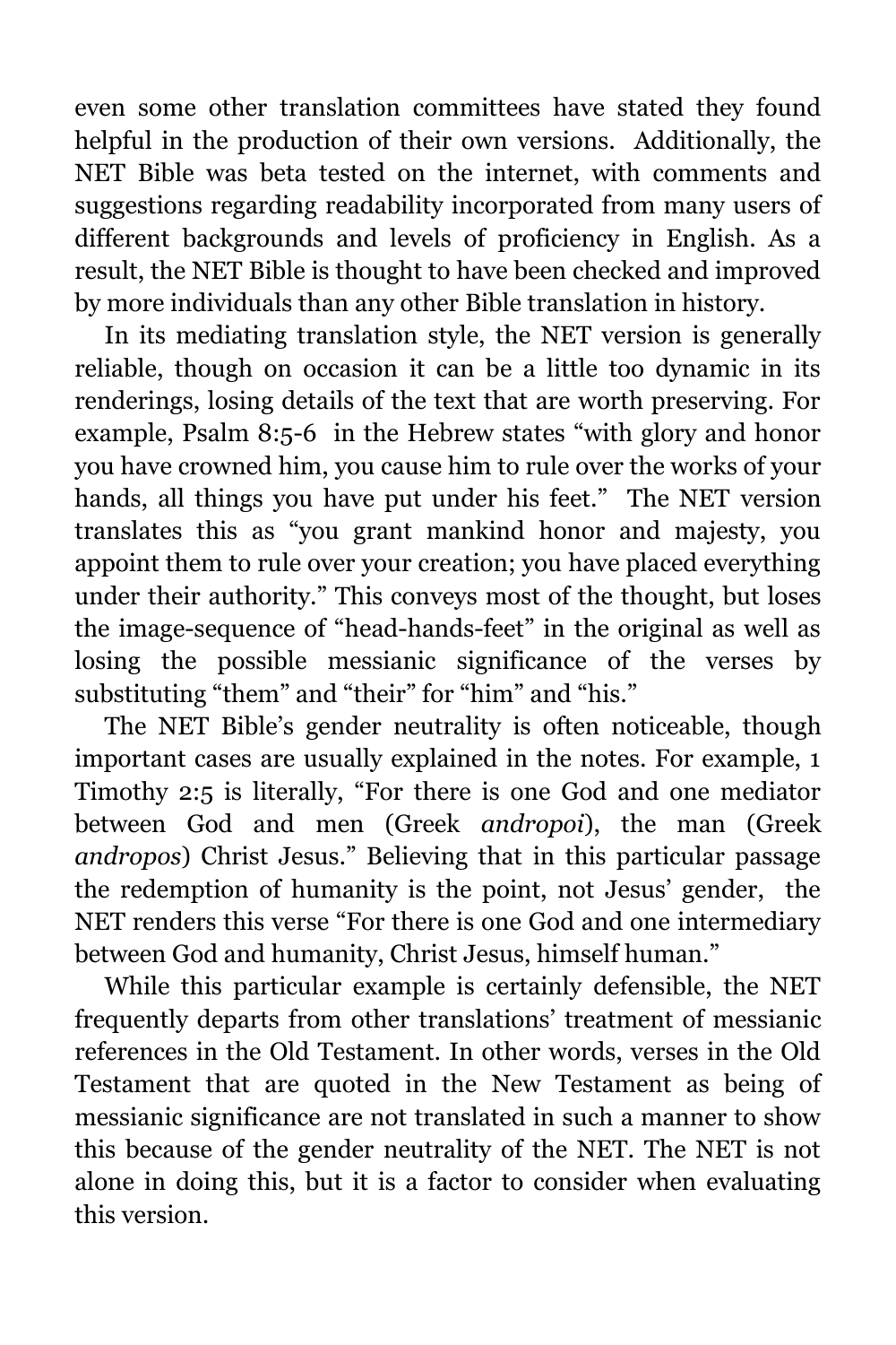even some other translation committees have stated they found helpful in the production of their own versions. Additionally, the NET Bible was beta tested on the internet, with comments and suggestions regarding readability incorporated from many users of different backgrounds and levels of proficiency in English. As a result, the NET Bible is thought to have been checked and improved by more individuals than any other Bible translation in history.

In its mediating translation style, the NET version is generally reliable, though on occasion it can be a little too dynamic in its renderings, losing details of the text that are worth preserving. For example, Psalm 8:5-6 in the Hebrew states "with glory and honor you have crowned him, you cause him to rule over the works of your hands, all things you have put under his feet." The NET version translates this as "you grant mankind honor and majesty, you appoint them to rule over your creation; you have placed everything under their authority." This conveys most of the thought, but loses the image-sequence of "head-hands-feet" in the original as well as losing the possible messianic significance of the verses by substituting "them" and "their" for "him" and "his."

The NET Bible's gender neutrality is often noticeable, though important cases are usually explained in the notes. For example, 1 Timothy 2:5 is literally, "For there is one God and one mediator between God and men (Greek *andropoi*), the man (Greek *andropos*) Christ Jesus." Believing that in this particular passage the redemption of humanity is the point, not Jesus' gender, the NET renders this verse "For there is one God and one intermediary between God and humanity, Christ Jesus, himself human."

While this particular example is certainly defensible, the NET frequently departs from other translations' treatment of messianic references in the Old Testament. In other words, verses in the Old Testament that are quoted in the New Testament as being of messianic significance are not translated in such a manner to show this because of the gender neutrality of the NET. The NET is not alone in doing this, but it is a factor to consider when evaluating this version.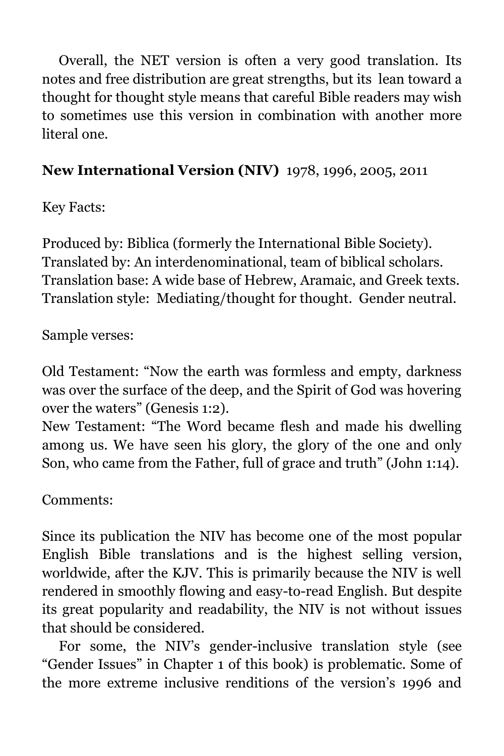Overall, the NET version is often a very good translation. Its notes and free distribution are great strengths, but its lean toward a thought for thought style means that careful Bible readers may wish to sometimes use this version in combination with another more literal one.

**New International Version (NIV)** 1978, 1996, 2005, 2011

Key Facts:

Produced by: Biblica (formerly the International Bible Society).
Translated by: An interdenominational, team of biblical scholars.
Translation base: A wide base of Hebrew, Aramaic, and Greek texts.
Translation style: Mediating/thought for thought. Gender neutral.

Sample verses:

Old Testament: "Now the earth was formless and empty, darkness was over the surface of the deep, and the Spirit of God was hovering over the waters" (Genesis 1:2).
New Testament: "The Word became flesh and made his dwelling among us. We have seen his glory, the glory of the one and only Son, who came from the Father, full of grace and truth" (John 1:14).

Comments:

Since its publication the NIV has become one of the most popular English Bible translations and is the highest selling version, worldwide, after the KJV. This is primarily because the NIV is well rendered in smoothly flowing and easy-to-read English. But despite its great popularity and readability, the NIV is not without issues that should be considered.

For some, the NIV's gender-inclusive translation style (see "Gender Issues" in Chapter 1 of this book) is problematic. Some of the more extreme inclusive renditions of the version's 1996 and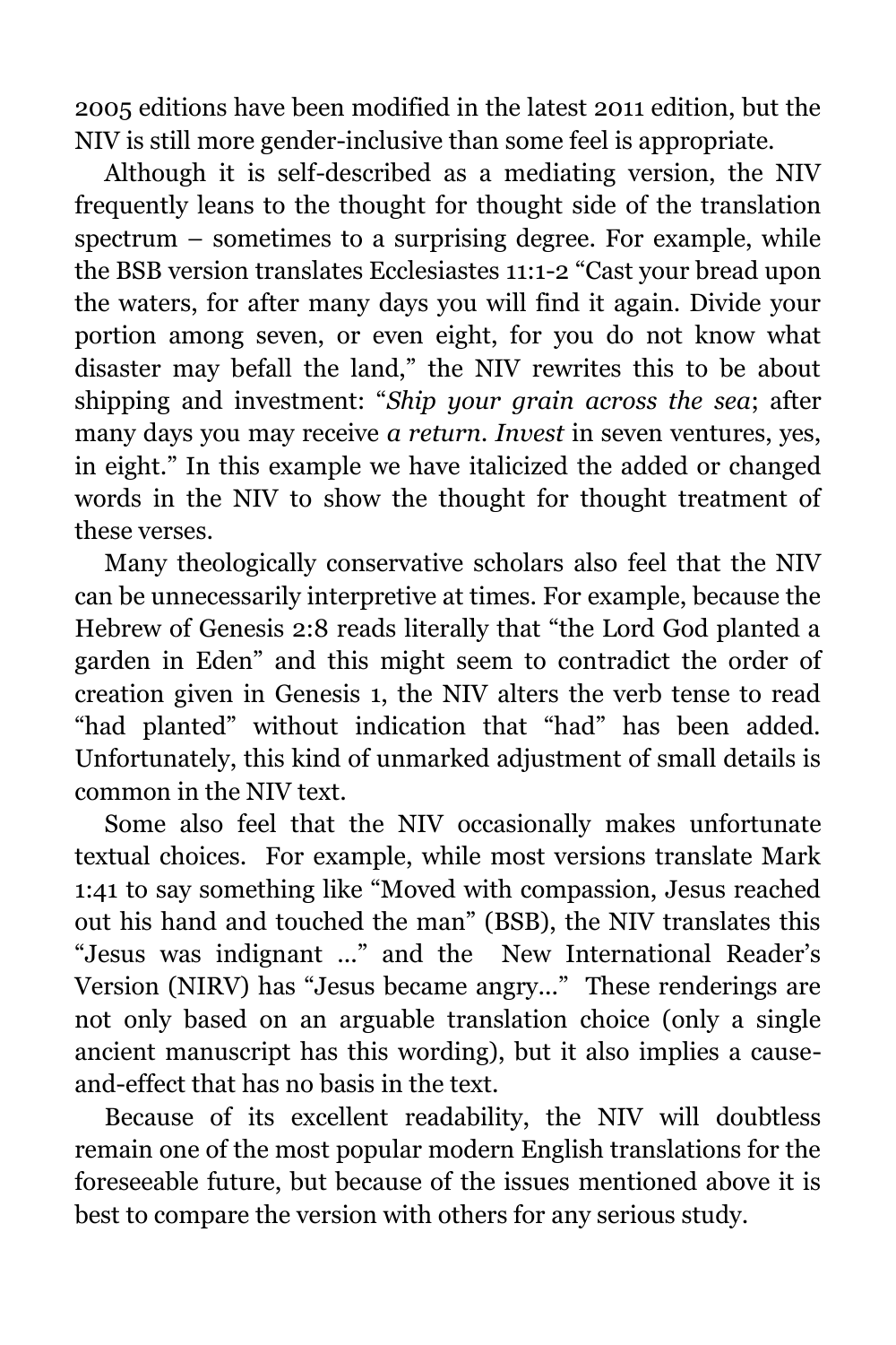2005 editions have been modified in the latest 2011 edition, but the NIV is still more gender-inclusive than some feel is appropriate.

Although it is self-described as a mediating version, the NIV frequently leans to the thought for thought side of the translation spectrum – sometimes to a surprising degree. For example, while the BSB version translates Ecclesiastes 11:1-2 "Cast your bread upon the waters, for after many days you will find it again. Divide your portion among seven, or even eight, for you do not know what disaster may befall the land," the NIV rewrites this to be about shipping and investment: "*Ship your grain across the sea*; after many days you may receive *a return. Invest* in seven ventures, yes, in eight." In this example we have italicized the added or changed words in the NIV to show the thought for thought treatment of these verses.

Many theologically conservative scholars also feel that the NIV can be unnecessarily interpretive at times. For example, because the Hebrew of Genesis 2:8 reads literally that "the Lord God planted a garden in Eden" and this might seem to contradict the order of creation given in Genesis 1, the NIV alters the verb tense to read "had planted" without indication that "had" has been added. Unfortunately, this kind of unmarked adjustment of small details is common in the NIV text.

Some also feel that the NIV occasionally makes unfortunate textual choices. For example, while most versions translate Mark 1:41 to say something like "Moved with compassion, Jesus reached out his hand and touched the man" (BSB), the NIV translates this "Jesus was indignant ..." and the New International Reader's Version (NIRV) has "Jesus became angry..." These renderings are not only based on an arguable translation choice (only a single ancient manuscript has this wording), but it also implies a cause-and-effect that has no basis in the text.

Because of its excellent readability, the NIV will doubtless remain one of the most popular modern English translations for the foreseeable future, but because of the issues mentioned above it is best to compare the version with others for any serious study.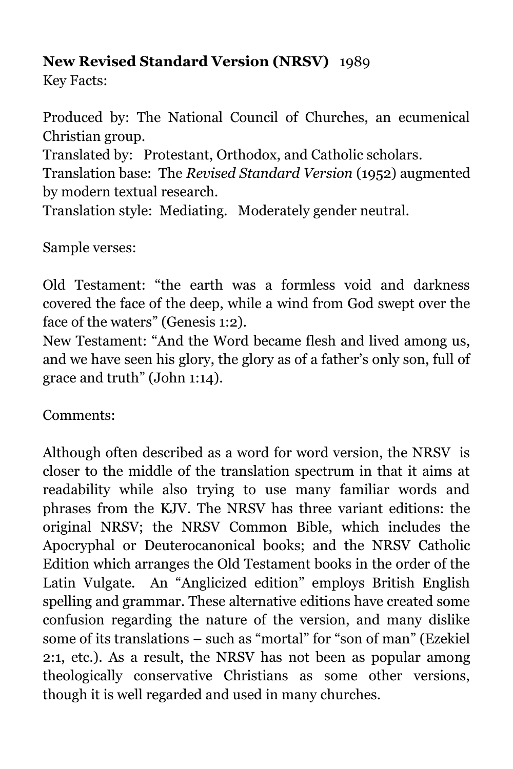**New Revised Standard Version (NRSV)** 1989

Key Facts:

Produced by: The National Council of Churches, an ecumenical Christian group.

Translated by: Protestant, Orthodox, and Catholic scholars.

Translation base: The *Revised Standard Version* (1952) augmented by modern textual research.

Translation style: Mediating. Moderately gender neutral.

Sample verses:

Old Testament: “the earth was a formless void and darkness covered the face of the deep, while a wind from God swept over the face of the waters” (Genesis 1:2).

New Testament: “And the Word became flesh and lived among us, and we have seen his glory, the glory as of a father’s only son, full of grace and truth” (John 1:14).

Comments:

Although often described as a word for word version, the NRSV is closer to the middle of the translation spectrum in that it aims at readability while also trying to use many familiar words and phrases from the KJV. The NRSV has three variant editions: the original NRSV; the NRSV Common Bible, which includes the Apocryphal or Deuterocanonical books; and the NRSV Catholic Edition which arranges the Old Testament books in the order of the Latin Vulgate. An “Anglicized edition” employs British English spelling and grammar. These alternative editions have created some confusion regarding the nature of the version, and many dislike some of its translations – such as “mortal” for “son of man” (Ezekiel 2:1, etc.). As a result, the NRSV has not been as popular among theologically conservative Christians as some other versions, though it is well regarded and used in many churches.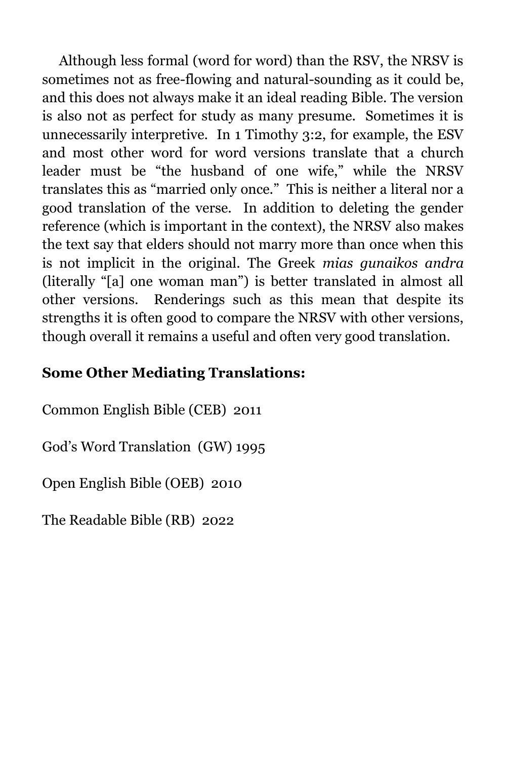Although less formal (word for word) than the RSV, the NRSV is sometimes not as free-flowing and natural-sounding as it could be, and this does not always make it an ideal reading Bible. The version is also not as perfect for study as many presume. Sometimes it is unnecessarily interpretive. In 1 Timothy 3:2, for example, the ESV and most other word for word versions translate that a church leader must be "the husband of one wife," while the NRSV translates this as "married only once." This is neither a literal nor a good translation of the verse. In addition to deleting the gender reference (which is important in the context), the NRSV also makes the text say that elders should not marry more than once when this is not implicit in the original. The Greek *mias gunaikos andra* (literally "[a] one woman man") is better translated in almost all other versions. Renderings such as this mean that despite its strengths it is often good to compare the NRSV with other versions, though overall it remains a useful and often very good translation.

**Some Other Mediating Translations:**

Common English Bible (CEB) 2011

God's Word Translation (GW) 1995

Open English Bible (OEB) 2010

The Readable Bible (RB) 2022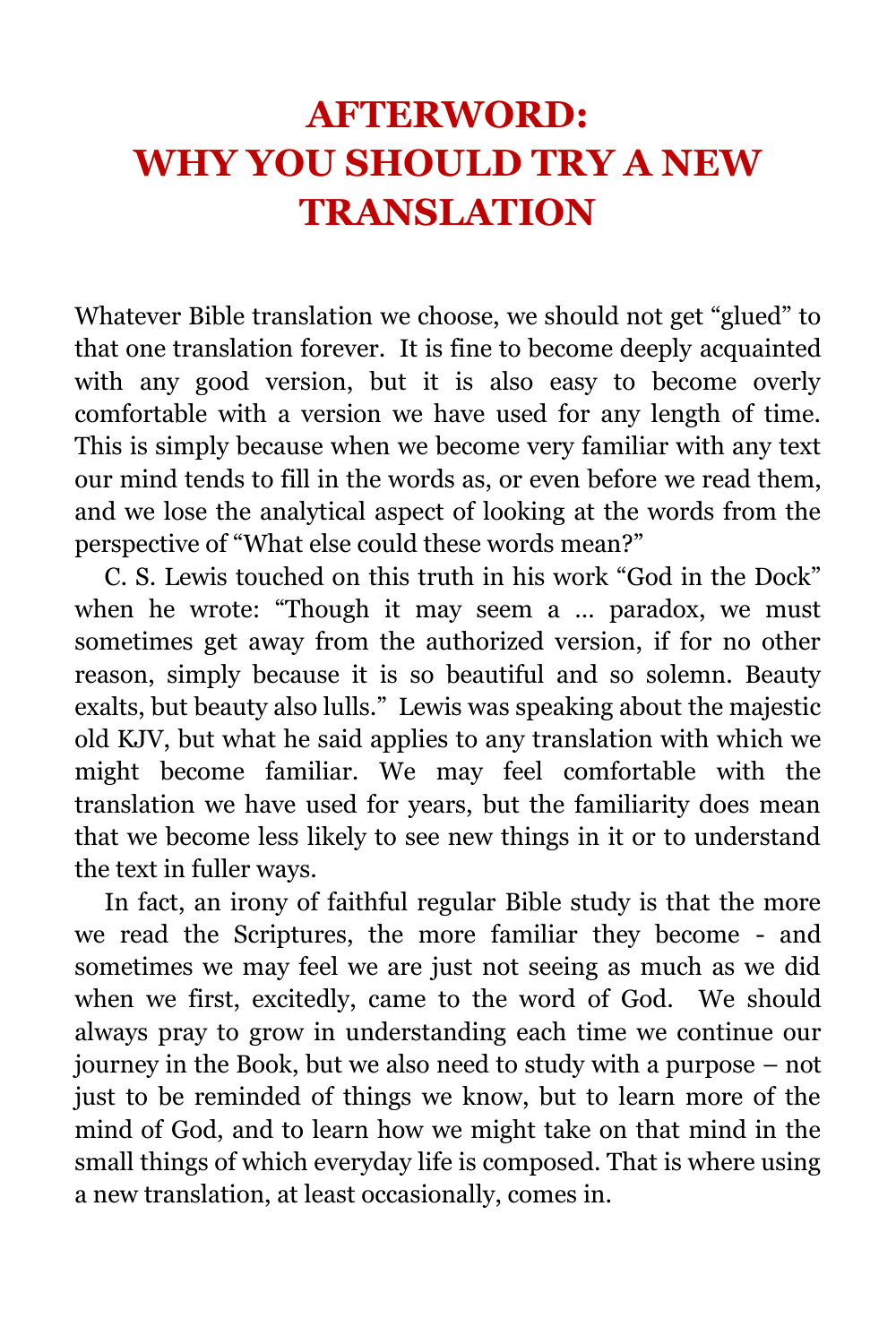# AFTERWORD: WHY YOU SHOULD TRY A NEW TRANSLATION

Whatever Bible translation we choose, we should not get "glued" to that one translation forever. It is fine to become deeply acquainted with any good version, but it is also easy to become overly comfortable with a version we have used for any length of time. This is simply because when we become very familiar with any text our mind tends to fill in the words as, or even before we read them, and we lose the analytical aspect of looking at the words from the perspective of "What else could these words mean?"

C. S. Lewis touched on this truth in his work "God in the Dock" when he wrote: "Though it may seem a … paradox, we must sometimes get away from the authorized version, if for no other reason, simply because it is so beautiful and so solemn. Beauty exalts, but beauty also lulls." Lewis was speaking about the majestic old KJV, but what he said applies to any translation with which we might become familiar. We may feel comfortable with the translation we have used for years, but the familiarity does mean that we become less likely to see new things in it or to understand the text in fuller ways.

In fact, an irony of faithful regular Bible study is that the more we read the Scriptures, the more familiar they become - and sometimes we may feel we are just not seeing as much as we did when we first, excitedly, came to the word of God. We should always pray to grow in understanding each time we continue our journey in the Book, but we also need to study with a purpose – not just to be reminded of things we know, but to learn more of the mind of God, and to learn how we might take on that mind in the small things of which everyday life is composed. That is where using a new translation, at least occasionally, comes in.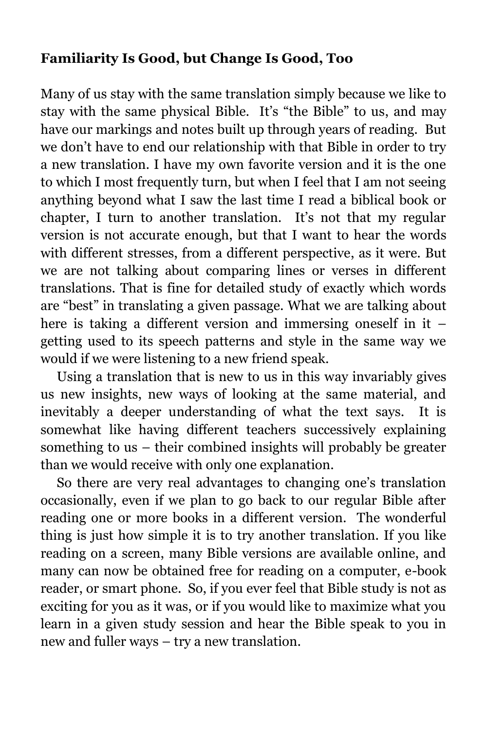**Familiarity Is Good, but Change Is Good, Too**

Many of us stay with the same translation simply because we like to stay with the same physical Bible. It's "the Bible" to us, and may have our markings and notes built up through years of reading. But we don't have to end our relationship with that Bible in order to try a new translation. I have my own favorite version and it is the one to which I most frequently turn, but when I feel that I am not seeing anything beyond what I saw the last time I read a biblical book or chapter, I turn to another translation. It's not that my regular version is not accurate enough, but that I want to hear the words with different stresses, from a different perspective, as it were. But we are not talking about comparing lines or verses in different translations. That is fine for detailed study of exactly which words are "best" in translating a given passage. What we are talking about here is taking a different version and immersing oneself in it – getting used to its speech patterns and style in the same way we would if we were listening to a new friend speak.

Using a translation that is new to us in this way invariably gives us new insights, new ways of looking at the same material, and inevitably a deeper understanding of what the text says. It is somewhat like having different teachers successively explaining something to us – their combined insights will probably be greater than we would receive with only one explanation.

So there are very real advantages to changing one's translation occasionally, even if we plan to go back to our regular Bible after reading one or more books in a different version. The wonderful thing is just how simple it is to try another translation. If you like reading on a screen, many Bible versions are available online, and many can now be obtained free for reading on a computer, e-book reader, or smart phone. So, if you ever feel that Bible study is not as exciting for you as it was, or if you would like to maximize what you learn in a given study session and hear the Bible speak to you in new and fuller ways – try a new translation.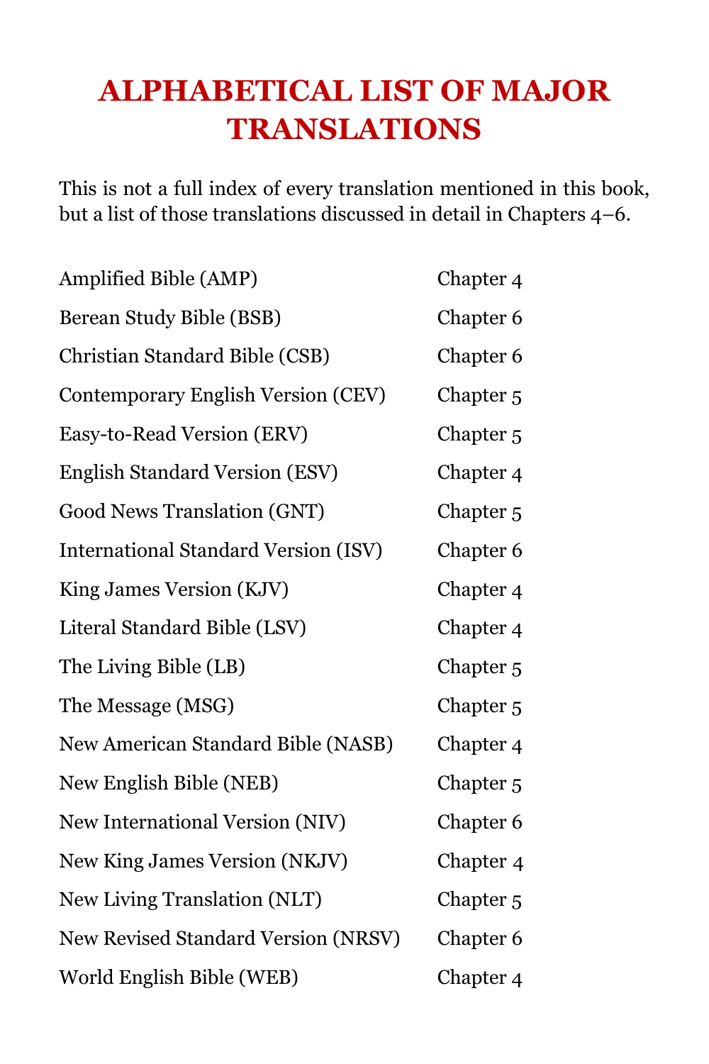# ALPHABETICAL LIST OF MAJOR TRANSLATIONS

This is not a full index of every translation mentioned in this book, but a list of those translations discussed in detail in Chapters 4–6.

| | |
|---|---|
| Amplified Bible (AMP) | Chapter 4 |
| Berean Study Bible (BSB) | Chapter 6 |
| Christian Standard Bible (CSB) | Chapter 6 |
| Contemporary English Version (CEV) | Chapter 5 |
| Easy-to-Read Version (ERV) | Chapter 5 |
| English Standard Version (ESV) | Chapter 4 |
| Good News Translation (GNT) | Chapter 5 |
| International Standard Version (ISV) | Chapter 6 |
| King James Version (KJV) | Chapter 4 |
| Literal Standard Bible (LSV) | Chapter 4 |
| The Living Bible (LB) | Chapter 5 |
| The Message (MSG) | Chapter 5 |
| New American Standard Bible (NASB) | Chapter 4 |
| New English Bible (NEB) | Chapter 5 |
| New International Version (NIV) | Chapter 6 |
| New King James Version (NKJV) | Chapter 4 |
| New Living Translation (NLT) | Chapter 5 |
| New Revised Standard Version (NRSV) | Chapter 6 |
| World English Bible (WEB) | Chapter 4 |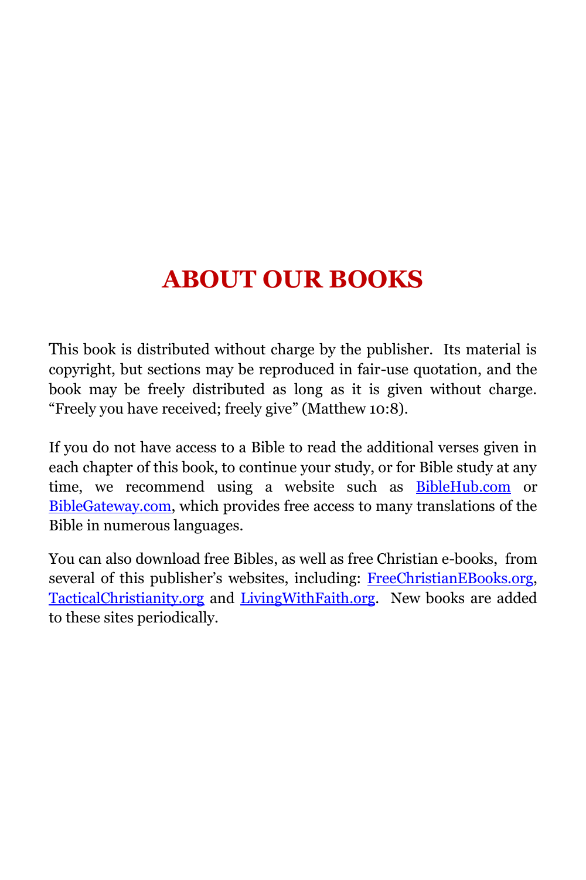# ABOUT OUR BOOKS

This book is distributed without charge by the publisher. Its material is copyright, but sections may be reproduced in fair-use quotation, and the book may be freely distributed as long as it is given without charge. "Freely you have received; freely give" (Matthew 10:8).

If you do not have access to a Bible to read the additional verses given in each chapter of this book, to continue your study, or for Bible study at any time, we recommend using a website such as BibleHub.com or BibleGateway.com, which provides free access to many translations of the Bible in numerous languages.

You can also download free Bibles, as well as free Christian e-books, from several of this publisher's websites, including: FreeChristianEBooks.org, TacticalChristianity.org and LivingWithFaith.org. New books are added to these sites periodically.